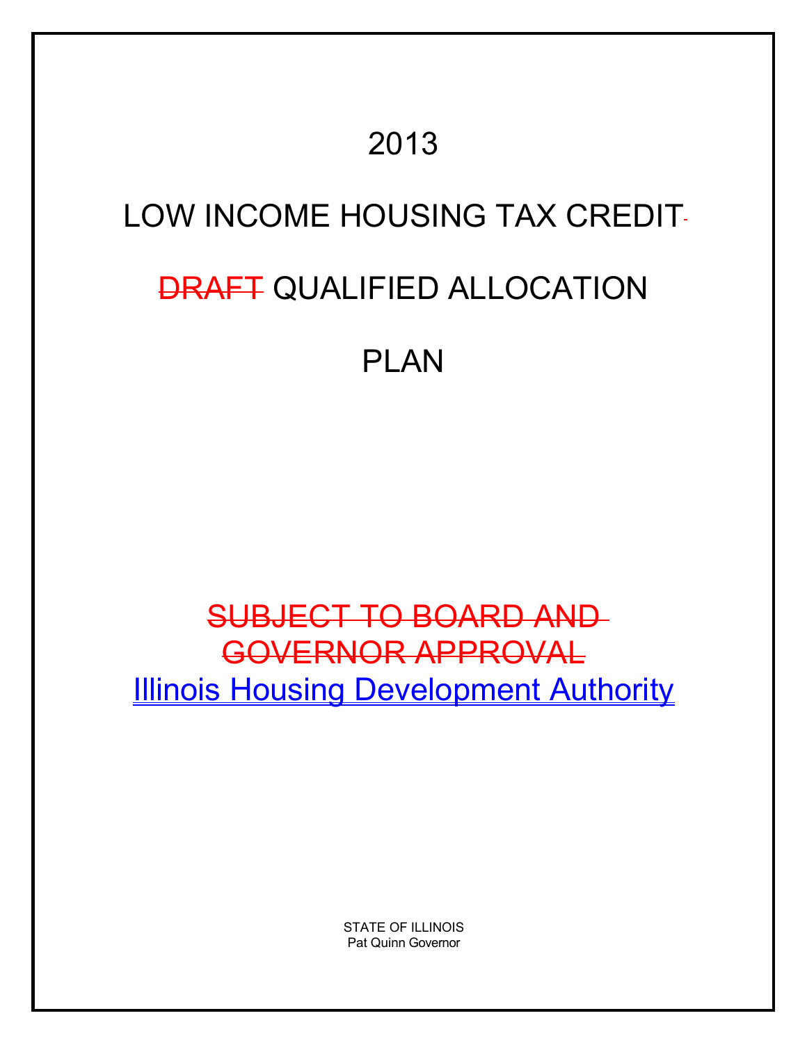# 2013

# LOW INCOME HOUSING TAX CREDIT

# ~~DRAFT~~ QUALIFIED ALLOCATION PLAN

~~SUBJECT TO BOARD AND GOVERNOR APPROVAL~~

Illinois Housing Development Authority

STATE OF ILLINOIS
Pat Quinn Governor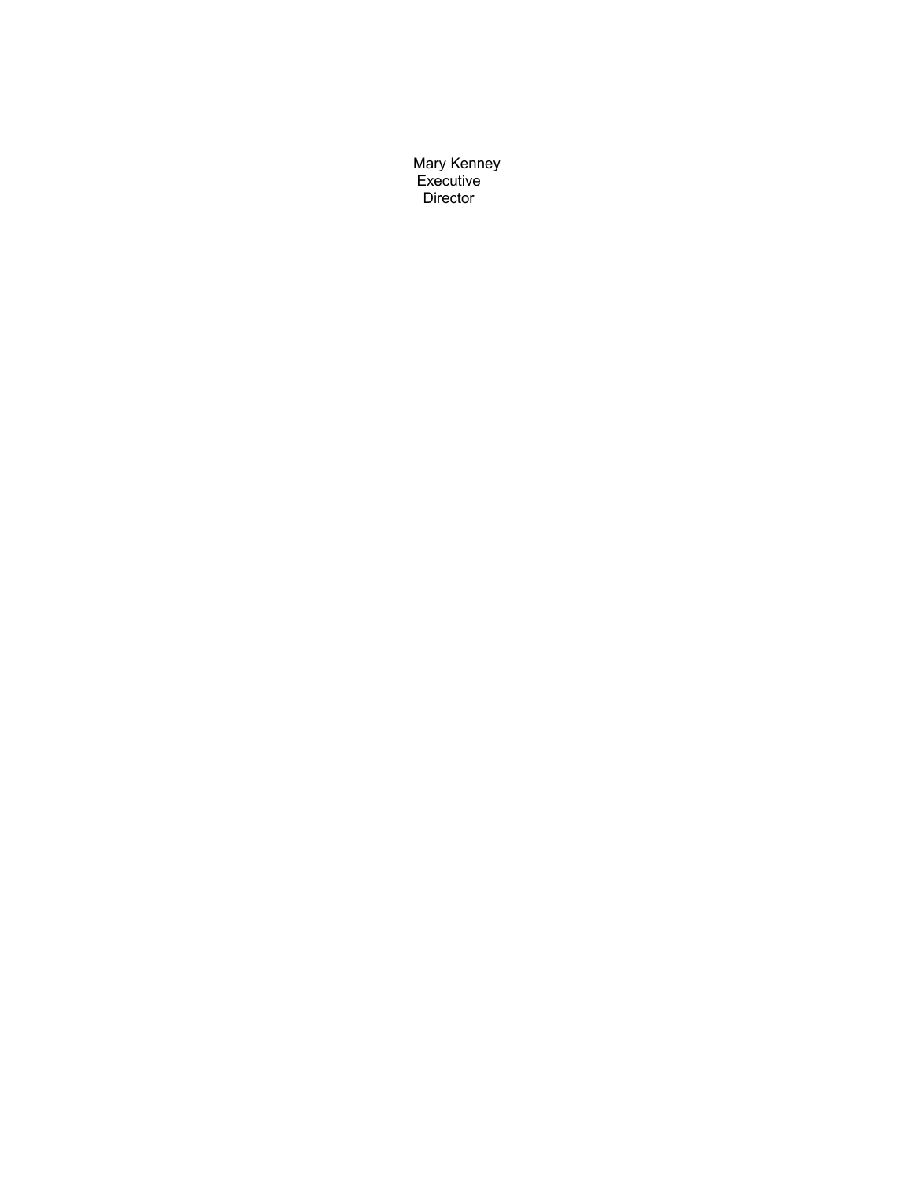Mary Kenney
Executive
Director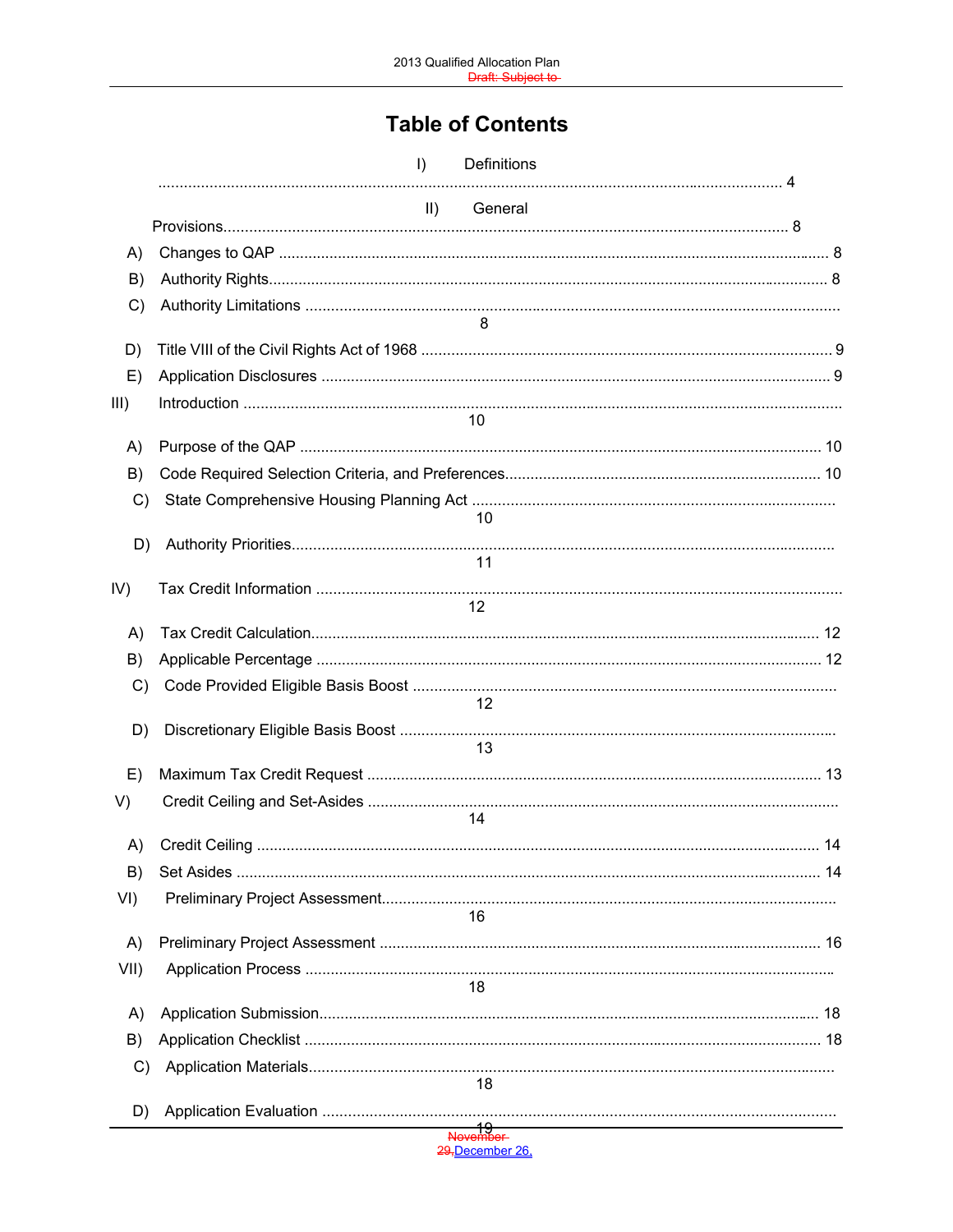# Table of Contents

I) Definitions ..................................................................................................................................... 4

II) General Provisions........................................................................................................................ 8

A) Changes to QAP ............................................................................................................................ 8

B) Authority Rights.............................................................................................................................. 8

C) Authority Limitations ....................................................................................................................... 8

D) Title VIII of the Civil Rights Act of 1968 ........................................................................................... 9

E) Application Disclosures .................................................................................................................. 9

III) Introduction ................................................................................................................................. 10

A) Purpose of the QAP ..................................................................................................................... 10

B) Code Required Selection Criteria, and Preferences....................................................................... 10

C) State Comprehensive Housing Planning Act ................................................................................. 10

D) Authority Priorities......................................................................................................................... 11

IV) Tax Credit Information ................................................................................................................. 12

A) Tax Credit Calculation.................................................................................................................. 12

B) Applicable Percentage .................................................................................................................. 12

C) Code Provided Eligible Basis Boost .............................................................................................. 12

D) Discretionary Eligible Basis Boost ................................................................................................. 13

E) Maximum Tax Credit Request ...................................................................................................... 13

V) Credit Ceiling and Set-Asides ....................................................................................................... 14

A) Credit Ceiling ............................................................................................................................... 14

B) Set Asides .................................................................................................................................... 14

VI) Preliminary Project Assessment.................................................................................................. 16

A) Preliminary Project Assessment ................................................................................................... 16

VII) Application Process ................................................................................................................... 18

A) Application Submission................................................................................................................ 18

B) Application Checklist .................................................................................................................... 18

C) Application Materials..................................................................................................................... 18

D) Application Evaluation ................................................................................................................. 19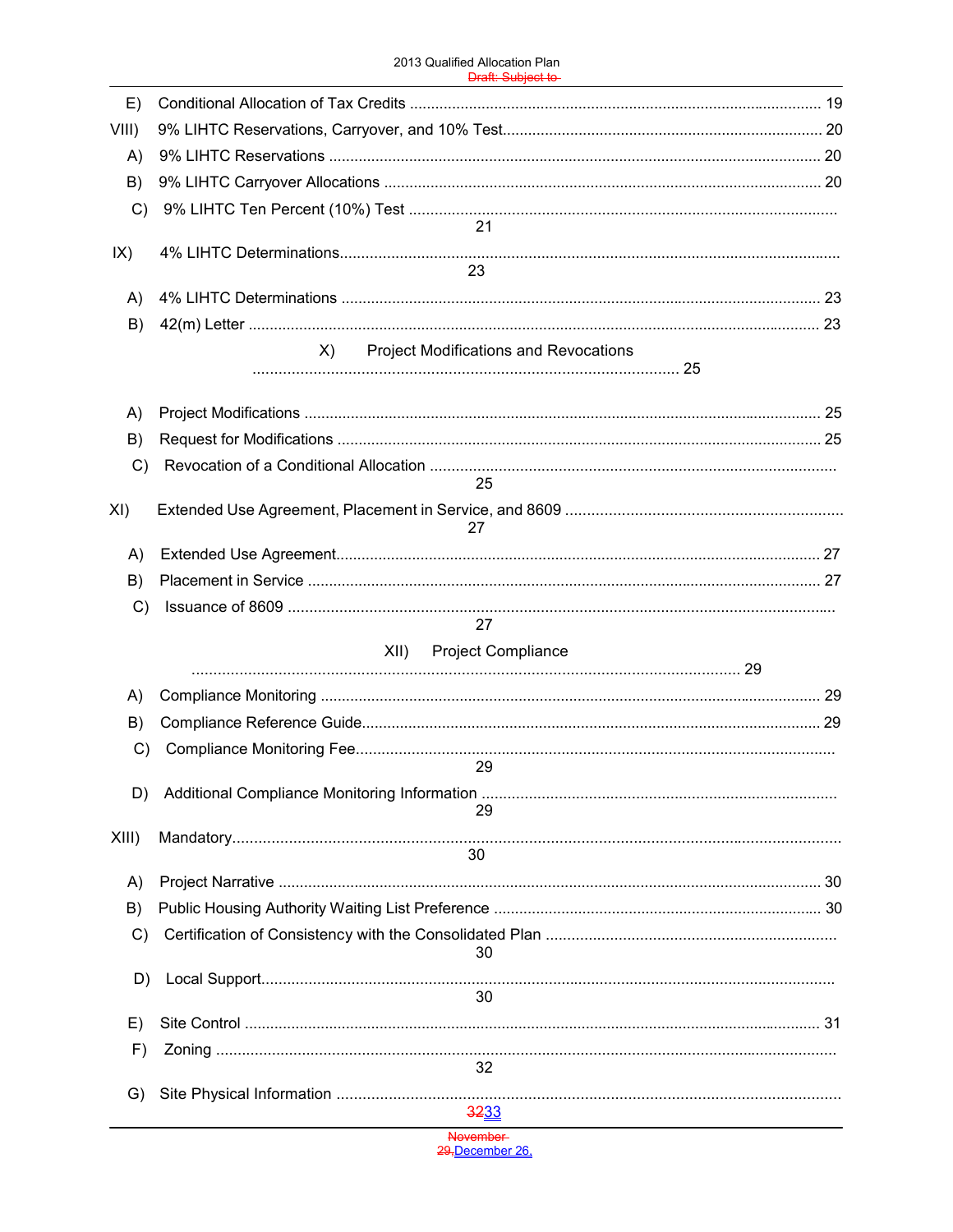E) Conditional Allocation of Tax Credits ........ 19

VIII) 9% LIHTC Reservations, Carryover, and 10% Test ........ 20

A) 9% LIHTC Reservations ........ 20

B) 9% LIHTC Carryover Allocations ........ 20

C) 9% LIHTC Ten Percent (10%) Test ........ 21

IX) 4% LIHTC Determinations ........ 23

A) 4% LIHTC Determinations ........ 23

B) 42(m) Letter ........ 23

X) Project Modifications and Revocations ........ 25

A) Project Modifications ........ 25

B) Request for Modifications ........ 25

C) Revocation of a Conditional Allocation ........ 25

XI) Extended Use Agreement, Placement in Service, and 8609 ........ 27

A) Extended Use Agreement ........ 27

B) Placement in Service ........ 27

C) Issuance of 8609 ........ 27

XII) Project Compliance ........ 29

A) Compliance Monitoring ........ 29

B) Compliance Reference Guide ........ 29

C) Compliance Monitoring Fee ........ 29

D) Additional Compliance Monitoring Information ........ 29

XIII) Mandatory ........ 30

A) Project Narrative ........ 30

B) Public Housing Authority Waiting List Preference ........ 30

C) Certification of Consistency with the Consolidated Plan ........ 30

D) Local Support ........ 30

E) Site Control ........ 31

F) Zoning ........ 32

G) Site Physical Information ........ ~~32~~33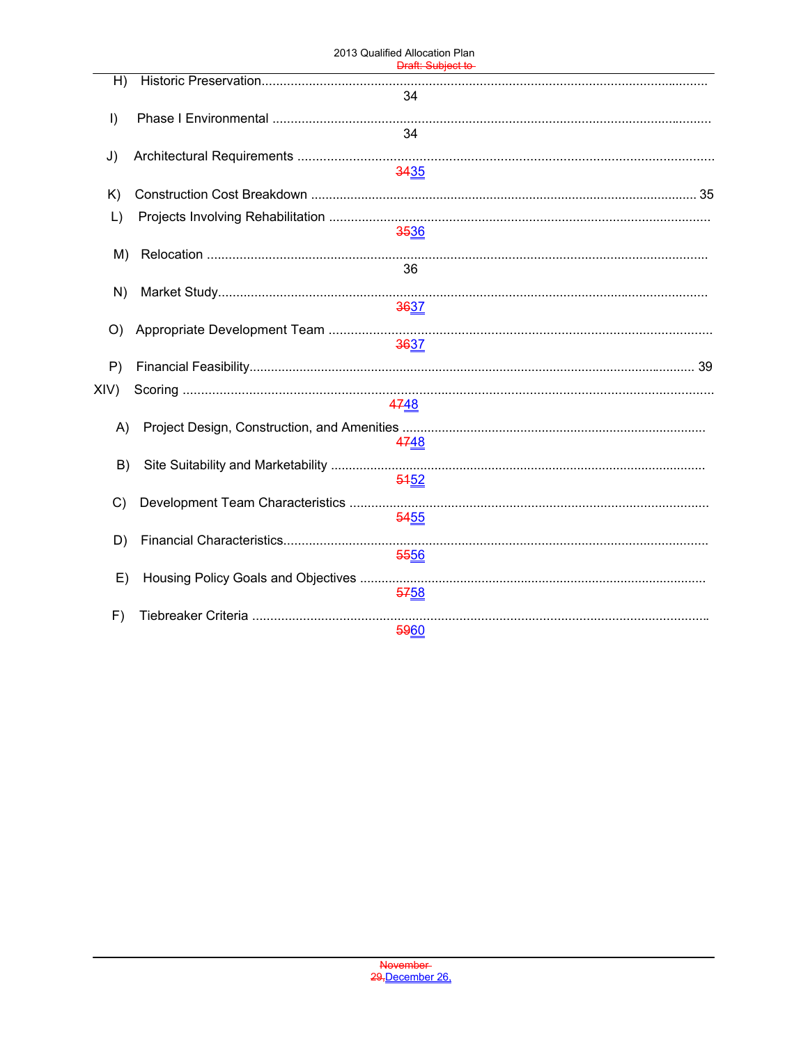H) Historic Preservation........................................................................................................................ 34

I) Phase I Environmental ....................................................................................................................... 34

J) Architectural Requirements ................................................................................................................ ~~34~~35

K) Construction Cost Breakdown ........................................................................................................... 35

L) Projects Involving Rehabilitation ......................................................................................................... ~~35~~36

M) Relocation ......................................................................................................................................... 36

N) Market Study...................................................................................................................................... ~~36~~37

O) Appropriate Development Team ......................................................................................................... ~~36~~37

P) Financial Feasibility............................................................................................................................ 39

XIV) Scoring ............................................................................................................................................. ~~47~~48

A) Project Design, Construction, and Amenities ...................................................................................... ~~47~~48

B) Site Suitability and Marketability ......................................................................................................... ~~51~~52

C) Development Team Characteristics .................................................................................................... ~~54~~55

D) Financial Characteristics..................................................................................................................... ~~55~~56

E) Housing Policy Goals and Objectives ................................................................................................ ~~57~~58

F) Tiebreaker Criteria .............................................................................................................................. ~~59~~60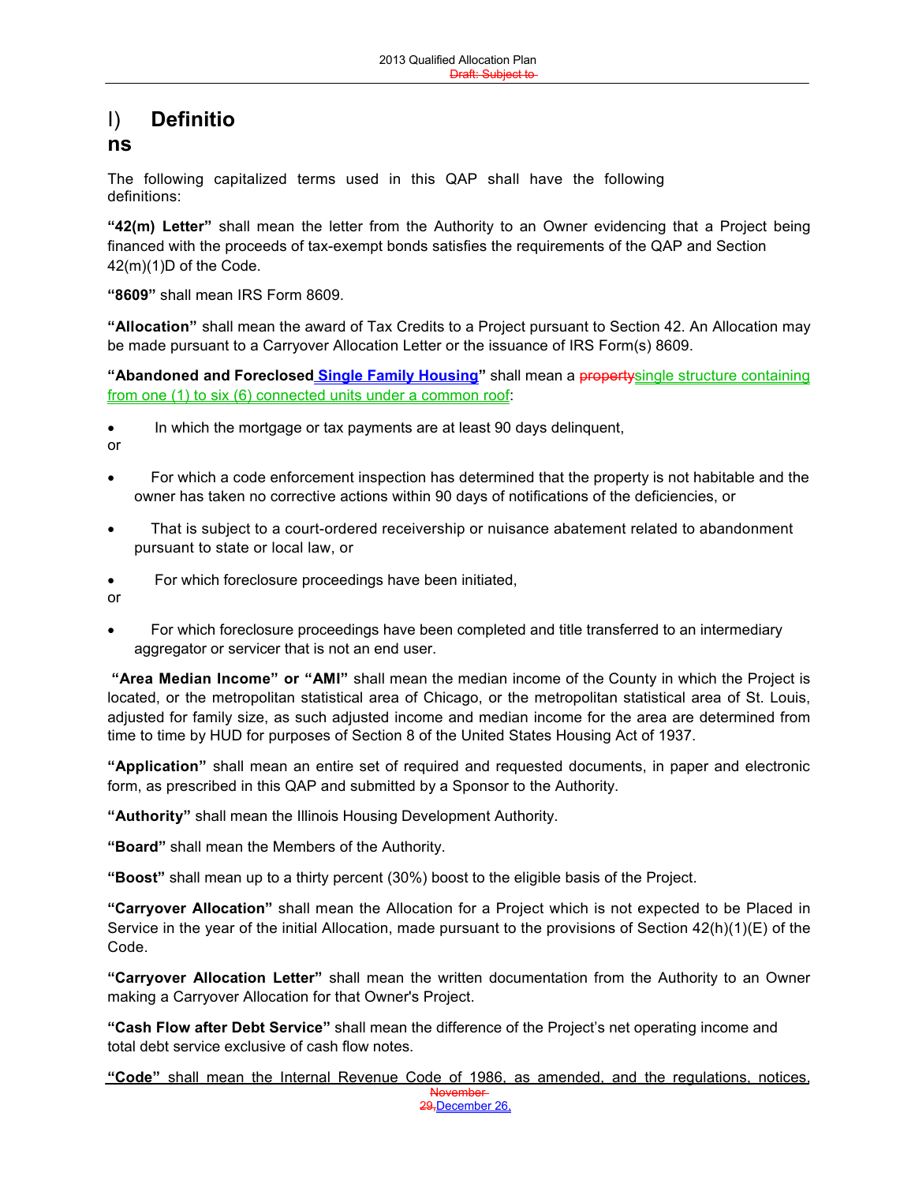# I) Definitions

The following capitalized terms used in this QAP shall have the following definitions:

**"42(m) Letter"** shall mean the letter from the Authority to an Owner evidencing that a Project being financed with the proceeds of tax-exempt bonds satisfies the requirements of the QAP and Section 42(m)(1)D of the Code.

**"8609"** shall mean IRS Form 8609.

**"Allocation"** shall mean the award of Tax Credits to a Project pursuant to Section 42. An Allocation may be made pursuant to a Carryover Allocation Letter or the issuance of IRS Form(s) 8609.

**"Abandoned and Foreclosed Single Family Housing"** shall mean a ~~property~~single structure containing from one (1) to six (6) connected units under a common roof:

- In which the mortgage or tax payments are at least 90 days delinquent, or
- For which a code enforcement inspection has determined that the property is not habitable and the owner has taken no corrective actions within 90 days of notifications of the deficiencies, or
- That is subject to a court-ordered receivership or nuisance abatement related to abandonment pursuant to state or local law, or
- For which foreclosure proceedings have been initiated, or
- For which foreclosure proceedings have been completed and title transferred to an intermediary aggregator or servicer that is not an end user.

**"Area Median Income" or "AMI"** shall mean the median income of the County in which the Project is located, or the metropolitan statistical area of Chicago, or the metropolitan statistical area of St. Louis, adjusted for family size, as such adjusted income and median income for the area are determined from time to time by HUD for purposes of Section 8 of the United States Housing Act of 1937.

**"Application"** shall mean an entire set of required and requested documents, in paper and electronic form, as prescribed in this QAP and submitted by a Sponsor to the Authority.

**"Authority"** shall mean the Illinois Housing Development Authority.

**"Board"** shall mean the Members of the Authority.

**"Boost"** shall mean up to a thirty percent (30%) boost to the eligible basis of the Project.

**"Carryover Allocation"** shall mean the Allocation for a Project which is not expected to be Placed in Service in the year of the initial Allocation, made pursuant to the provisions of Section 42(h)(1)(E) of the Code.

**"Carryover Allocation Letter"** shall mean the written documentation from the Authority to an Owner making a Carryover Allocation for that Owner's Project.

**"Cash Flow after Debt Service"** shall mean the difference of the Project's net operating income and total debt service exclusive of cash flow notes.

**"Code"** shall mean the Internal Revenue Code of 1986, as amended, and the regulations, notices,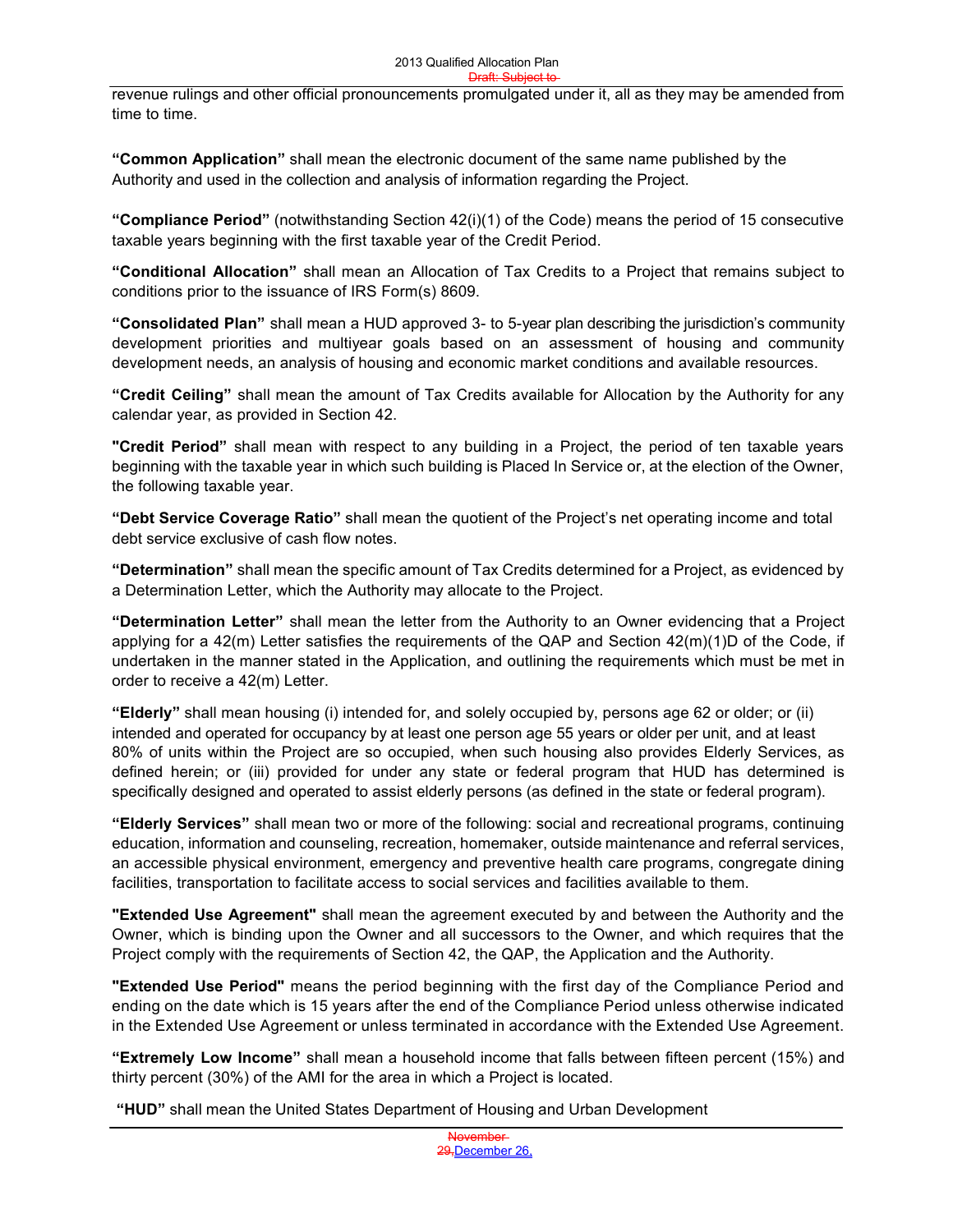revenue rulings and other official pronouncements promulgated under it, all as they may be amended from time to time.

**"Common Application"** shall mean the electronic document of the same name published by the Authority and used in the collection and analysis of information regarding the Project.

**"Compliance Period"** (notwithstanding Section 42(i)(1) of the Code) means the period of 15 consecutive taxable years beginning with the first taxable year of the Credit Period.

**"Conditional Allocation"** shall mean an Allocation of Tax Credits to a Project that remains subject to conditions prior to the issuance of IRS Form(s) 8609.

**"Consolidated Plan"** shall mean a HUD approved 3- to 5-year plan describing the jurisdiction's community development priorities and multiyear goals based on an assessment of housing and community development needs, an analysis of housing and economic market conditions and available resources.

**"Credit Ceiling"** shall mean the amount of Tax Credits available for Allocation by the Authority for any calendar year, as provided in Section 42.

**"Credit Period"** shall mean with respect to any building in a Project, the period of ten taxable years beginning with the taxable year in which such building is Placed In Service or, at the election of the Owner, the following taxable year.

**"Debt Service Coverage Ratio"** shall mean the quotient of the Project's net operating income and total debt service exclusive of cash flow notes.

**"Determination"** shall mean the specific amount of Tax Credits determined for a Project, as evidenced by a Determination Letter, which the Authority may allocate to the Project.

**"Determination Letter"** shall mean the letter from the Authority to an Owner evidencing that a Project applying for a 42(m) Letter satisfies the requirements of the QAP and Section 42(m)(1)D of the Code, if undertaken in the manner stated in the Application, and outlining the requirements which must be met in order to receive a 42(m) Letter.

**"Elderly"** shall mean housing (i) intended for, and solely occupied by, persons age 62 or older; or (ii) intended and operated for occupancy by at least one person age 55 years or older per unit, and at least 80% of units within the Project are so occupied, when such housing also provides Elderly Services, as defined herein; or (iii) provided for under any state or federal program that HUD has determined is specifically designed and operated to assist elderly persons (as defined in the state or federal program).

**"Elderly Services"** shall mean two or more of the following: social and recreational programs, continuing education, information and counseling, recreation, homemaker, outside maintenance and referral services, an accessible physical environment, emergency and preventive health care programs, congregate dining facilities, transportation to facilitate access to social services and facilities available to them.

**"Extended Use Agreement"** shall mean the agreement executed by and between the Authority and the Owner, which is binding upon the Owner and all successors to the Owner, and which requires that the Project comply with the requirements of Section 42, the QAP, the Application and the Authority.

**"Extended Use Period"** means the period beginning with the first day of the Compliance Period and ending on the date which is 15 years after the end of the Compliance Period unless otherwise indicated in the Extended Use Agreement or unless terminated in accordance with the Extended Use Agreement.

**"Extremely Low Income"** shall mean a household income that falls between fifteen percent (15%) and thirty percent (30%) of the AMI for the area in which a Project is located.

**"HUD"** shall mean the United States Department of Housing and Urban Development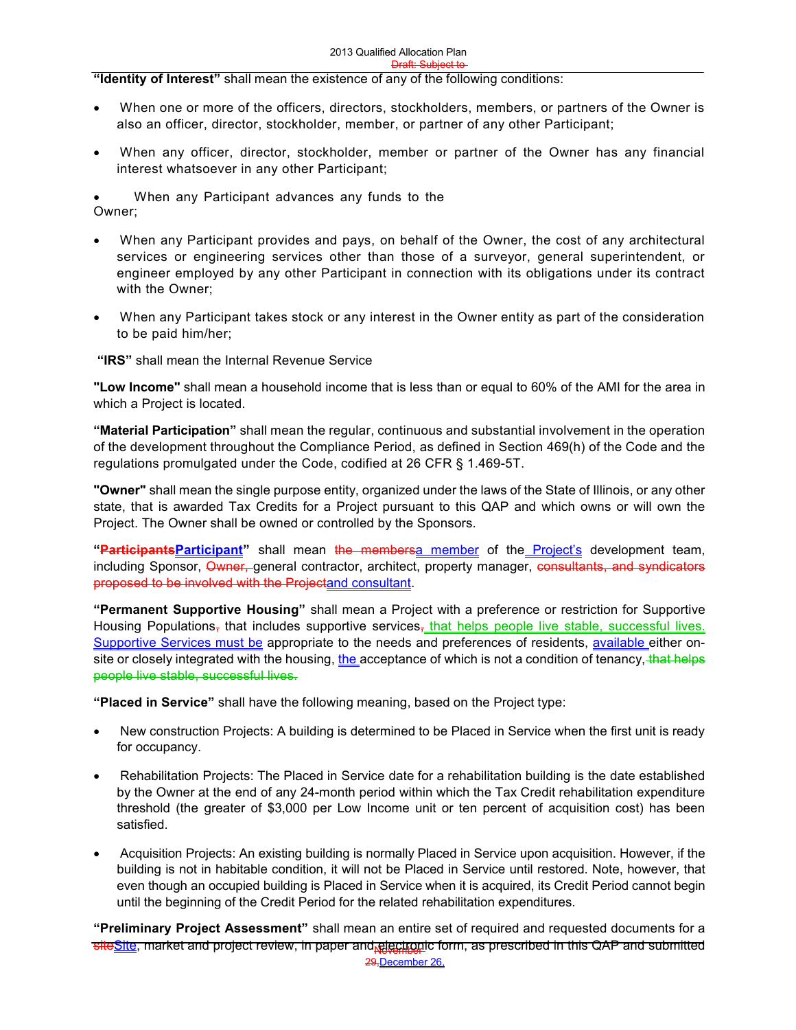**"Identity of Interest"** shall mean the existence of any of the following conditions:

- When one or more of the officers, directors, stockholders, members, or partners of the Owner is also an officer, director, stockholder, member, or partner of any other Participant;
- When any officer, director, stockholder, member or partner of the Owner has any financial interest whatsoever in any other Participant;
- When any Participant advances any funds to the Owner;
- When any Participant provides and pays, on behalf of the Owner, the cost of any architectural services or engineering services other than those of a surveyor, general superintendent, or engineer employed by any other Participant in connection with its obligations under its contract with the Owner;
- When any Participant takes stock or any interest in the Owner entity as part of the consideration to be paid him/her;

**"IRS"** shall mean the Internal Revenue Service

**"Low Income"** shall mean a household income that is less than or equal to 60% of the AMI for the area in which a Project is located.

**"Material Participation"** shall mean the regular, continuous and substantial involvement in the operation of the development throughout the Compliance Period, as defined in Section 469(h) of the Code and the regulations promulgated under the Code, codified at 26 CFR § 1.469-5T.

**"Owner"** shall mean the single purpose entity, organized under the laws of the State of Illinois, or any other state, that is awarded Tax Credits for a Project pursuant to this QAP and which owns or will own the Project. The Owner shall be owned or controlled by the Sponsors.

**"~~Participants~~Participant"** shall mean ~~the members~~a member of the Project's development team, including Sponsor, ~~Owner,~~ general contractor, architect, property manager, ~~consultants, and syndicators proposed to be involved with the Project~~and consultant.

**"Permanent Supportive Housing"** shall mean a Project with a preference or restriction for Supportive Housing Populations~~,~~ that includes supportive services~~,~~ that helps people live stable, successful lives. Supportive Services must be appropriate to the needs and preferences of residents, available either on-site or closely integrated with the housing, the acceptance of which is not a condition of tenancy~~, that helps people live stable, successful lives.~~

**"Placed in Service"** shall have the following meaning, based on the Project type:

- New construction Projects: A building is determined to be Placed in Service when the first unit is ready for occupancy.
- Rehabilitation Projects: The Placed in Service date for a rehabilitation building is the date established by the Owner at the end of any 24-month period within which the Tax Credit rehabilitation expenditure threshold (the greater of $3,000 per Low Income unit or ten percent of acquisition cost) has been satisfied.
- Acquisition Projects: An existing building is normally Placed in Service upon acquisition. However, if the building is not in habitable condition, it will not be Placed in Service until restored. Note, however, that even though an occupied building is Placed in Service when it is acquired, its Credit Period cannot begin until the beginning of the Credit Period for the related rehabilitation expenditures.

**"Preliminary Project Assessment"** shall mean an entire set of required and requested documents for a ~~site~~Site, market and project review, in paper and electronic form, as prescribed in this QAP and submitted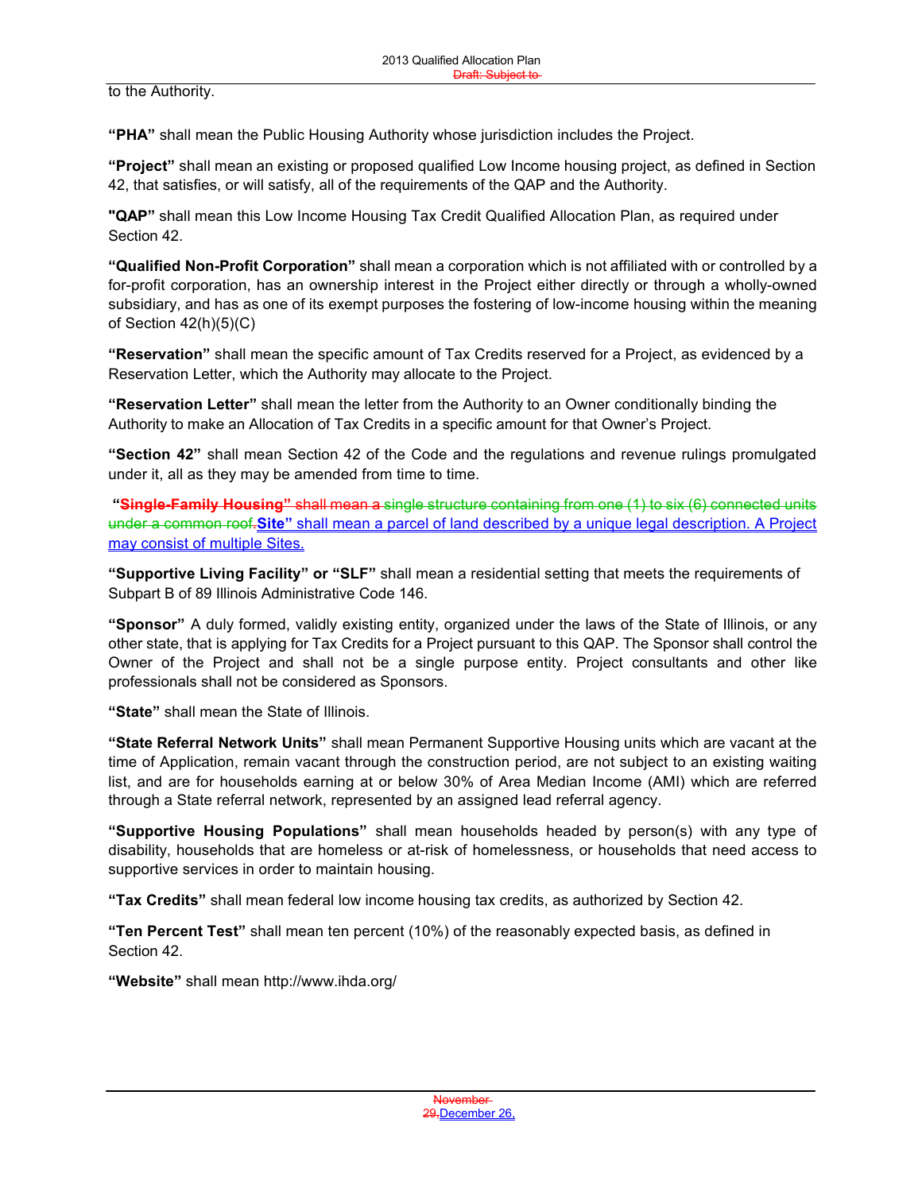to the Authority.

**"PHA"** shall mean the Public Housing Authority whose jurisdiction includes the Project.

**"Project"** shall mean an existing or proposed qualified Low Income housing project, as defined in Section 42, that satisfies, or will satisfy, all of the requirements of the QAP and the Authority.

**"QAP"** shall mean this Low Income Housing Tax Credit Qualified Allocation Plan, as required under Section 42.

**"Qualified Non-Profit Corporation"** shall mean a corporation which is not affiliated with or controlled by a for-profit corporation, has an ownership interest in the Project either directly or through a wholly-owned subsidiary, and has as one of its exempt purposes the fostering of low-income housing within the meaning of Section 42(h)(5)(C)

**"Reservation"** shall mean the specific amount of Tax Credits reserved for a Project, as evidenced by a Reservation Letter, which the Authority may allocate to the Project.

**"Reservation Letter"** shall mean the letter from the Authority to an Owner conditionally binding the Authority to make an Allocation of Tax Credits in a specific amount for that Owner's Project.

**"Section 42"** shall mean Section 42 of the Code and the regulations and revenue rulings promulgated under it, all as they may be amended from time to time.

**"~~Single-Family Housing~~" ~~shall mean a single structure containing from one (1) to six (6) connected units under a common roof.~~Site"** shall mean a parcel of land described by a unique legal description. A Project may consist of multiple Sites.

**"Supportive Living Facility" or "SLF"** shall mean a residential setting that meets the requirements of Subpart B of 89 Illinois Administrative Code 146.

**"Sponsor"** A duly formed, validly existing entity, organized under the laws of the State of Illinois, or any other state, that is applying for Tax Credits for a Project pursuant to this QAP. The Sponsor shall control the Owner of the Project and shall not be a single purpose entity. Project consultants and other like professionals shall not be considered as Sponsors.

**"State"** shall mean the State of Illinois.

**"State Referral Network Units"** shall mean Permanent Supportive Housing units which are vacant at the time of Application, remain vacant through the construction period, are not subject to an existing waiting list, and are for households earning at or below 30% of Area Median Income (AMI) which are referred through a State referral network, represented by an assigned lead referral agency.

**"Supportive Housing Populations"** shall mean households headed by person(s) with any type of disability, households that are homeless or at-risk of homelessness, or households that need access to supportive services in order to maintain housing.

**"Tax Credits"** shall mean federal low income housing tax credits, as authorized by Section 42.

**"Ten Percent Test"** shall mean ten percent (10%) of the reasonably expected basis, as defined in Section 42.

**"Website"** shall mean http://www.ihda.org/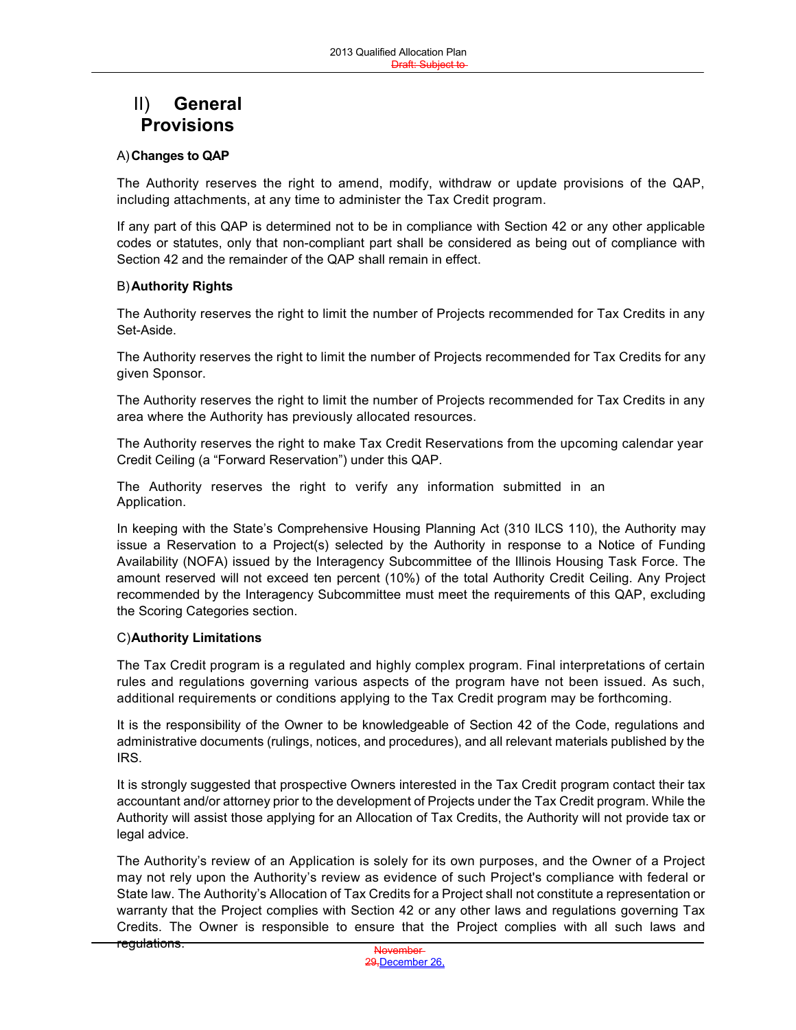## II) General Provisions

### A) Changes to QAP

The Authority reserves the right to amend, modify, withdraw or update provisions of the QAP, including attachments, at any time to administer the Tax Credit program.

If any part of this QAP is determined not to be in compliance with Section 42 or any other applicable codes or statutes, only that non-compliant part shall be considered as being out of compliance with Section 42 and the remainder of the QAP shall remain in effect.

### B) Authority Rights

The Authority reserves the right to limit the number of Projects recommended for Tax Credits in any Set-Aside.

The Authority reserves the right to limit the number of Projects recommended for Tax Credits for any given Sponsor.

The Authority reserves the right to limit the number of Projects recommended for Tax Credits in any area where the Authority has previously allocated resources.

The Authority reserves the right to make Tax Credit Reservations from the upcoming calendar year Credit Ceiling (a "Forward Reservation") under this QAP.

The Authority reserves the right to verify any information submitted in an Application.

In keeping with the State's Comprehensive Housing Planning Act (310 ILCS 110), the Authority may issue a Reservation to a Project(s) selected by the Authority in response to a Notice of Funding Availability (NOFA) issued by the Interagency Subcommittee of the Illinois Housing Task Force. The amount reserved will not exceed ten percent (10%) of the total Authority Credit Ceiling. Any Project recommended by the Interagency Subcommittee must meet the requirements of this QAP, excluding the Scoring Categories section.

### C) Authority Limitations

The Tax Credit program is a regulated and highly complex program. Final interpretations of certain rules and regulations governing various aspects of the program have not been issued. As such, additional requirements or conditions applying to the Tax Credit program may be forthcoming.

It is the responsibility of the Owner to be knowledgeable of Section 42 of the Code, regulations and administrative documents (rulings, notices, and procedures), and all relevant materials published by the IRS.

It is strongly suggested that prospective Owners interested in the Tax Credit program contact their tax accountant and/or attorney prior to the development of Projects under the Tax Credit program. While the Authority will assist those applying for an Allocation of Tax Credits, the Authority will not provide tax or legal advice.

The Authority's review of an Application is solely for its own purposes, and the Owner of a Project may not rely upon the Authority's review as evidence of such Project's compliance with federal or State law. The Authority's Allocation of Tax Credits for a Project shall not constitute a representation or warranty that the Project complies with Section 42 or any other laws and regulations governing Tax Credits. The Owner is responsible to ensure that the Project complies with all such laws and regulations.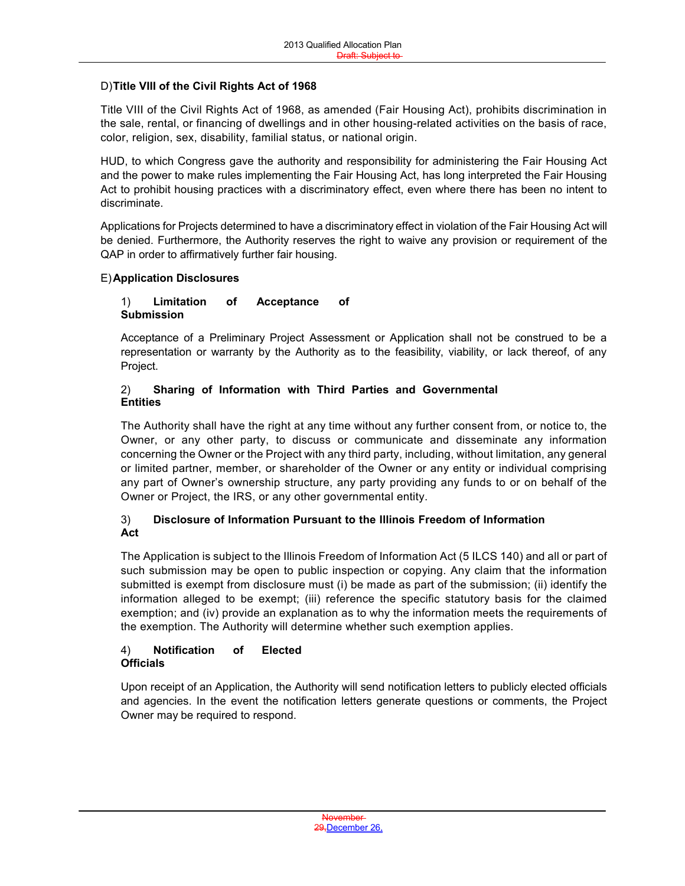D) **Title VIII of the Civil Rights Act of 1968**

Title VIII of the Civil Rights Act of 1968, as amended (Fair Housing Act), prohibits discrimination in the sale, rental, or financing of dwellings and in other housing-related activities on the basis of race, color, religion, sex, disability, familial status, or national origin.

HUD, to which Congress gave the authority and responsibility for administering the Fair Housing Act and the power to make rules implementing the Fair Housing Act, has long interpreted the Fair Housing Act to prohibit housing practices with a discriminatory effect, even where there has been no intent to discriminate.

Applications for Projects determined to have a discriminatory effect in violation of the Fair Housing Act will be denied. Furthermore, the Authority reserves the right to waive any provision or requirement of the QAP in order to affirmatively further fair housing.

E) **Application Disclosures**

1) **Limitation of Acceptance of Submission**

Acceptance of a Preliminary Project Assessment or Application shall not be construed to be a representation or warranty by the Authority as to the feasibility, viability, or lack thereof, of any Project.

2) **Sharing of Information with Third Parties and Governmental Entities**

The Authority shall have the right at any time without any further consent from, or notice to, the Owner, or any other party, to discuss or communicate and disseminate any information concerning the Owner or the Project with any third party, including, without limitation, any general or limited partner, member, or shareholder of the Owner or any entity or individual comprising any part of Owner's ownership structure, any party providing any funds to or on behalf of the Owner or Project, the IRS, or any other governmental entity.

3) **Disclosure of Information Pursuant to the Illinois Freedom of Information Act**

The Application is subject to the Illinois Freedom of Information Act (5 ILCS 140) and all or part of such submission may be open to public inspection or copying. Any claim that the information submitted is exempt from disclosure must (i) be made as part of the submission; (ii) identify the information alleged to be exempt; (iii) reference the specific statutory basis for the claimed exemption; and (iv) provide an explanation as to why the information meets the requirements of the exemption. The Authority will determine whether such exemption applies.

4) **Notification of Elected Officials**

Upon receipt of an Application, the Authority will send notification letters to publicly elected officials and agencies. In the event the notification letters generate questions or comments, the Project Owner may be required to respond.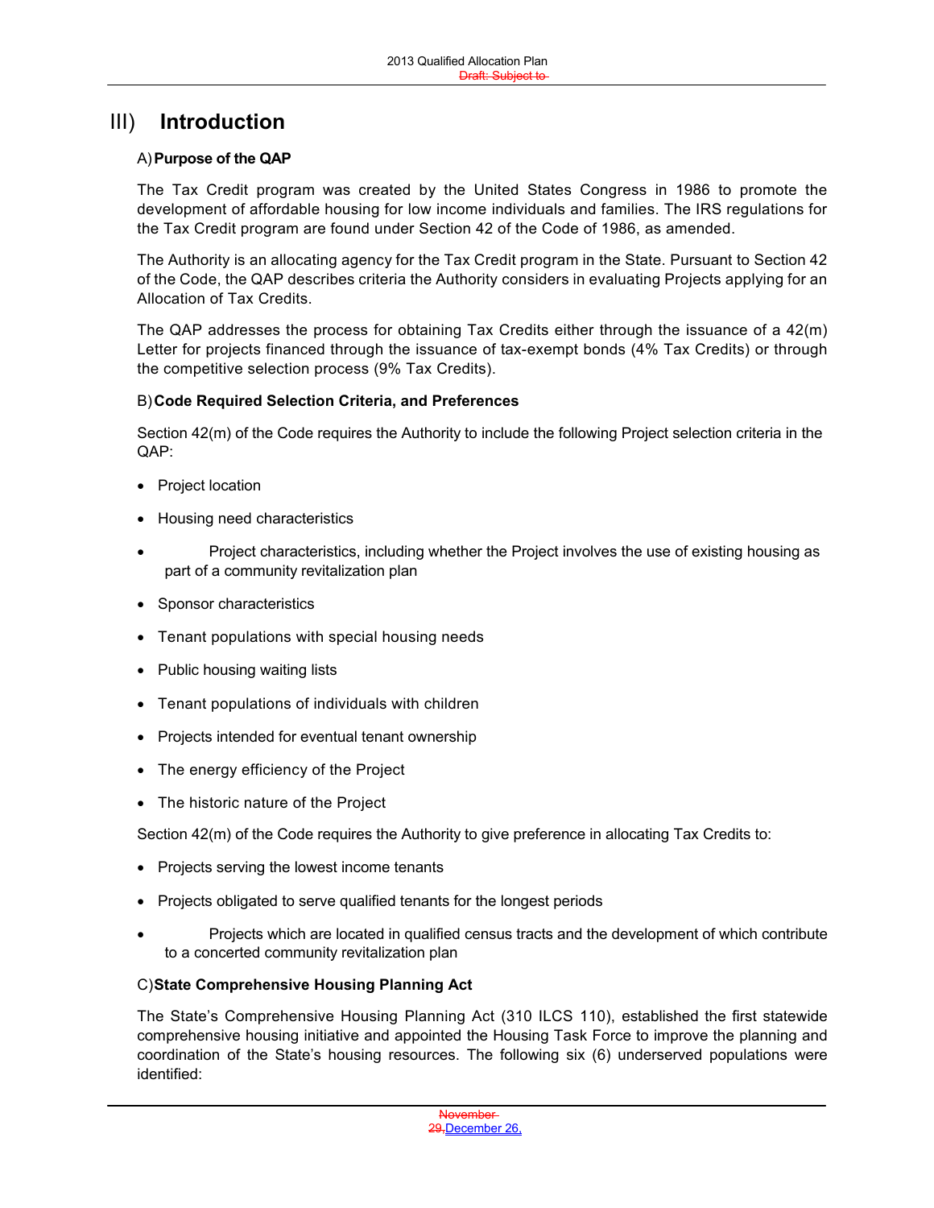# III) Introduction

## A) Purpose of the QAP

The Tax Credit program was created by the United States Congress in 1986 to promote the development of affordable housing for low income individuals and families. The IRS regulations for the Tax Credit program are found under Section 42 of the Code of 1986, as amended.

The Authority is an allocating agency for the Tax Credit program in the State. Pursuant to Section 42 of the Code, the QAP describes criteria the Authority considers in evaluating Projects applying for an Allocation of Tax Credits.

The QAP addresses the process for obtaining Tax Credits either through the issuance of a 42(m) Letter for projects financed through the issuance of tax-exempt bonds (4% Tax Credits) or through the competitive selection process (9% Tax Credits).

## B) Code Required Selection Criteria, and Preferences

Section 42(m) of the Code requires the Authority to include the following Project selection criteria in the QAP:

- Project location
- Housing need characteristics
- Project characteristics, including whether the Project involves the use of existing housing as part of a community revitalization plan
- Sponsor characteristics
- Tenant populations with special housing needs
- Public housing waiting lists
- Tenant populations of individuals with children
- Projects intended for eventual tenant ownership
- The energy efficiency of the Project
- The historic nature of the Project

Section 42(m) of the Code requires the Authority to give preference in allocating Tax Credits to:

- Projects serving the lowest income tenants
- Projects obligated to serve qualified tenants for the longest periods
- Projects which are located in qualified census tracts and the development of which contribute to a concerted community revitalization plan

## C) State Comprehensive Housing Planning Act

The State's Comprehensive Housing Planning Act (310 ILCS 110), established the first statewide comprehensive housing initiative and appointed the Housing Task Force to improve the planning and coordination of the State's housing resources. The following six (6) underserved populations were identified: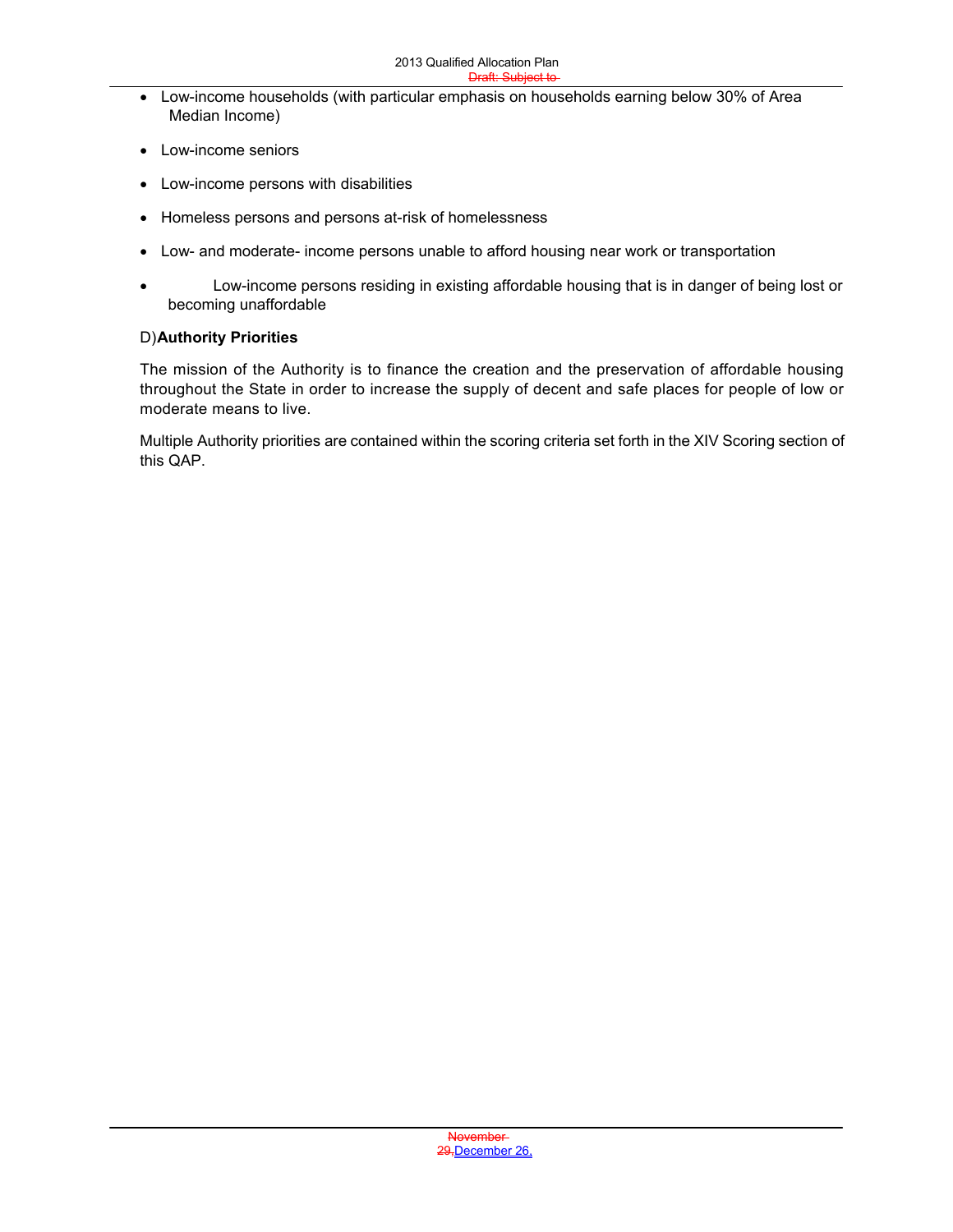- Low-income households (with particular emphasis on households earning below 30% of Area Median Income)
- Low-income seniors
- Low-income persons with disabilities
- Homeless persons and persons at-risk of homelessness
- Low- and moderate- income persons unable to afford housing near work or transportation
- Low-income persons residing in existing affordable housing that is in danger of being lost or becoming unaffordable

D) **Authority Priorities**

The mission of the Authority is to finance the creation and the preservation of affordable housing throughout the State in order to increase the supply of decent and safe places for people of low or moderate means to live.

Multiple Authority priorities are contained within the scoring criteria set forth in the XIV Scoring section of this QAP.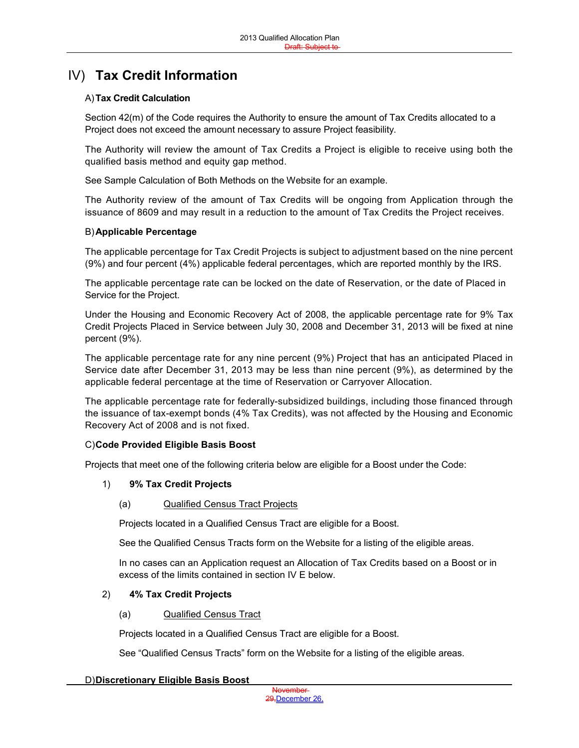# IV) **Tax Credit Information**

## A) Tax Credit Calculation

Section 42(m) of the Code requires the Authority to ensure the amount of Tax Credits allocated to a Project does not exceed the amount necessary to assure Project feasibility.

The Authority will review the amount of Tax Credits a Project is eligible to receive using both the qualified basis method and equity gap method.

See Sample Calculation of Both Methods on the Website for an example.

The Authority review of the amount of Tax Credits will be ongoing from Application through the issuance of 8609 and may result in a reduction to the amount of Tax Credits the Project receives.

## B) Applicable Percentage

The applicable percentage for Tax Credit Projects is subject to adjustment based on the nine percent (9%) and four percent (4%) applicable federal percentages, which are reported monthly by the IRS.

The applicable percentage rate can be locked on the date of Reservation, or the date of Placed in Service for the Project.

Under the Housing and Economic Recovery Act of 2008, the applicable percentage rate for 9% Tax Credit Projects Placed in Service between July 30, 2008 and December 31, 2013 will be fixed at nine percent (9%).

The applicable percentage rate for any nine percent (9%) Project that has an anticipated Placed in Service date after December 31, 2013 may be less than nine percent (9%), as determined by the applicable federal percentage at the time of Reservation or Carryover Allocation.

The applicable percentage rate for federally-subsidized buildings, including those financed through the issuance of tax-exempt bonds (4% Tax Credits), was not affected by the Housing and Economic Recovery Act of 2008 and is not fixed.

## C) Code Provided Eligible Basis Boost

Projects that meet one of the following criteria below are eligible for a Boost under the Code:

1) **9% Tax Credit Projects**

(a) Qualified Census Tract Projects

Projects located in a Qualified Census Tract are eligible for a Boost.

See the Qualified Census Tracts form on the Website for a listing of the eligible areas.

In no cases can an Application request an Allocation of Tax Credits based on a Boost or in excess of the limits contained in section IV E below.

2) **4% Tax Credit Projects**

(a) Qualified Census Tract

Projects located in a Qualified Census Tract are eligible for a Boost.

See "Qualified Census Tracts" form on the Website for a listing of the eligible areas.

## D) Discretionary Eligible Basis Boost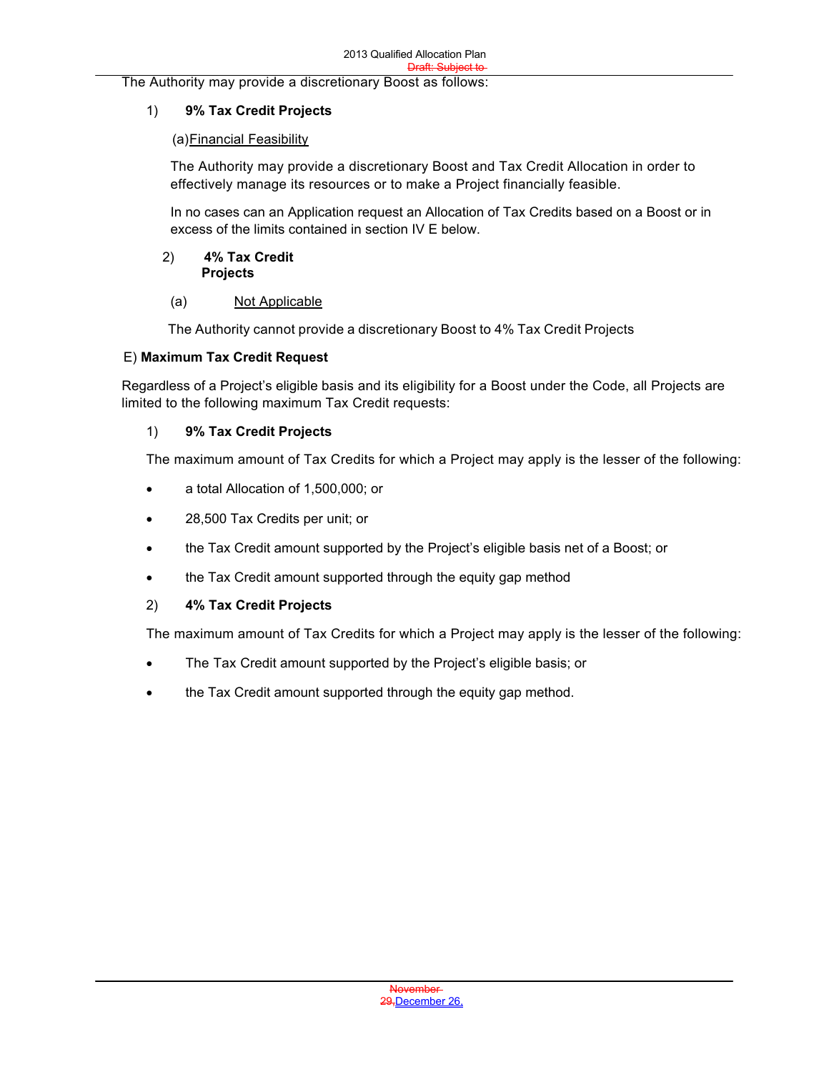The Authority may provide a discretionary Boost as follows:

1) **9% Tax Credit Projects**

(a) Financial Feasibility

The Authority may provide a discretionary Boost and Tax Credit Allocation in order to effectively manage its resources or to make a Project financially feasible.

In no cases can an Application request an Allocation of Tax Credits based on a Boost or in excess of the limits contained in section IV E below.

2) **4% Tax Credit Projects**

(a) Not Applicable

The Authority cannot provide a discretionary Boost to 4% Tax Credit Projects

E) **Maximum Tax Credit Request**

Regardless of a Project's eligible basis and its eligibility for a Boost under the Code, all Projects are limited to the following maximum Tax Credit requests:

1) **9% Tax Credit Projects**

The maximum amount of Tax Credits for which a Project may apply is the lesser of the following:

- a total Allocation of 1,500,000; or
- 28,500 Tax Credits per unit; or
- the Tax Credit amount supported by the Project's eligible basis net of a Boost; or
- the Tax Credit amount supported through the equity gap method

2) **4% Tax Credit Projects**

The maximum amount of Tax Credits for which a Project may apply is the lesser of the following:

- The Tax Credit amount supported by the Project's eligible basis; or
- the Tax Credit amount supported through the equity gap method.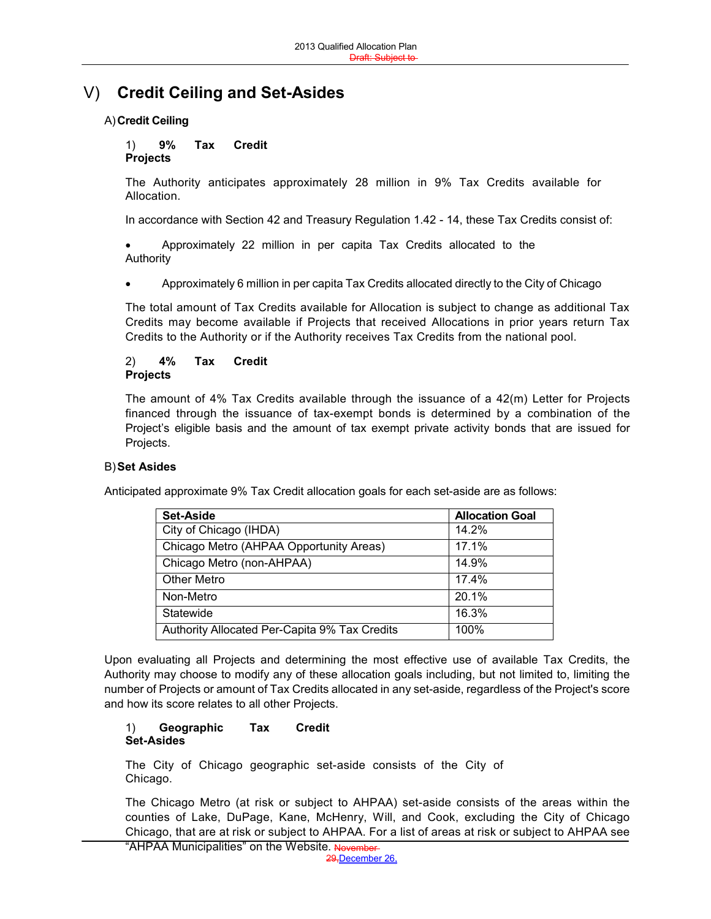# V) Credit Ceiling and Set-Asides

## A) Credit Ceiling

### 1) 9% Tax Credit Projects

The Authority anticipates approximately 28 million in 9% Tax Credits available for Allocation.

In accordance with Section 42 and Treasury Regulation 1.42 - 14, these Tax Credits consist of:

- Approximately 22 million in per capita Tax Credits allocated to the Authority
- Approximately 6 million in per capita Tax Credits allocated directly to the City of Chicago

The total amount of Tax Credits available for Allocation is subject to change as additional Tax Credits may become available if Projects that received Allocations in prior years return Tax Credits to the Authority or if the Authority receives Tax Credits from the national pool.

### 2) 4% Tax Credit Projects

The amount of 4% Tax Credits available through the issuance of a 42(m) Letter for Projects financed through the issuance of tax-exempt bonds is determined by a combination of the Project's eligible basis and the amount of tax exempt private activity bonds that are issued for Projects.

## B) Set Asides

Anticipated approximate 9% Tax Credit allocation goals for each set-aside are as follows:

| Set-Aside | Allocation Goal |
|---|---|
| City of Chicago (IHDA) | 14.2% |
| Chicago Metro (AHPAA Opportunity Areas) | 17.1% |
| Chicago Metro (non-AHPAA) | 14.9% |
| Other Metro | 17.4% |
| Non-Metro | 20.1% |
| Statewide | 16.3% |
| Authority Allocated Per-Capita 9% Tax Credits | 100% |

Upon evaluating all Projects and determining the most effective use of available Tax Credits, the Authority may choose to modify any of these allocation goals including, but not limited to, limiting the number of Projects or amount of Tax Credits allocated in any set-aside, regardless of the Project's score and how its score relates to all other Projects.

### 1) Geographic Tax Credit Set-Asides

The City of Chicago geographic set-aside consists of the City of Chicago.

The Chicago Metro (at risk or subject to AHPAA) set-aside consists of the areas within the counties of Lake, DuPage, Kane, McHenry, Will, and Cook, excluding the City of Chicago Chicago, that are at risk or subject to AHPAA. For a list of areas at risk or subject to AHPAA see "AHPAA Municipalities" on the Website.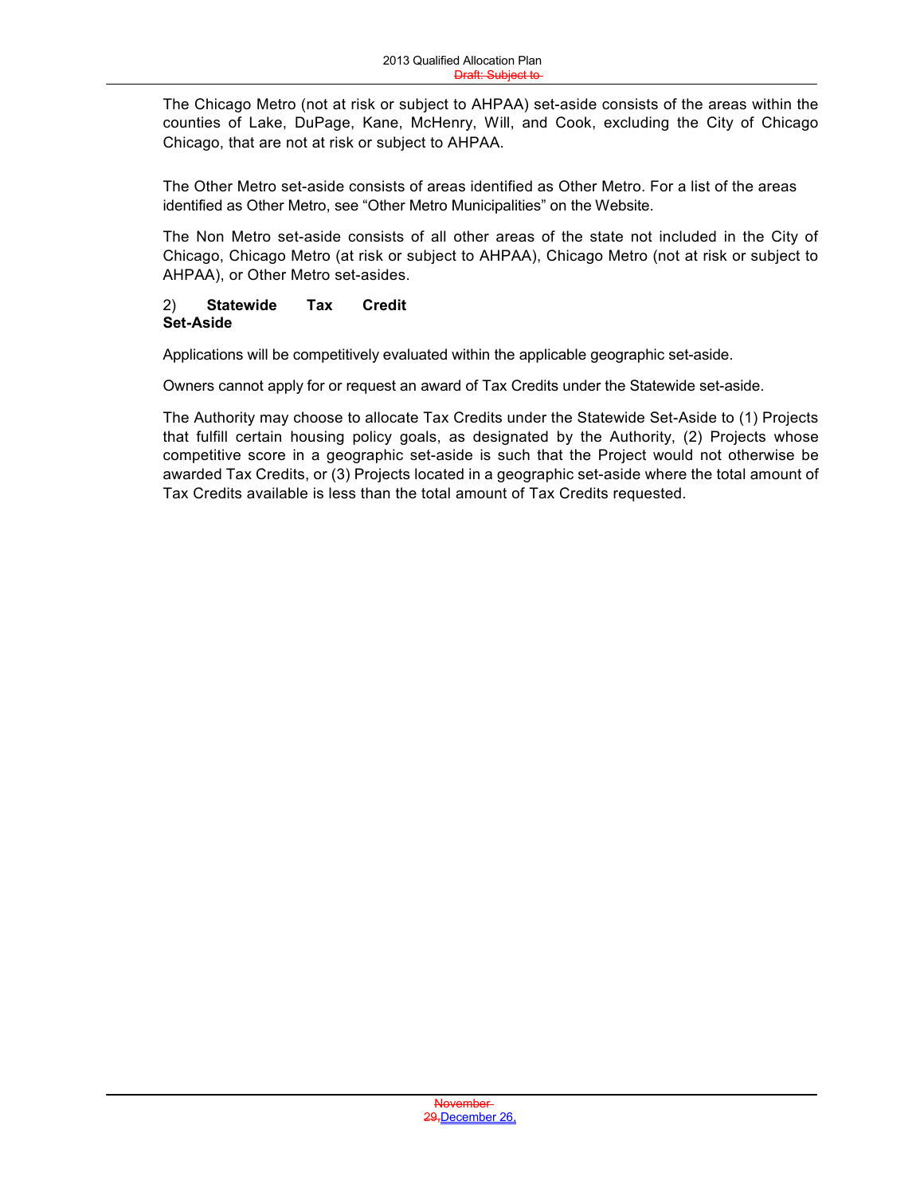The Chicago Metro (not at risk or subject to AHPAA) set-aside consists of the areas within the counties of Lake, DuPage, Kane, McHenry, Will, and Cook, excluding the City of Chicago Chicago, that are not at risk or subject to AHPAA.

The Other Metro set-aside consists of areas identified as Other Metro. For a list of the areas identified as Other Metro, see "Other Metro Municipalities" on the Website.

The Non Metro set-aside consists of all other areas of the state not included in the City of Chicago, Chicago Metro (at risk or subject to AHPAA), Chicago Metro (not at risk or subject to AHPAA), or Other Metro set-asides.

2) **Statewide Tax Credit Set-Aside**

Applications will be competitively evaluated within the applicable geographic set-aside.

Owners cannot apply for or request an award of Tax Credits under the Statewide set-aside.

The Authority may choose to allocate Tax Credits under the Statewide Set-Aside to (1) Projects that fulfill certain housing policy goals, as designated by the Authority, (2) Projects whose competitive score in a geographic set-aside is such that the Project would not otherwise be awarded Tax Credits, or (3) Projects located in a geographic set-aside where the total amount of Tax Credits available is less than the total amount of Tax Credits requested.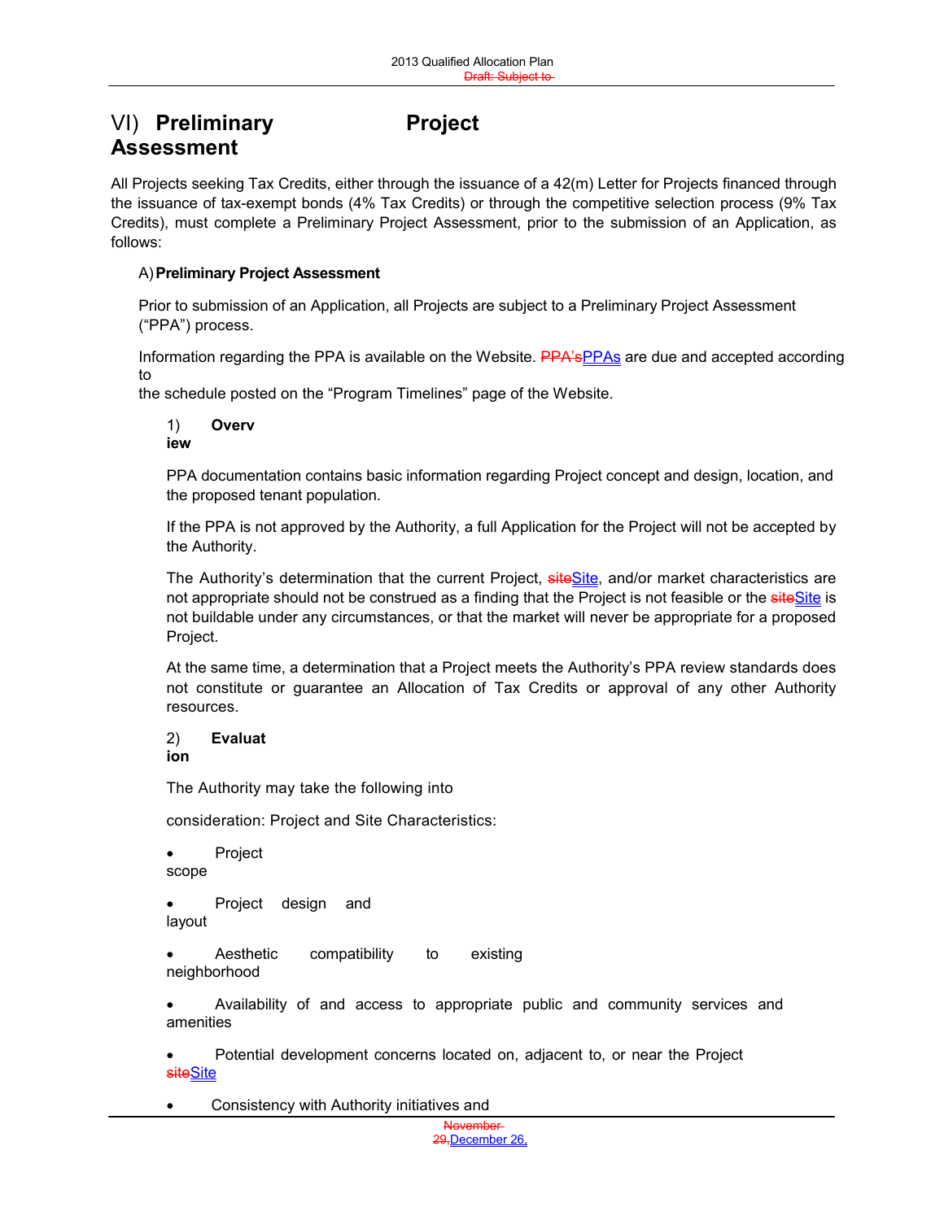# VI) Preliminary Project Assessment

All Projects seeking Tax Credits, either through the issuance of a 42(m) Letter for Projects financed through the issuance of tax-exempt bonds (4% Tax Credits) or through the competitive selection process (9% Tax Credits), must complete a Preliminary Project Assessment, prior to the submission of an Application, as follows:

## A) Preliminary Project Assessment

Prior to submission of an Application, all Projects are subject to a Preliminary Project Assessment ("PPA") process.

Information regarding the PPA is available on the Website. ~~PPA's~~PPAs are due and accepted according to the schedule posted on the "Program Timelines" page of the Website.

### 1) Overview

PPA documentation contains basic information regarding Project concept and design, location, and the proposed tenant population.

If the PPA is not approved by the Authority, a full Application for the Project will not be accepted by the Authority.

The Authority's determination that the current Project, ~~site~~Site, and/or market characteristics are not appropriate should not be construed as a finding that the Project is not feasible or the ~~site~~Site is not buildable under any circumstances, or that the market will never be appropriate for a proposed Project.

At the same time, a determination that a Project meets the Authority's PPA review standards does not constitute or guarantee an Allocation of Tax Credits or approval of any other Authority resources.

### 2) Evaluation

The Authority may take the following into consideration: Project and Site Characteristics:

- Project scope
- Project design and layout
- Aesthetic compatibility to existing neighborhood
- Availability of and access to appropriate public and community services and amenities
- Potential development concerns located on, adjacent to, or near the Project ~~site~~Site
- Consistency with Authority initiatives and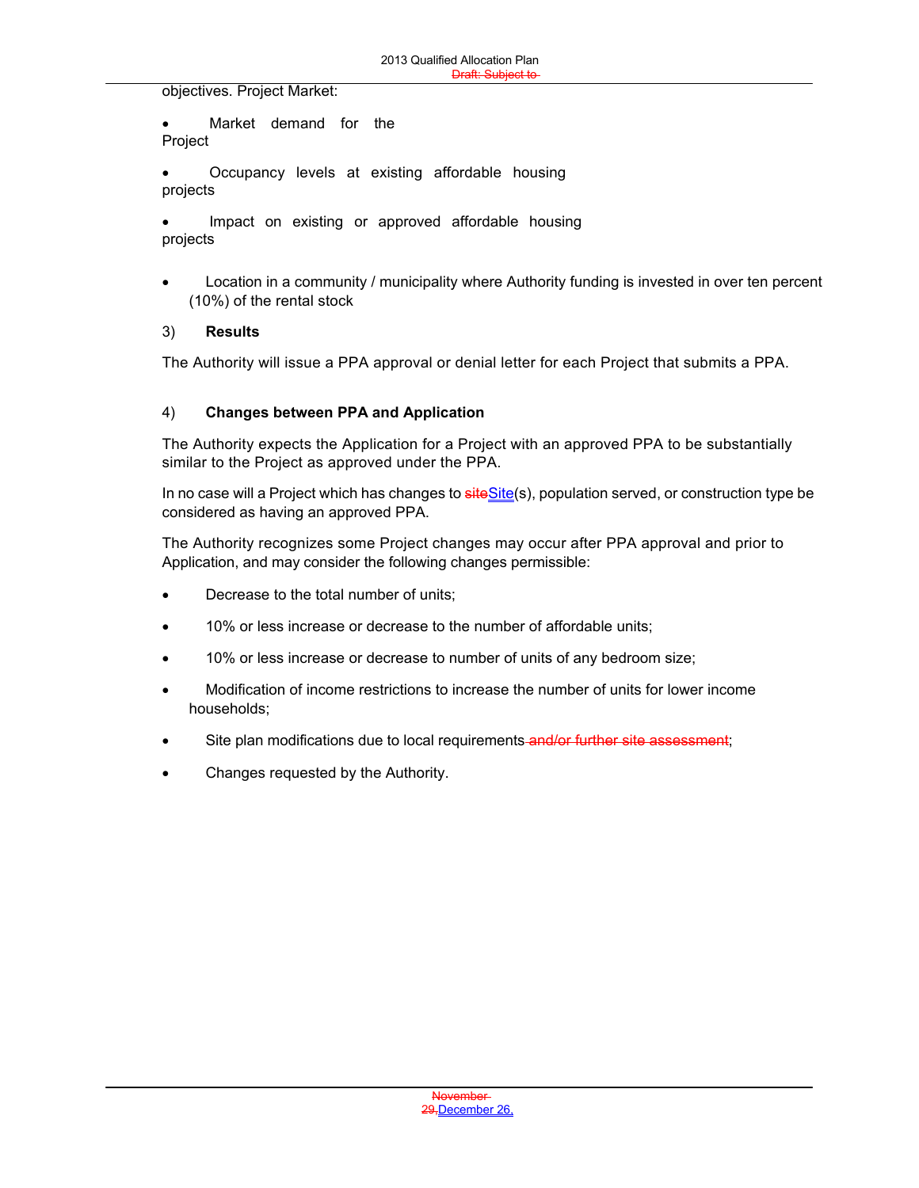objectives. Project Market:

- Market demand for the Project
- Occupancy levels at existing affordable housing projects
- Impact on existing or approved affordable housing projects

- Location in a community / municipality where Authority funding is invested in over ten percent (10%) of the rental stock

3) **Results**

The Authority will issue a PPA approval or denial letter for each Project that submits a PPA.

4) **Changes between PPA and Application**

The Authority expects the Application for a Project with an approved PPA to be substantially similar to the Project as approved under the PPA.

In no case will a Project which has changes to ~~site~~Site(s), population served, or construction type be considered as having an approved PPA.

The Authority recognizes some Project changes may occur after PPA approval and prior to Application, and may consider the following changes permissible:

- Decrease to the total number of units;
- 10% or less increase or decrease to the number of affordable units;
- 10% or less increase or decrease to number of units of any bedroom size;
- Modification of income restrictions to increase the number of units for lower income households;
- Site plan modifications due to local requirements ~~and/or further site assessment~~;
- Changes requested by the Authority.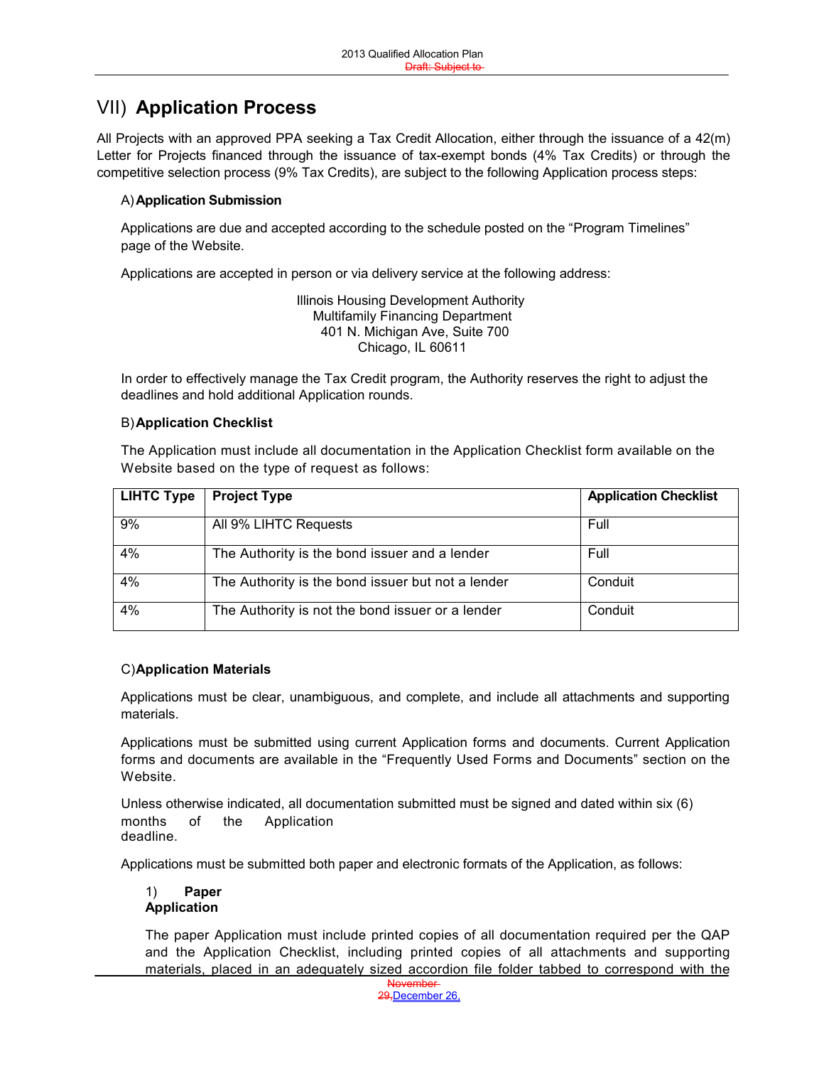# VII) Application Process

All Projects with an approved PPA seeking a Tax Credit Allocation, either through the issuance of a 42(m) Letter for Projects financed through the issuance of tax-exempt bonds (4% Tax Credits) or through the competitive selection process (9% Tax Credits), are subject to the following Application process steps:

### A) Application Submission

Applications are due and accepted according to the schedule posted on the "Program Timelines" page of the Website.

Applications are accepted in person or via delivery service at the following address:

Illinois Housing Development Authority
Multifamily Financing Department
401 N. Michigan Ave, Suite 700
Chicago, IL 60611

In order to effectively manage the Tax Credit program, the Authority reserves the right to adjust the deadlines and hold additional Application rounds.

### B) Application Checklist

The Application must include all documentation in the Application Checklist form available on the Website based on the type of request as follows:

| LIHTC Type | Project Type | Application Checklist |
|---|---|---|
| 9% | All 9% LIHTC Requests | Full |
| 4% | The Authority is the bond issuer and a lender | Full |
| 4% | The Authority is the bond issuer but not a lender | Conduit |
| 4% | The Authority is not the bond issuer or a lender | Conduit |

### C) Application Materials

Applications must be clear, unambiguous, and complete, and include all attachments and supporting materials.

Applications must be submitted using current Application forms and documents. Current Application forms and documents are available in the "Frequently Used Forms and Documents" section on the Website.

Unless otherwise indicated, all documentation submitted must be signed and dated within six (6) months of the Application deadline.

Applications must be submitted both paper and electronic formats of the Application, as follows:

#### 1) Paper Application

The paper Application must include printed copies of all documentation required per the QAP and the Application Checklist, including printed copies of all attachments and supporting materials, placed in an adequately sized accordion file folder tabbed to correspond with the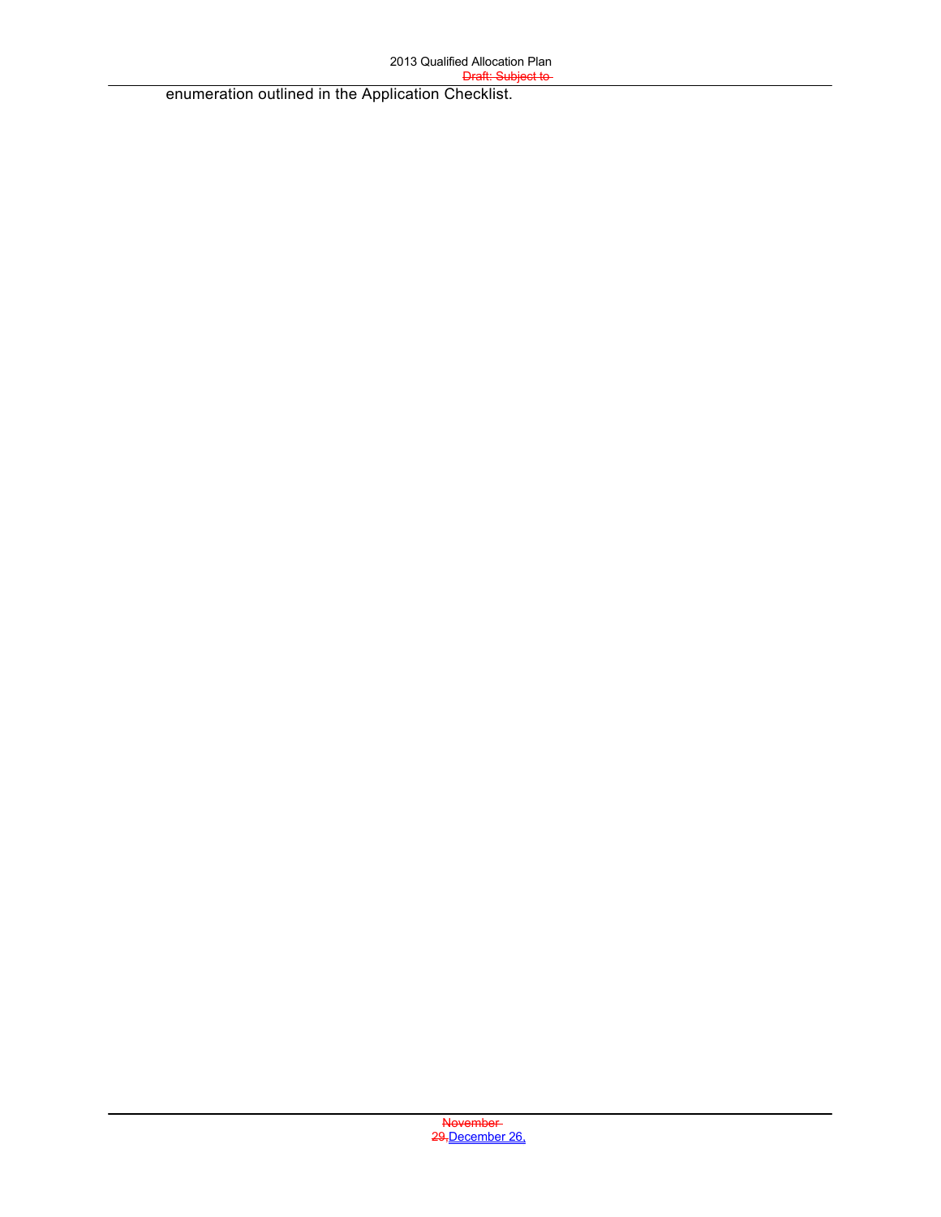enumeration outlined in the Application Checklist.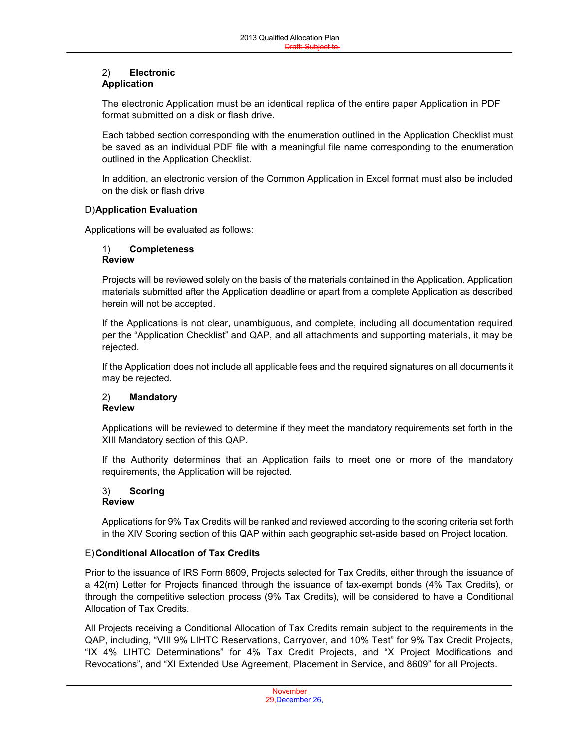#### 2) Electronic Application

The electronic Application must be an identical replica of the entire paper Application in PDF format submitted on a disk or flash drive.

Each tabbed section corresponding with the enumeration outlined in the Application Checklist must be saved as an individual PDF file with a meaningful file name corresponding to the enumeration outlined in the Application Checklist.

In addition, an electronic version of the Common Application in Excel format must also be included on the disk or flash drive

### D) Application Evaluation

Applications will be evaluated as follows:

#### 1) Completeness Review

Projects will be reviewed solely on the basis of the materials contained in the Application. Application materials submitted after the Application deadline or apart from a complete Application as described herein will not be accepted.

If the Applications is not clear, unambiguous, and complete, including all documentation required per the "Application Checklist" and QAP, and all attachments and supporting materials, it may be rejected.

If the Application does not include all applicable fees and the required signatures on all documents it may be rejected.

#### 2) Mandatory Review

Applications will be reviewed to determine if they meet the mandatory requirements set forth in the XIII Mandatory section of this QAP.

If the Authority determines that an Application fails to meet one or more of the mandatory requirements, the Application will be rejected.

#### 3) Scoring Review

Applications for 9% Tax Credits will be ranked and reviewed according to the scoring criteria set forth in the XIV Scoring section of this QAP within each geographic set-aside based on Project location.

### E) Conditional Allocation of Tax Credits

Prior to the issuance of IRS Form 8609, Projects selected for Tax Credits, either through the issuance of a 42(m) Letter for Projects financed through the issuance of tax-exempt bonds (4% Tax Credits), or through the competitive selection process (9% Tax Credits), will be considered to have a Conditional Allocation of Tax Credits.

All Projects receiving a Conditional Allocation of Tax Credits remain subject to the requirements in the QAP, including, "VIII 9% LIHTC Reservations, Carryover, and 10% Test" for 9% Tax Credit Projects, "IX 4% LIHTC Determinations" for 4% Tax Credit Projects, and "X Project Modifications and Revocations", and "XI Extended Use Agreement, Placement in Service, and 8609" for all Projects.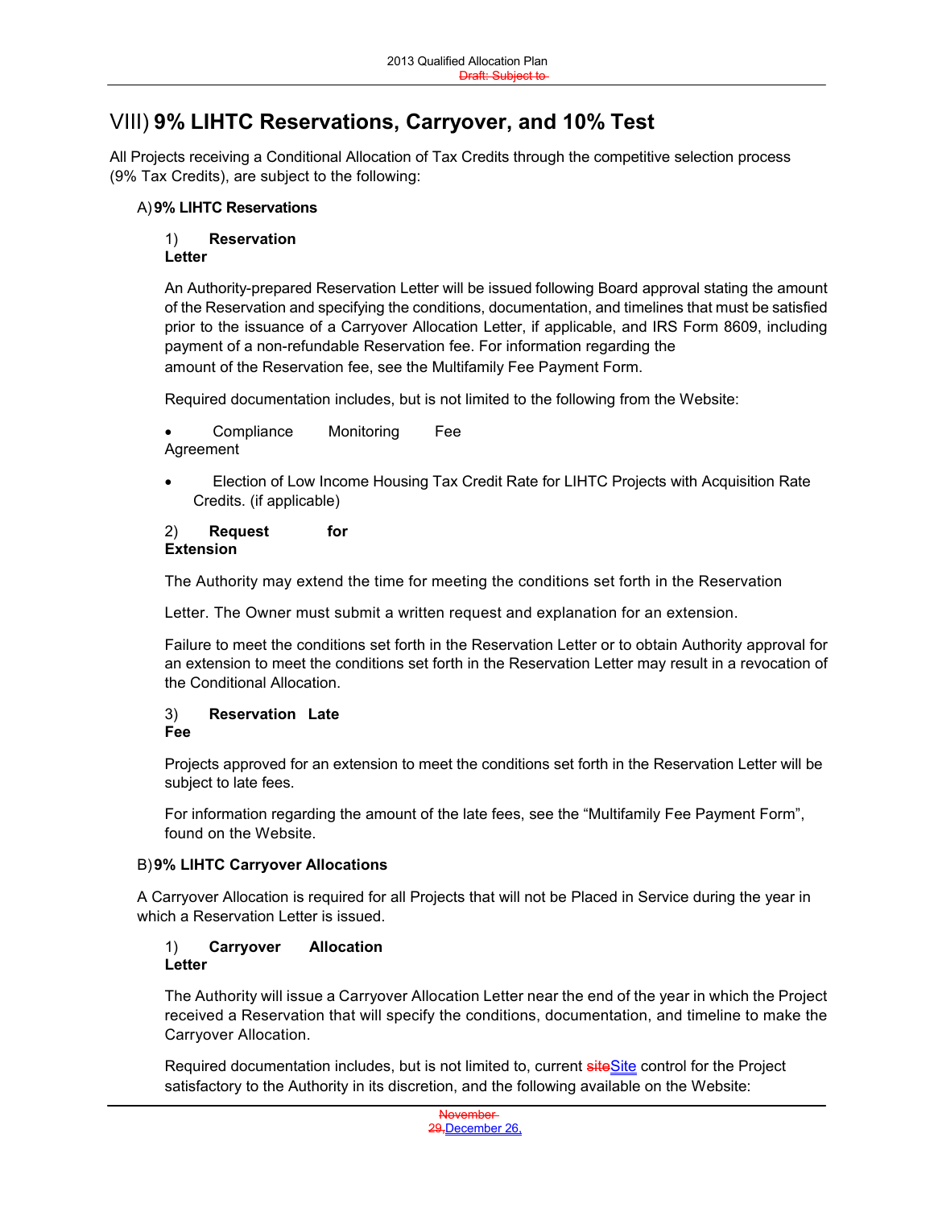# VIII) 9% LIHTC Reservations, Carryover, and 10% Test

All Projects receiving a Conditional Allocation of Tax Credits through the competitive selection process (9% Tax Credits), are subject to the following:

## A) 9% LIHTC Reservations

### 1) Reservation Letter

An Authority-prepared Reservation Letter will be issued following Board approval stating the amount of the Reservation and specifying the conditions, documentation, and timelines that must be satisfied prior to the issuance of a Carryover Allocation Letter, if applicable, and IRS Form 8609, including payment of a non-refundable Reservation fee. For information regarding the amount of the Reservation fee, see the Multifamily Fee Payment Form.

Required documentation includes, but is not limited to the following from the Website:

- Compliance Monitoring Fee Agreement
- Election of Low Income Housing Tax Credit Rate for LIHTC Projects with Acquisition Rate Credits. (if applicable)

### 2) Request for Extension

The Authority may extend the time for meeting the conditions set forth in the Reservation Letter. The Owner must submit a written request and explanation for an extension.

Failure to meet the conditions set forth in the Reservation Letter or to obtain Authority approval for an extension to meet the conditions set forth in the Reservation Letter may result in a revocation of the Conditional Allocation.

### 3) Reservation Late Fee

Projects approved for an extension to meet the conditions set forth in the Reservation Letter will be subject to late fees.

For information regarding the amount of the late fees, see the "Multifamily Fee Payment Form", found on the Website.

## B) 9% LIHTC Carryover Allocations

A Carryover Allocation is required for all Projects that will not be Placed in Service during the year in which a Reservation Letter is issued.

### 1) Carryover Allocation Letter

The Authority will issue a Carryover Allocation Letter near the end of the year in which the Project received a Reservation that will specify the conditions, documentation, and timeline to make the Carryover Allocation.

Required documentation includes, but is not limited to, current Site control for the Project satisfactory to the Authority in its discretion, and the following available on the Website: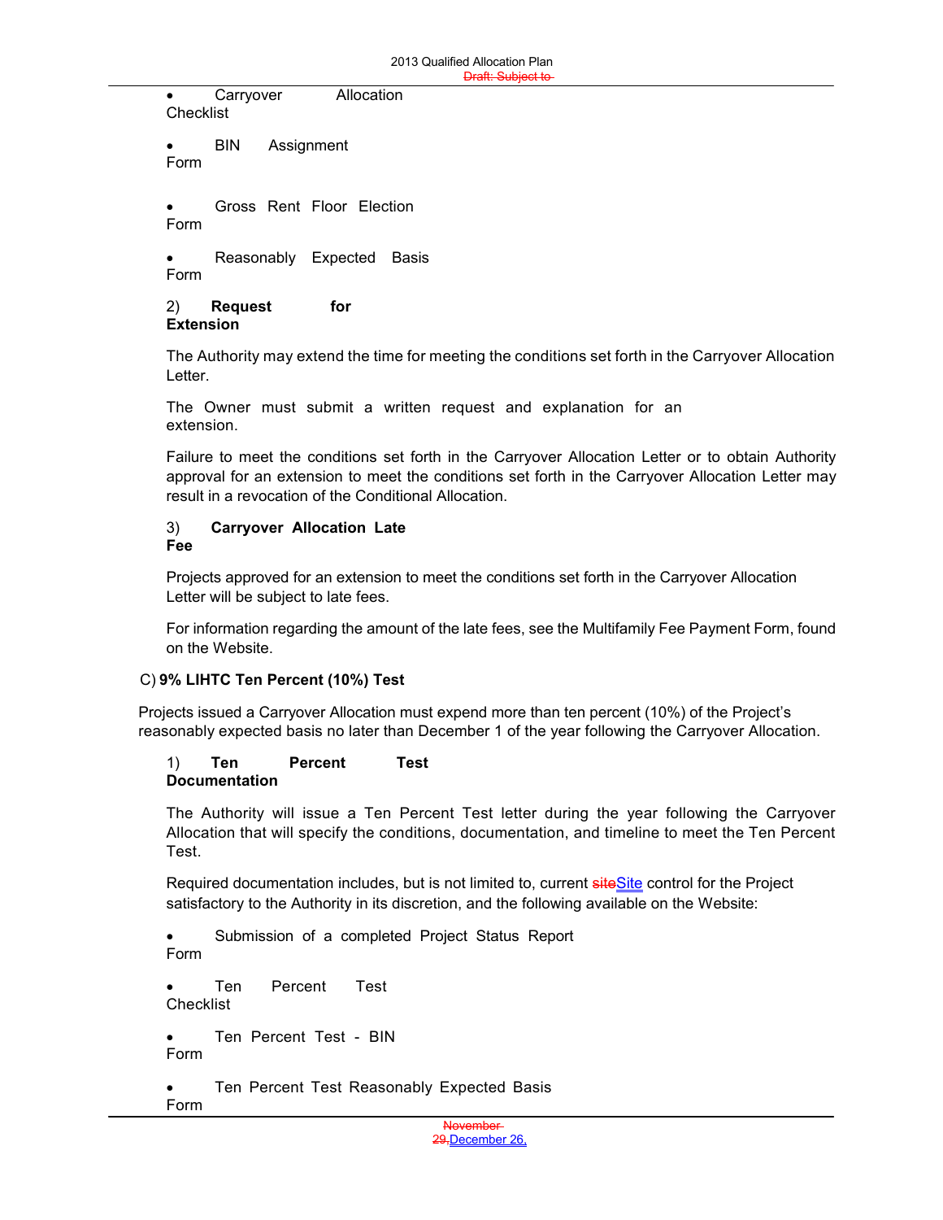- Carryover Allocation Checklist
- BIN Assignment Form
- Gross Rent Floor Election Form
- Reasonably Expected Basis Form

2) **Request for Extension**

The Authority may extend the time for meeting the conditions set forth in the Carryover Allocation Letter.

The Owner must submit a written request and explanation for an extension.

Failure to meet the conditions set forth in the Carryover Allocation Letter or to obtain Authority approval for an extension to meet the conditions set forth in the Carryover Allocation Letter may result in a revocation of the Conditional Allocation.

3) **Carryover Allocation Late Fee**

Projects approved for an extension to meet the conditions set forth in the Carryover Allocation Letter will be subject to late fees.

For information regarding the amount of the late fees, see the Multifamily Fee Payment Form, found on the Website.

### C) 9% LIHTC Ten Percent (10%) Test

Projects issued a Carryover Allocation must expend more than ten percent (10%) of the Project's reasonably expected basis no later than December 1 of the year following the Carryover Allocation.

1) **Ten Percent Test Documentation**

The Authority will issue a Ten Percent Test letter during the year following the Carryover Allocation that will specify the conditions, documentation, and timeline to meet the Ten Percent Test.

Required documentation includes, but is not limited to, current ~~site~~Site control for the Project satisfactory to the Authority in its discretion, and the following available on the Website:

- Submission of a completed Project Status Report Form
- Ten Percent Test Checklist
- Ten Percent Test - BIN Form
- Ten Percent Test Reasonably Expected Basis Form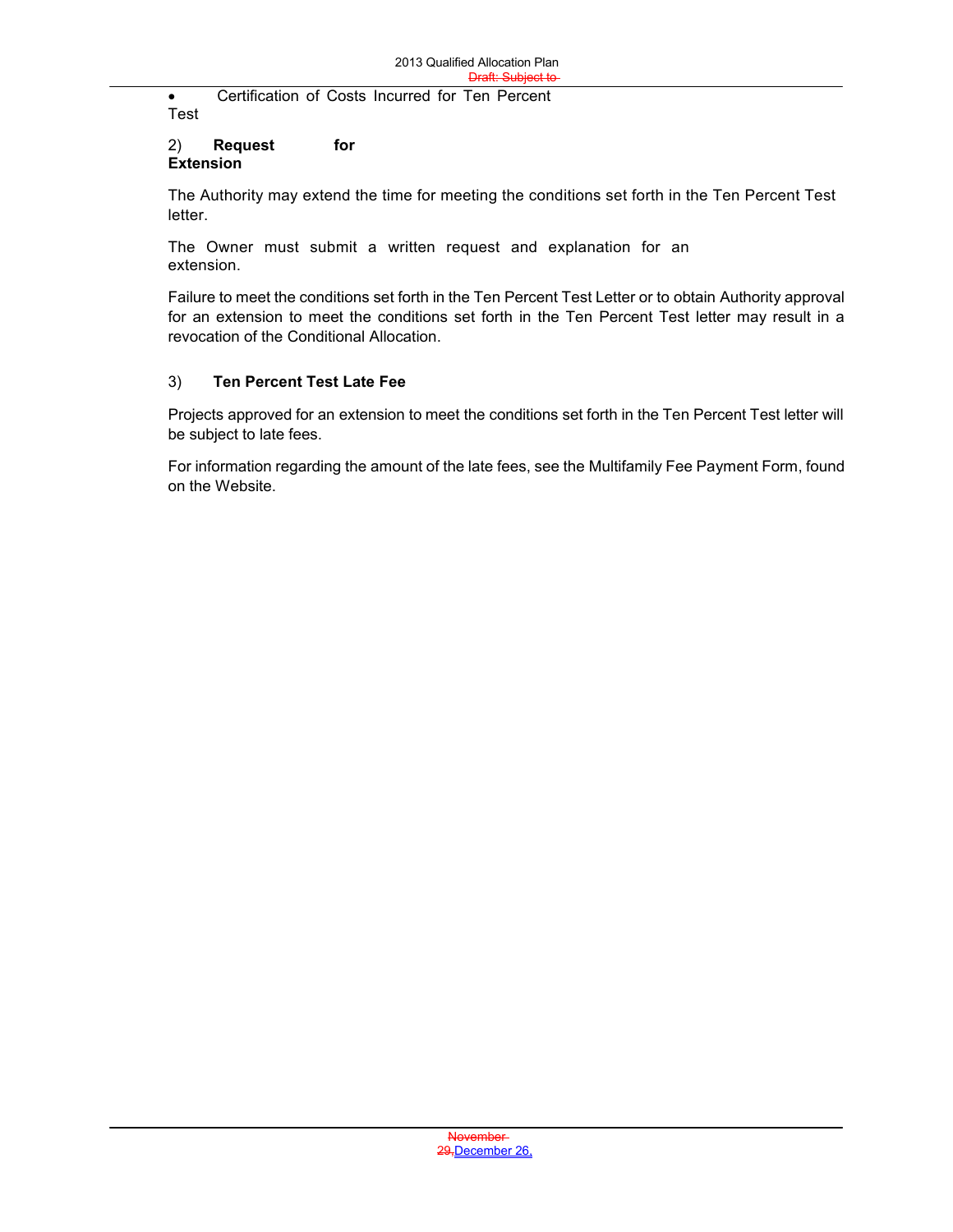- Certification of Costs Incurred for Ten Percent Test

### 2) Request for Extension

The Authority may extend the time for meeting the conditions set forth in the Ten Percent Test letter.

The Owner must submit a written request and explanation for an extension.

Failure to meet the conditions set forth in the Ten Percent Test Letter or to obtain Authority approval for an extension to meet the conditions set forth in the Ten Percent Test letter may result in a revocation of the Conditional Allocation.

### 3) Ten Percent Test Late Fee

Projects approved for an extension to meet the conditions set forth in the Ten Percent Test letter will be subject to late fees.

For information regarding the amount of the late fees, see the Multifamily Fee Payment Form, found on the Website.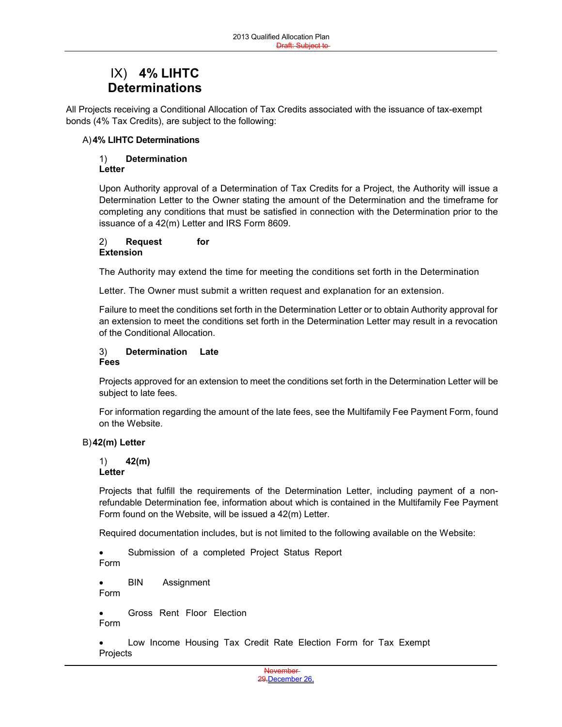# IX) 4% LIHTC Determinations

All Projects receiving a Conditional Allocation of Tax Credits associated with the issuance of tax-exempt bonds (4% Tax Credits), are subject to the following:

## A) 4% LIHTC Determinations

### 1) Determination Letter

Upon Authority approval of a Determination of Tax Credits for a Project, the Authority will issue a Determination Letter to the Owner stating the amount of the Determination and the timeframe for completing any conditions that must be satisfied in connection with the Determination prior to the issuance of a 42(m) Letter and IRS Form 8609.

### 2) Request for Extension

The Authority may extend the time for meeting the conditions set forth in the Determination

Letter. The Owner must submit a written request and explanation for an extension.

Failure to meet the conditions set forth in the Determination Letter or to obtain Authority approval for an extension to meet the conditions set forth in the Determination Letter may result in a revocation of the Conditional Allocation.

### 3) Determination Late Fees

Projects approved for an extension to meet the conditions set forth in the Determination Letter will be subject to late fees.

For information regarding the amount of the late fees, see the Multifamily Fee Payment Form, found on the Website.

## B) 42(m) Letter

### 1) 42(m) Letter

Projects that fulfill the requirements of the Determination Letter, including payment of a non-refundable Determination fee, information about which is contained in the Multifamily Fee Payment Form found on the Website, will be issued a 42(m) Letter.

Required documentation includes, but is not limited to the following available on the Website:

- Submission of a completed Project Status Report Form
- BIN Assignment Form
- Gross Rent Floor Election Form
- Low Income Housing Tax Credit Rate Election Form for Tax Exempt Projects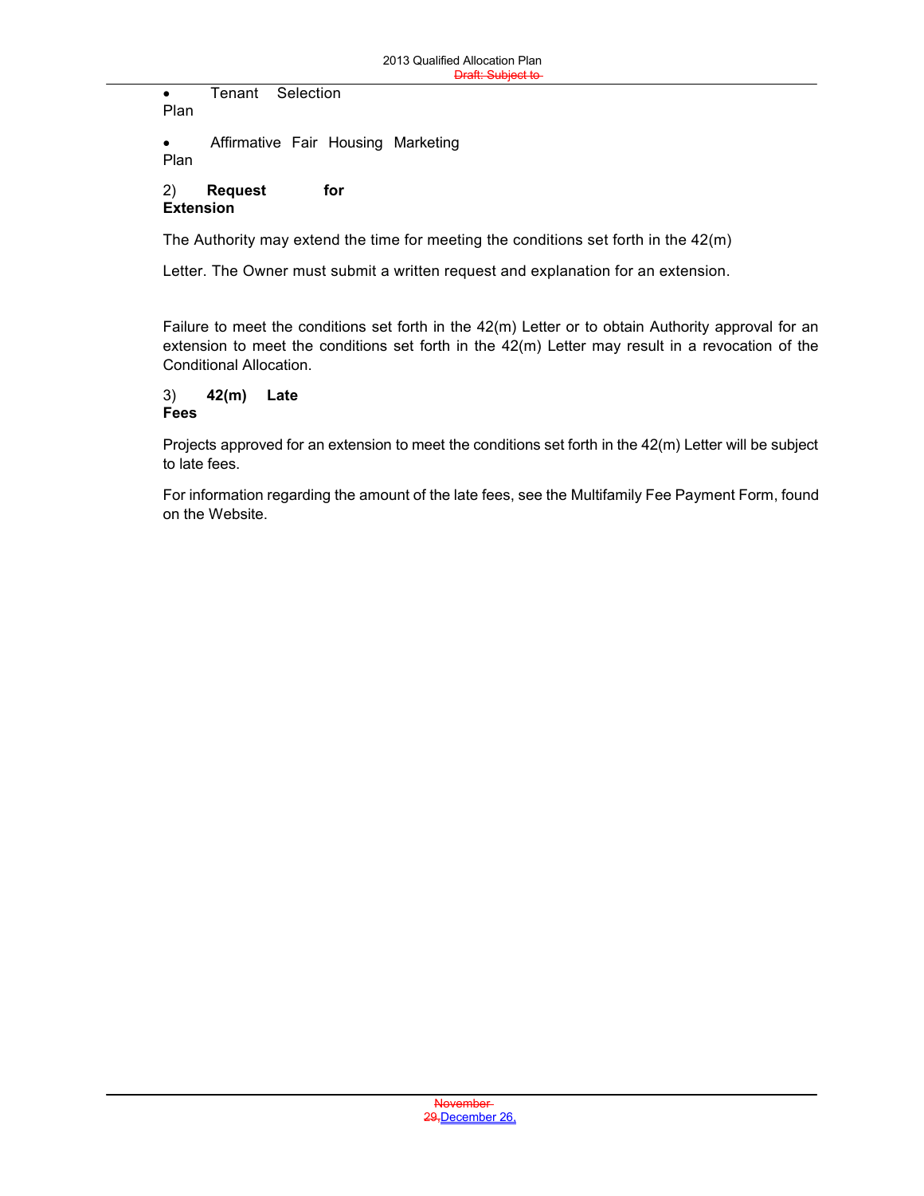- Tenant Selection Plan
- Affirmative Fair Housing Marketing Plan

**2) Request for Extension**

The Authority may extend the time for meeting the conditions set forth in the 42(m) Letter. The Owner must submit a written request and explanation for an extension.

Failure to meet the conditions set forth in the 42(m) Letter or to obtain Authority approval for an extension to meet the conditions set forth in the 42(m) Letter may result in a revocation of the Conditional Allocation.

**3) 42(m) Late Fees**

Projects approved for an extension to meet the conditions set forth in the 42(m) Letter will be subject to late fees.

For information regarding the amount of the late fees, see the Multifamily Fee Payment Form, found on the Website.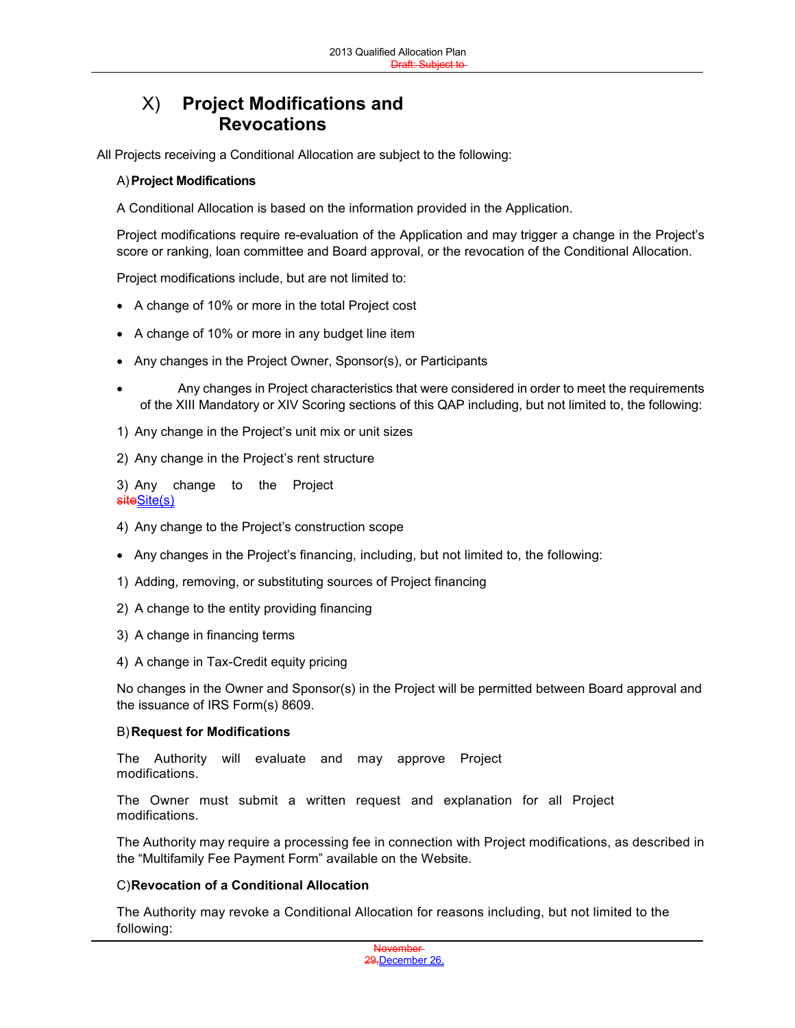# X) Project Modifications and Revocations

All Projects receiving a Conditional Allocation are subject to the following:

## A) Project Modifications

A Conditional Allocation is based on the information provided in the Application.

Project modifications require re-evaluation of the Application and may trigger a change in the Project's score or ranking, loan committee and Board approval, or the revocation of the Conditional Allocation.

Project modifications include, but are not limited to:

- A change of 10% or more in the total Project cost
- A change of 10% or more in any budget line item
- Any changes in the Project Owner, Sponsor(s), or Participants
- Any changes in Project characteristics that were considered in order to meet the requirements of the XIII Mandatory or XIV Scoring sections of this QAP including, but not limited to, the following:

1) Any change in the Project's unit mix or unit sizes

2) Any change in the Project's rent structure

3) Any change to the Project ~~site~~Site(s)

4) Any change to the Project's construction scope

- Any changes in the Project's financing, including, but not limited to, the following:

1) Adding, removing, or substituting sources of Project financing

2) A change to the entity providing financing

3) A change in financing terms

4) A change in Tax-Credit equity pricing

No changes in the Owner and Sponsor(s) in the Project will be permitted between Board approval and the issuance of IRS Form(s) 8609.

## B) Request for Modifications

The Authority will evaluate and may approve Project modifications.

The Owner must submit a written request and explanation for all Project modifications.

The Authority may require a processing fee in connection with Project modifications, as described in the "Multifamily Fee Payment Form" available on the Website.

## C) Revocation of a Conditional Allocation

The Authority may revoke a Conditional Allocation for reasons including, but not limited to the following: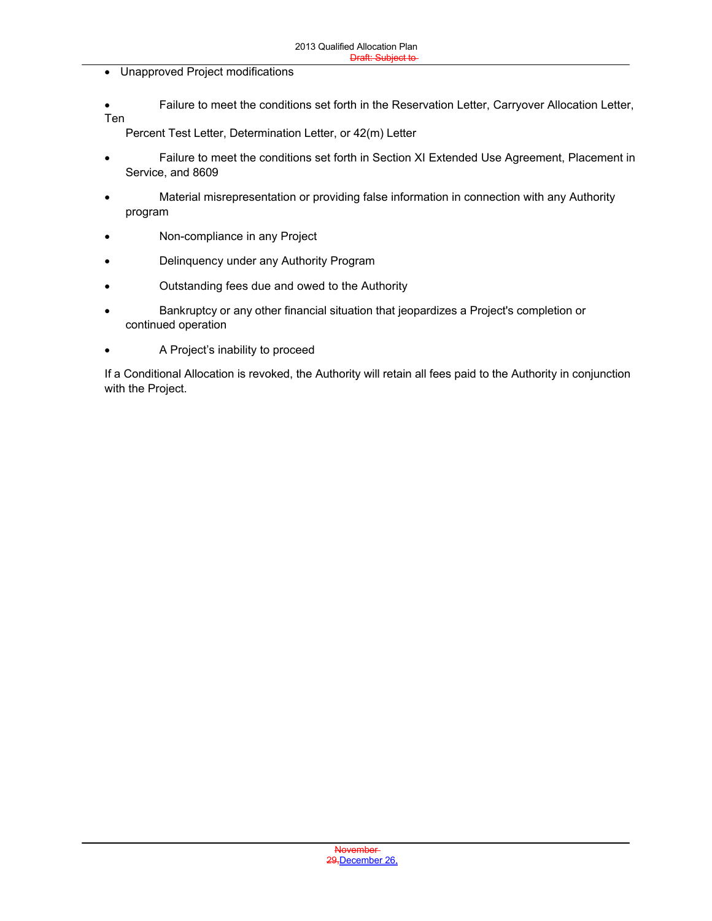- Unapproved Project modifications
- Failure to meet the conditions set forth in the Reservation Letter, Carryover Allocation Letter, Ten Percent Test Letter, Determination Letter, or 42(m) Letter
- Failure to meet the conditions set forth in Section XI Extended Use Agreement, Placement in Service, and 8609
- Material misrepresentation or providing false information in connection with any Authority program
- Non-compliance in any Project
- Delinquency under any Authority Program
- Outstanding fees due and owed to the Authority
- Bankruptcy or any other financial situation that jeopardizes a Project's completion or continued operation
- A Project's inability to proceed

If a Conditional Allocation is revoked, the Authority will retain all fees paid to the Authority in conjunction with the Project.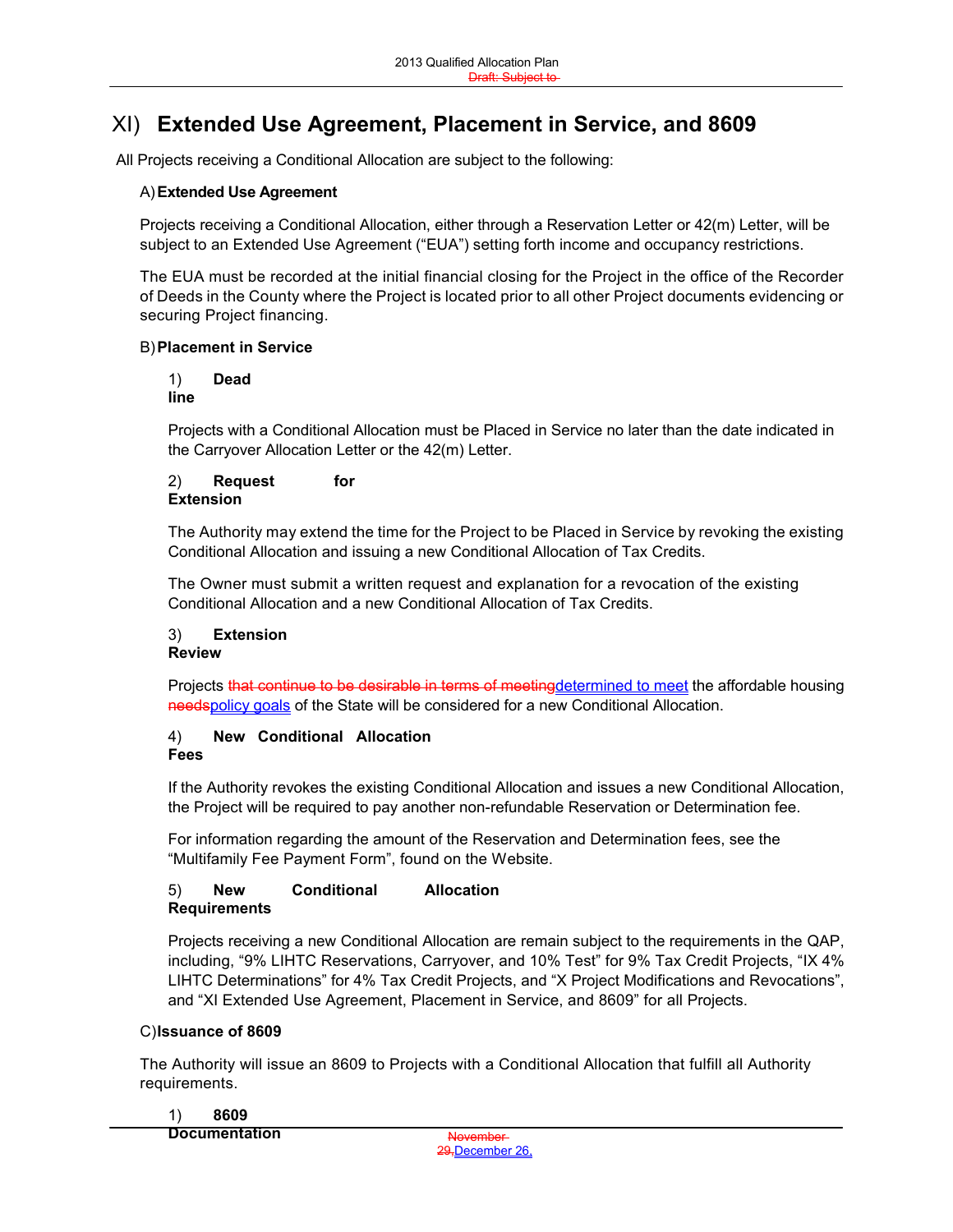# XI) Extended Use Agreement, Placement in Service, and 8609

All Projects receiving a Conditional Allocation are subject to the following:

## A) Extended Use Agreement

Projects receiving a Conditional Allocation, either through a Reservation Letter or 42(m) Letter, will be subject to an Extended Use Agreement ("EUA") setting forth income and occupancy restrictions.

The EUA must be recorded at the initial financial closing for the Project in the office of the Recorder of Deeds in the County where the Project is located prior to all other Project documents evidencing or securing Project financing.

## B) Placement in Service

### 1) Deadline

Projects with a Conditional Allocation must be Placed in Service no later than the date indicated in the Carryover Allocation Letter or the 42(m) Letter.

### 2) Request for Extension

The Authority may extend the time for the Project to be Placed in Service by revoking the existing Conditional Allocation and issuing a new Conditional Allocation of Tax Credits.

The Owner must submit a written request and explanation for a revocation of the existing Conditional Allocation and a new Conditional Allocation of Tax Credits.

### 3) Extension Review

Projects ~~that continue to be desirable in terms of meeting~~determined to meet the affordable housing ~~needs~~policy goals of the State will be considered for a new Conditional Allocation.

### 4) New Conditional Allocation Fees

If the Authority revokes the existing Conditional Allocation and issues a new Conditional Allocation, the Project will be required to pay another non-refundable Reservation or Determination fee.

For information regarding the amount of the Reservation and Determination fees, see the "Multifamily Fee Payment Form", found on the Website.

### 5) New Conditional Allocation Requirements

Projects receiving a new Conditional Allocation are remain subject to the requirements in the QAP, including, "9% LIHTC Reservations, Carryover, and 10% Test" for 9% Tax Credit Projects, "IX 4% LIHTC Determinations" for 4% Tax Credit Projects, and "X Project Modifications and Revocations", and "XI Extended Use Agreement, Placement in Service, and 8609" for all Projects.

## C) Issuance of 8609

The Authority will issue an 8609 to Projects with a Conditional Allocation that fulfill all Authority requirements.

### 1) 8609 Documentation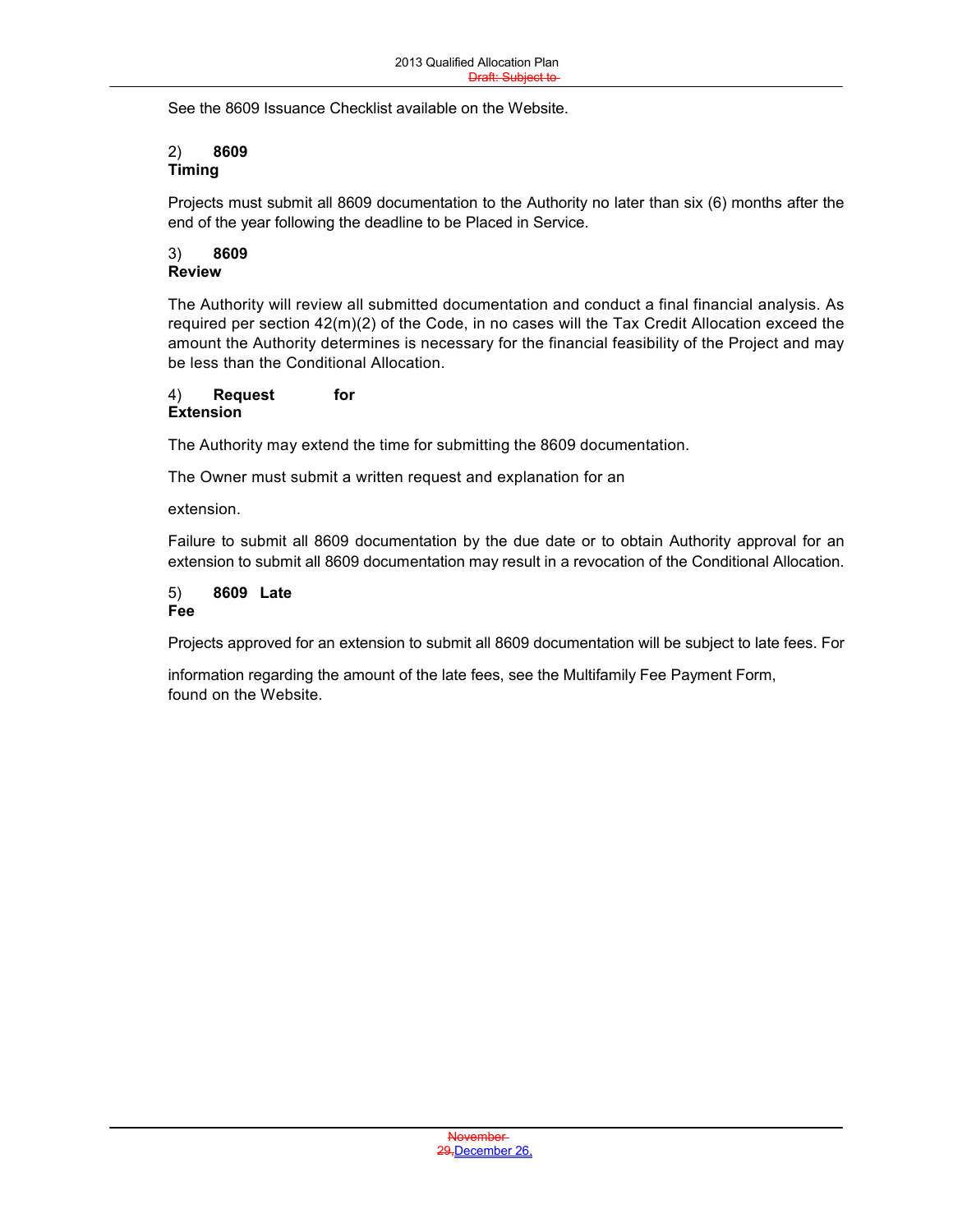See the 8609 Issuance Checklist available on the Website.

**2) 8609 Timing**

Projects must submit all 8609 documentation to the Authority no later than six (6) months after the end of the year following the deadline to be Placed in Service.

**3) 8609 Review**

The Authority will review all submitted documentation and conduct a final financial analysis. As required per section 42(m)(2) of the Code, in no cases will the Tax Credit Allocation exceed the amount the Authority determines is necessary for the financial feasibility of the Project and may be less than the Conditional Allocation.

**4) Request for Extension**

The Authority may extend the time for submitting the 8609 documentation.

The Owner must submit a written request and explanation for an extension.

Failure to submit all 8609 documentation by the due date or to obtain Authority approval for an extension to submit all 8609 documentation may result in a revocation of the Conditional Allocation.

**5) 8609 Late Fee**

Projects approved for an extension to submit all 8609 documentation will be subject to late fees. For information regarding the amount of the late fees, see the Multifamily Fee Payment Form, found on the Website.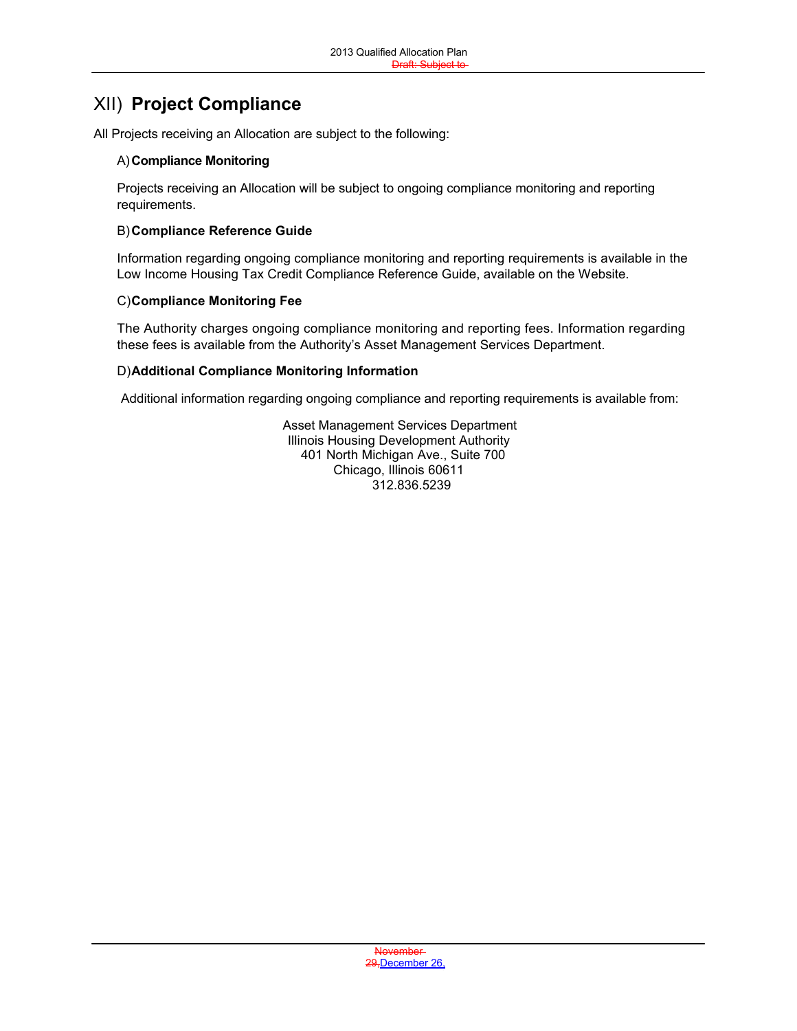# XII) Project Compliance

All Projects receiving an Allocation are subject to the following:

### A) Compliance Monitoring

Projects receiving an Allocation will be subject to ongoing compliance monitoring and reporting requirements.

### B) Compliance Reference Guide

Information regarding ongoing compliance monitoring and reporting requirements is available in the Low Income Housing Tax Credit Compliance Reference Guide, available on the Website.

### C) Compliance Monitoring Fee

The Authority charges ongoing compliance monitoring and reporting fees. Information regarding these fees is available from the Authority's Asset Management Services Department.

### D) Additional Compliance Monitoring Information

Additional information regarding ongoing compliance and reporting requirements is available from:

Asset Management Services Department
Illinois Housing Development Authority
401 North Michigan Ave., Suite 700
Chicago, Illinois 60611
312.836.5239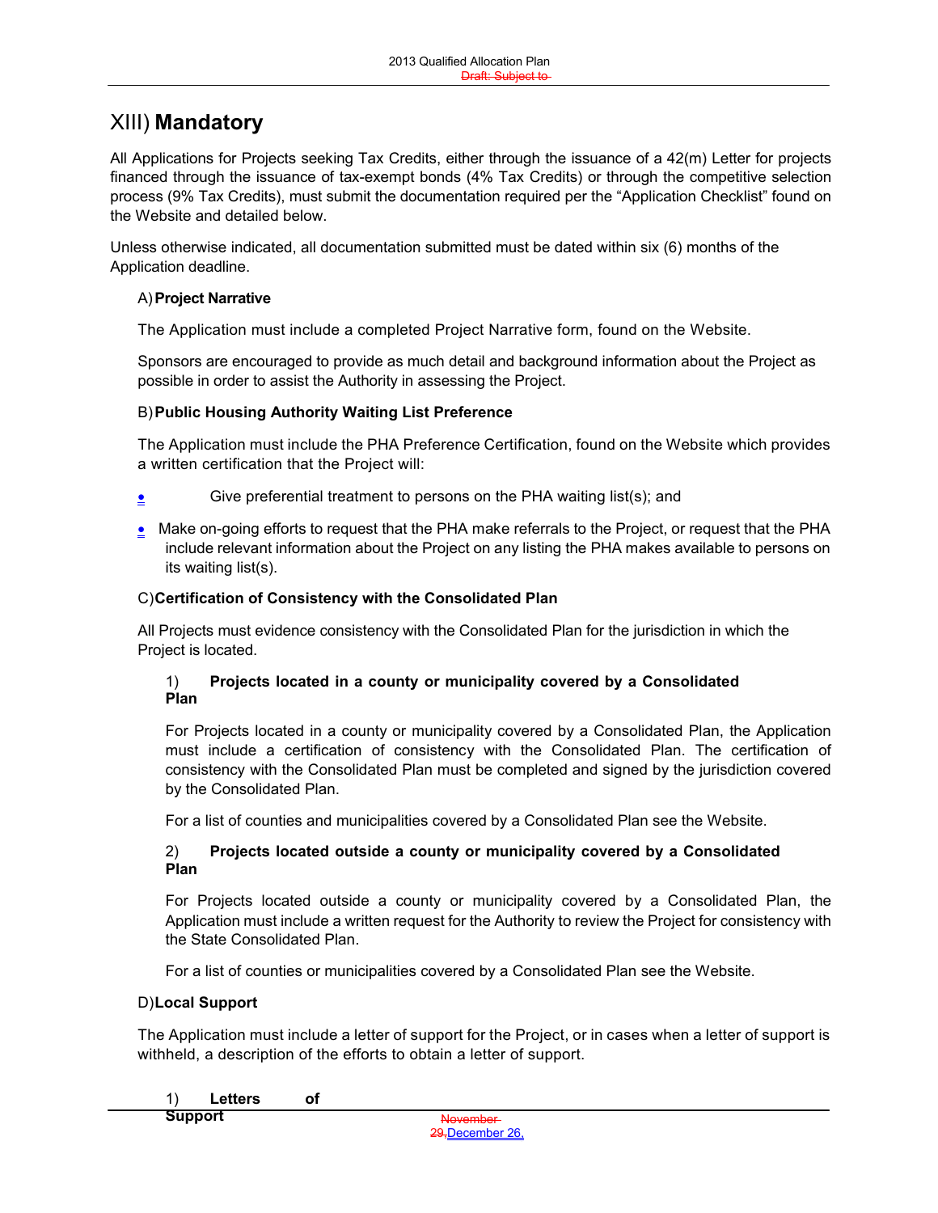# XIII) Mandatory

All Applications for Projects seeking Tax Credits, either through the issuance of a 42(m) Letter for projects financed through the issuance of tax-exempt bonds (4% Tax Credits) or through the competitive selection process (9% Tax Credits), must submit the documentation required per the "Application Checklist" found on the Website and detailed below.

Unless otherwise indicated, all documentation submitted must be dated within six (6) months of the Application deadline.

## A) Project Narrative

The Application must include a completed Project Narrative form, found on the Website.

Sponsors are encouraged to provide as much detail and background information about the Project as possible in order to assist the Authority in assessing the Project.

## B) Public Housing Authority Waiting List Preference

The Application must include the PHA Preference Certification, found on the Website which provides a written certification that the Project will:

- Give preferential treatment to persons on the PHA waiting list(s); and
- Make on-going efforts to request that the PHA make referrals to the Project, or request that the PHA include relevant information about the Project on any listing the PHA makes available to persons on its waiting list(s).

## C) Certification of Consistency with the Consolidated Plan

All Projects must evidence consistency with the Consolidated Plan for the jurisdiction in which the Project is located.

### 1) Projects located in a county or municipality covered by a Consolidated Plan

For Projects located in a county or municipality covered by a Consolidated Plan, the Application must include a certification of consistency with the Consolidated Plan. The certification of consistency with the Consolidated Plan must be completed and signed by the jurisdiction covered by the Consolidated Plan.

For a list of counties and municipalities covered by a Consolidated Plan see the Website.

### 2) Projects located outside a county or municipality covered by a Consolidated Plan

For Projects located outside a county or municipality covered by a Consolidated Plan, the Application must include a written request for the Authority to review the Project for consistency with the State Consolidated Plan.

For a list of counties or municipalities covered by a Consolidated Plan see the Website.

## D) Local Support

The Application must include a letter of support for the Project, or in cases when a letter of support is withheld, a description of the efforts to obtain a letter of support.

### 1) Letters of Support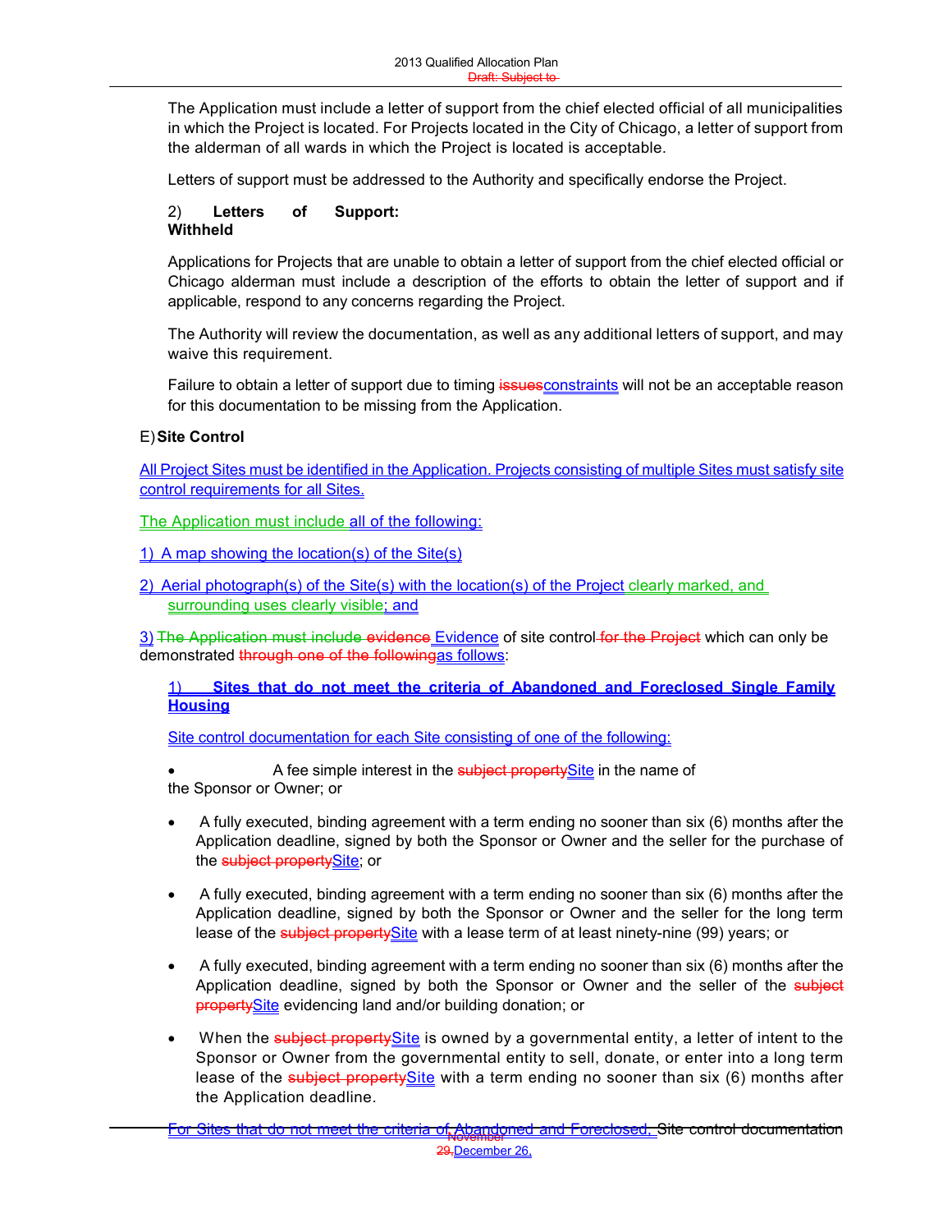The Application must include a letter of support from the chief elected official of all municipalities in which the Project is located. For Projects located in the City of Chicago, a letter of support from the alderman of all wards in which the Project is located is acceptable.

Letters of support must be addressed to the Authority and specifically endorse the Project.

2) **Letters of Support: Withheld**

Applications for Projects that are unable to obtain a letter of support from the chief elected official or Chicago alderman must include a description of the efforts to obtain the letter of support and if applicable, respond to any concerns regarding the Project.

The Authority will review the documentation, as well as any additional letters of support, and may waive this requirement.

Failure to obtain a letter of support due to timing ~~issues~~constraints will not be an acceptable reason for this documentation to be missing from the Application.

E) **Site Control**

All Project Sites must be identified in the Application. Projects consisting of multiple Sites must satisfy site control requirements for all Sites.

The Application must include all of the following:

1) A map showing the location(s) of the Site(s)

2) Aerial photograph(s) of the Site(s) with the location(s) of the Project clearly marked, and surrounding uses clearly visible; and

3) ~~The Application must include evidence~~ Evidence of site control ~~for the Project~~ which can only be demonstrated ~~through one of the following~~as follows:

1) **Sites that do not meet the criteria of Abandoned and Foreclosed Single Family Housing**

Site control documentation for each Site consisting of one of the following:

- A fee simple interest in the ~~subject property~~Site in the name of the Sponsor or Owner; or

- A fully executed, binding agreement with a term ending no sooner than six (6) months after the Application deadline, signed by both the Sponsor or Owner and the seller for the purchase of the ~~subject property~~Site; or

- A fully executed, binding agreement with a term ending no sooner than six (6) months after the Application deadline, signed by both the Sponsor or Owner and the seller for the long term lease of the ~~subject property~~Site with a lease term of at least ninety-nine (99) years; or

- A fully executed, binding agreement with a term ending no sooner than six (6) months after the Application deadline, signed by both the Sponsor or Owner and the seller of the ~~subject property~~Site evidencing land and/or building donation; or

- When the ~~subject property~~Site is owned by a governmental entity, a letter of intent to the Sponsor or Owner from the governmental entity to sell, donate, or enter into a long term lease of the ~~subject property~~Site with a term ending no sooner than six (6) months after the Application deadline.

For Sites that do not meet the criteria of Abandoned and Foreclosed, Site control documentation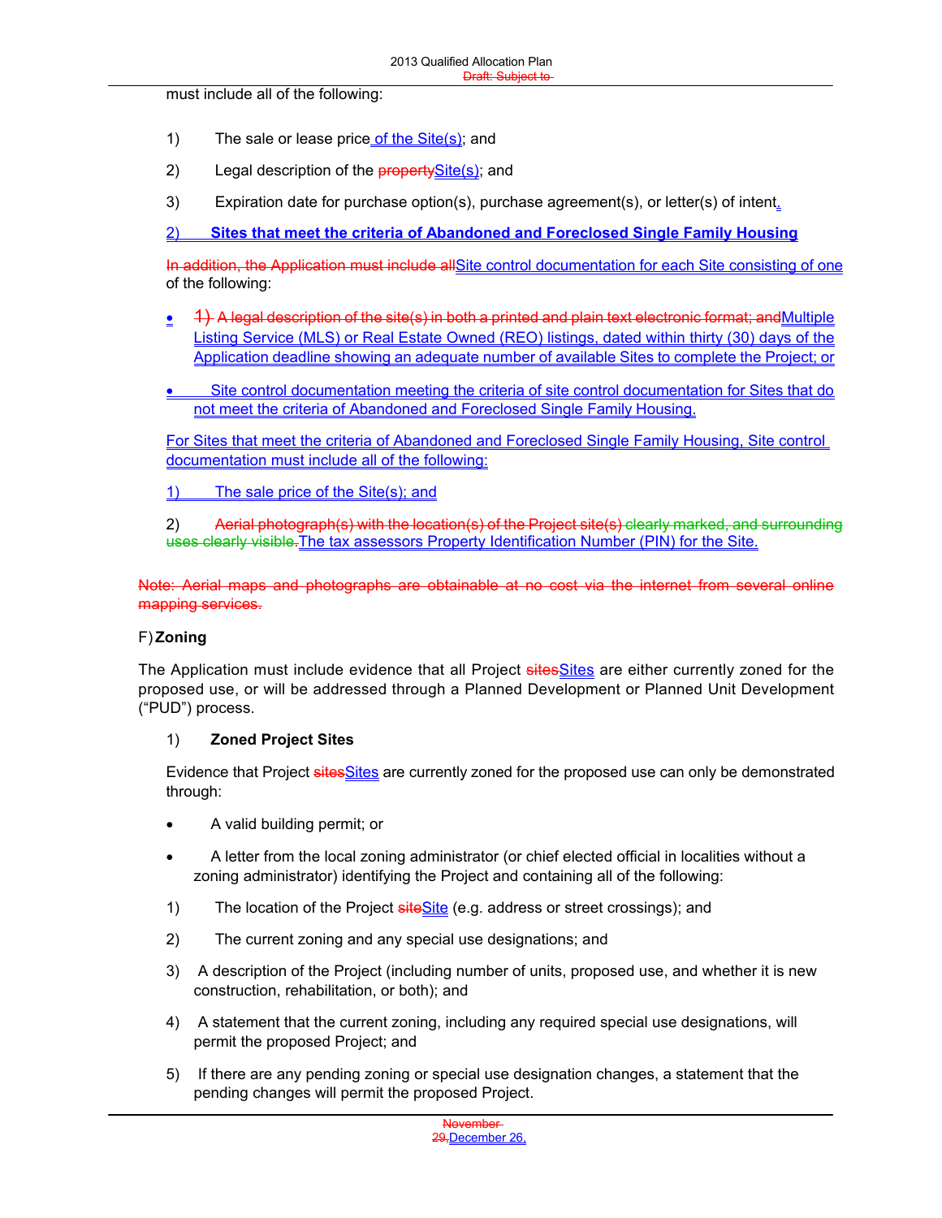must include all of the following:

1) The sale or lease price of the Site(s); and

2) Legal description of the ~~property~~Site(s); and

3) Expiration date for purchase option(s), purchase agreement(s), or letter(s) of intent.

**2) Sites that meet the criteria of Abandoned and Foreclosed Single Family Housing**

~~In addition, the Application must include all~~Site control documentation for each Site consisting of one of the following:

- ~~1) A legal description of the site(s) in both a printed and plain text electronic format; and~~Multiple Listing Service (MLS) or Real Estate Owned (REO) listings, dated within thirty (30) days of the Application deadline showing an adequate number of available Sites to complete the Project; or
- Site control documentation meeting the criteria of site control documentation for Sites that do not meet the criteria of Abandoned and Foreclosed Single Family Housing.

For Sites that meet the criteria of Abandoned and Foreclosed Single Family Housing, Site control documentation must include all of the following:

1) The sale price of the Site(s); and

2) ~~Aerial photograph(s) with the location(s) of the Project site(s) clearly marked, and surrounding uses clearly visible.~~The tax assessors Property Identification Number (PIN) for the Site.

~~Note: Aerial maps and photographs are obtainable at no cost via the internet from several online mapping services.~~

F) **Zoning**

The Application must include evidence that all Project ~~sites~~Sites are either currently zoned for the proposed use, or will be addressed through a Planned Development or Planned Unit Development ("PUD") process.

1) **Zoned Project Sites**

Evidence that Project ~~sites~~Sites are currently zoned for the proposed use can only be demonstrated through:

- A valid building permit; or
- A letter from the local zoning administrator (or chief elected official in localities without a zoning administrator) identifying the Project and containing all of the following:

1) The location of the Project ~~site~~Site (e.g. address or street crossings); and

2) The current zoning and any special use designations; and

3) A description of the Project (including number of units, proposed use, and whether it is new construction, rehabilitation, or both); and

4) A statement that the current zoning, including any required special use designations, will permit the proposed Project; and

5) If there are any pending zoning or special use designation changes, a statement that the pending changes will permit the proposed Project.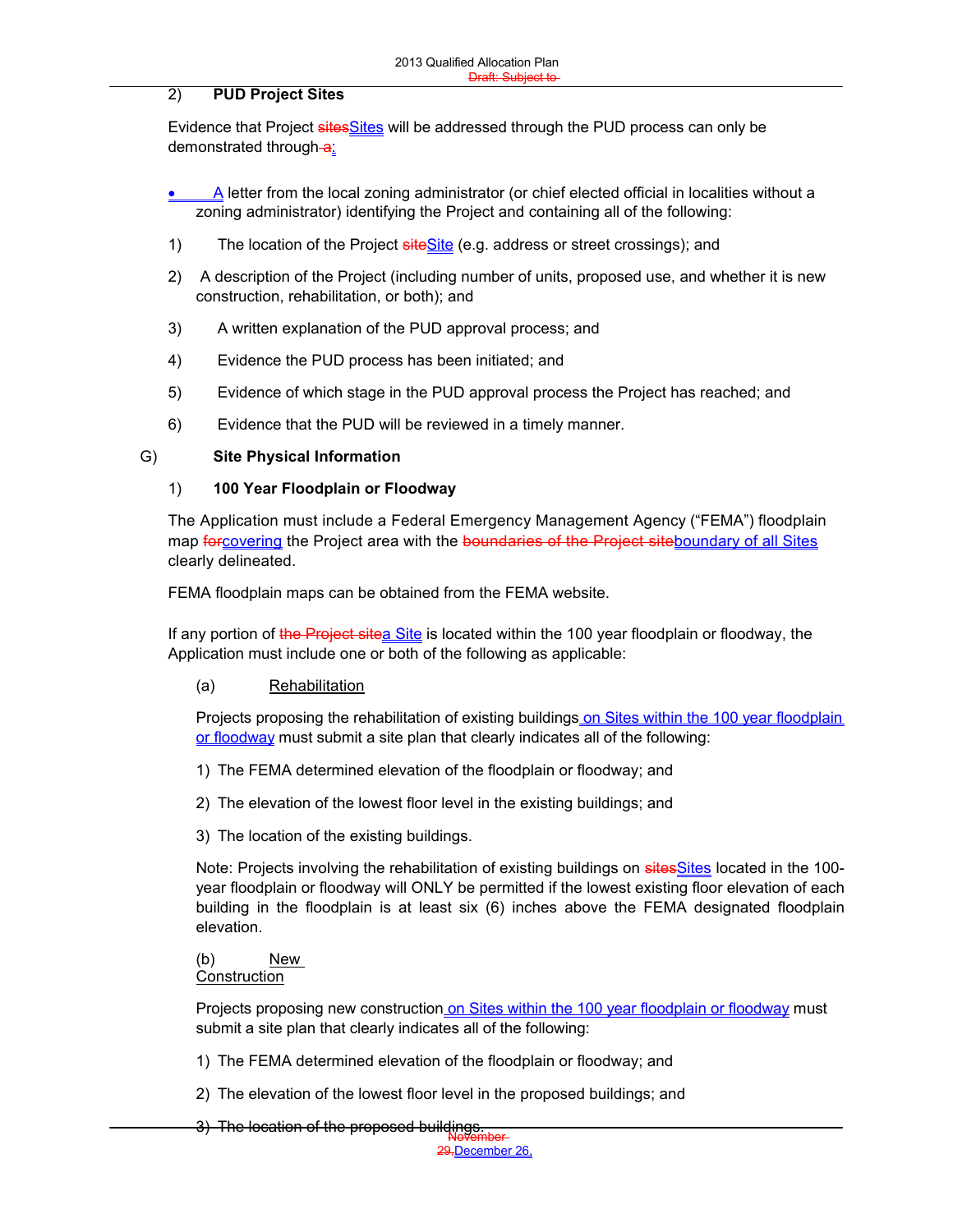2) **PUD Project Sites**

Evidence that Project ~~sites~~Sites will be addressed through the PUD process can only be demonstrated through~~ a~~:

- A letter from the local zoning administrator (or chief elected official in localities without a zoning administrator) identifying the Project and containing all of the following:

1) The location of the Project ~~site~~Site (e.g. address or street crossings); and

2) A description of the Project (including number of units, proposed use, and whether it is new construction, rehabilitation, or both); and

3) A written explanation of the PUD approval process; and

4) Evidence the PUD process has been initiated; and

5) Evidence of which stage in the PUD approval process the Project has reached; and

6) Evidence that the PUD will be reviewed in a timely manner.

G) **Site Physical Information**

1) **100 Year Floodplain or Floodway**

The Application must include a Federal Emergency Management Agency ("FEMA") floodplain map ~~for~~covering the Project area with the ~~boundaries of the Project site~~boundary of all Sites clearly delineated.

FEMA floodplain maps can be obtained from the FEMA website.

If any portion of ~~the Project site~~a Site is located within the 100 year floodplain or floodway, the Application must include one or both of the following as applicable:

(a) Rehabilitation

Projects proposing the rehabilitation of existing buildings on Sites within the 100 year floodplain or floodway must submit a site plan that clearly indicates all of the following:

1) The FEMA determined elevation of the floodplain or floodway; and

2) The elevation of the lowest floor level in the existing buildings; and

3) The location of the existing buildings.

Note: Projects involving the rehabilitation of existing buildings on ~~sites~~Sites located in the 100-year floodplain or floodway will ONLY be permitted if the lowest existing floor elevation of each building in the floodplain is at least six (6) inches above the FEMA designated floodplain elevation.

(b) New Construction

Projects proposing new construction on Sites within the 100 year floodplain or floodway must submit a site plan that clearly indicates all of the following:

1) The FEMA determined elevation of the floodplain or floodway; and

2) The elevation of the lowest floor level in the proposed buildings; and

3) The location of the proposed buildings.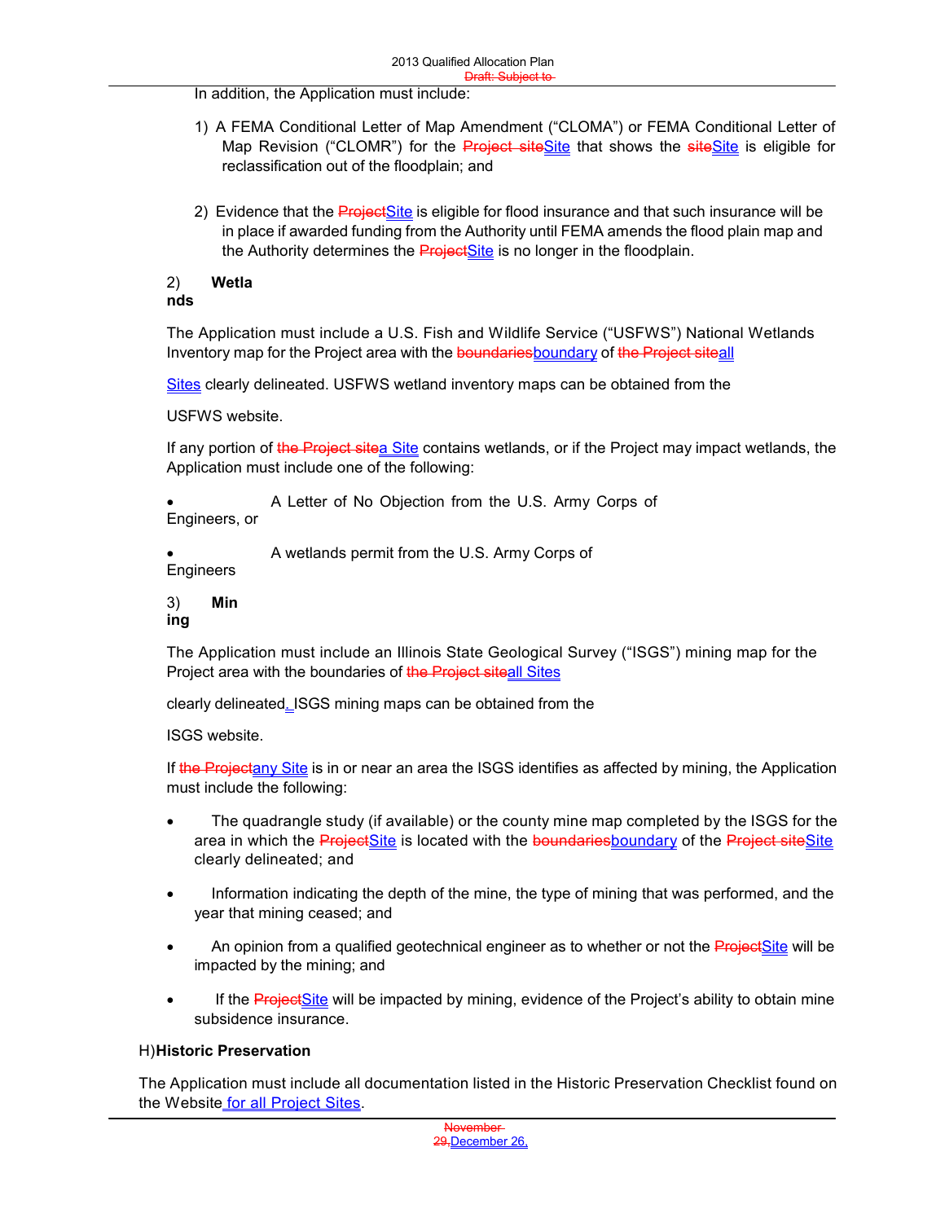In addition, the Application must include:

1) A FEMA Conditional Letter of Map Amendment ("CLOMA") or FEMA Conditional Letter of Map Revision ("CLOMR") for the ~~Project site~~Site that shows the ~~site~~Site is eligible for reclassification out of the floodplain; and

2) Evidence that the ~~Project~~Site is eligible for flood insurance and that such insurance will be in place if awarded funding from the Authority until FEMA amends the flood plain map and the Authority determines the ~~Project~~Site is no longer in the floodplain.

2) **Wetlands**

The Application must include a U.S. Fish and Wildlife Service ("USFWS") National Wetlands Inventory map for the Project area with the ~~boundaries~~boundary of ~~the Project site~~all Sites clearly delineated. USFWS wetland inventory maps can be obtained from the USFWS website.

If any portion of ~~the Project site~~a Site contains wetlands, or if the Project may impact wetlands, the Application must include one of the following:

- A Letter of No Objection from the U.S. Army Corps of Engineers, or
- A wetlands permit from the U.S. Army Corps of Engineers

3) **Mining**

The Application must include an Illinois State Geological Survey ("ISGS") mining map for the Project area with the boundaries of ~~the Project site~~all Sites clearly delineated. ISGS mining maps can be obtained from the ISGS website.

If ~~the Project~~any Site is in or near an area the ISGS identifies as affected by mining, the Application must include the following:

- The quadrangle study (if available) or the county mine map completed by the ISGS for the area in which the ~~Project~~Site is located with the ~~boundaries~~boundary of the ~~Project site~~Site clearly delineated; and
- Information indicating the depth of the mine, the type of mining that was performed, and the year that mining ceased; and
- An opinion from a qualified geotechnical engineer as to whether or not the ~~Project~~Site will be impacted by the mining; and
- If the ~~Project~~Site will be impacted by mining, evidence of the Project's ability to obtain mine subsidence insurance.

H) **Historic Preservation**

The Application must include all documentation listed in the Historic Preservation Checklist found on the Website for all Project Sites.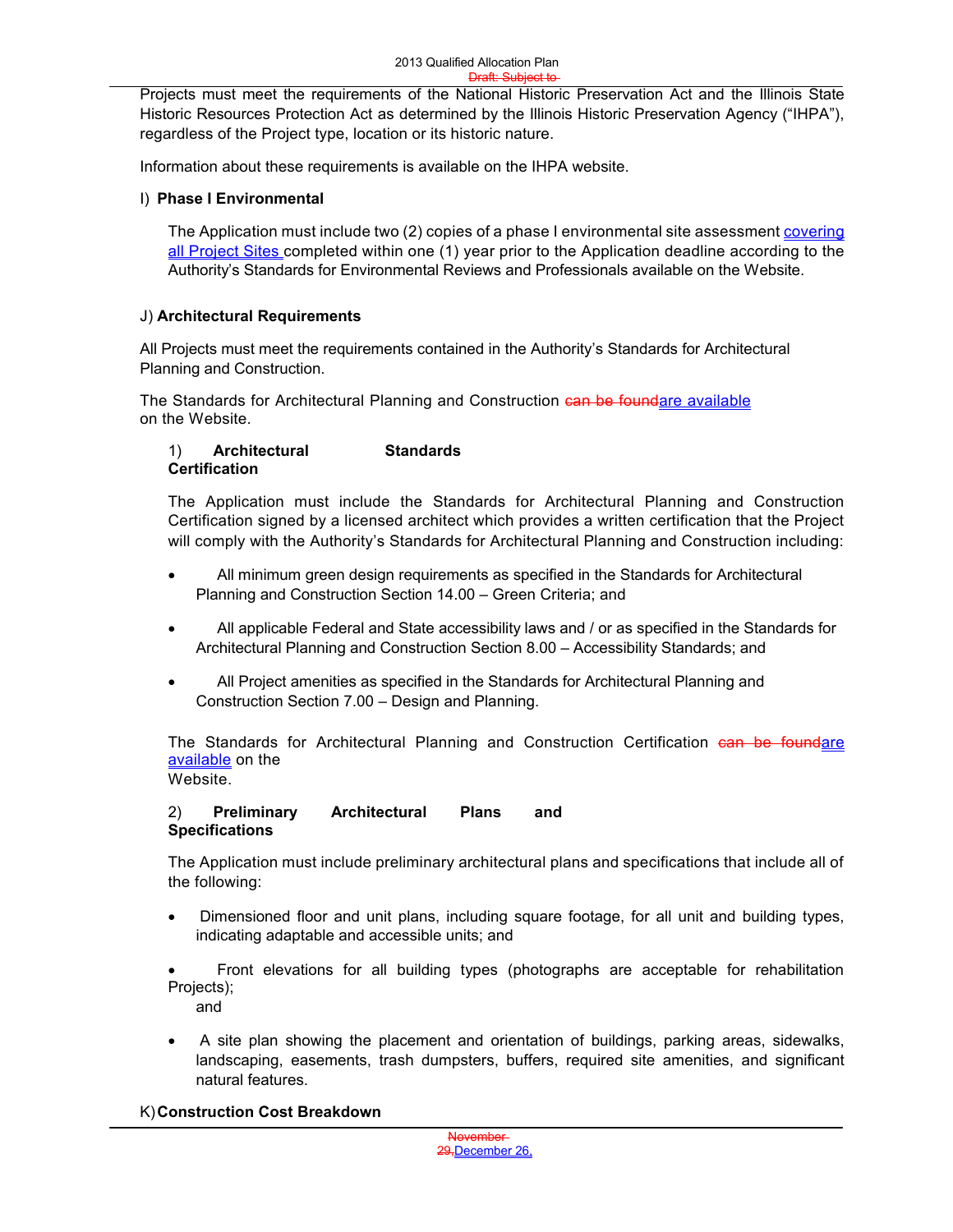Projects must meet the requirements of the National Historic Preservation Act and the Illinois State Historic Resources Protection Act as determined by the Illinois Historic Preservation Agency ("IHPA"), regardless of the Project type, location or its historic nature.

Information about these requirements is available on the IHPA website.

I) **Phase I Environmental**

The Application must include two (2) copies of a phase I environmental site assessment covering all Project Sites completed within one (1) year prior to the Application deadline according to the Authority's Standards for Environmental Reviews and Professionals available on the Website.

J) **Architectural Requirements**

All Projects must meet the requirements contained in the Authority's Standards for Architectural Planning and Construction.

The Standards for Architectural Planning and Construction ~~can be found~~are available on the Website.

1) **Architectural Standards Certification**

The Application must include the Standards for Architectural Planning and Construction Certification signed by a licensed architect which provides a written certification that the Project will comply with the Authority's Standards for Architectural Planning and Construction including:

- All minimum green design requirements as specified in the Standards for Architectural Planning and Construction Section 14.00 – Green Criteria; and
- All applicable Federal and State accessibility laws and / or as specified in the Standards for Architectural Planning and Construction Section 8.00 – Accessibility Standards; and
- All Project amenities as specified in the Standards for Architectural Planning and Construction Section 7.00 – Design and Planning.

The Standards for Architectural Planning and Construction Certification ~~can be found~~are available on the Website.

2) **Preliminary Architectural Plans and Specifications**

The Application must include preliminary architectural plans and specifications that include all of the following:

- Dimensioned floor and unit plans, including square footage, for all unit and building types, indicating adaptable and accessible units; and
- Front elevations for all building types (photographs are acceptable for rehabilitation Projects); and
- A site plan showing the placement and orientation of buildings, parking areas, sidewalks, landscaping, easements, trash dumpsters, buffers, required site amenities, and significant natural features.

K) **Construction Cost Breakdown**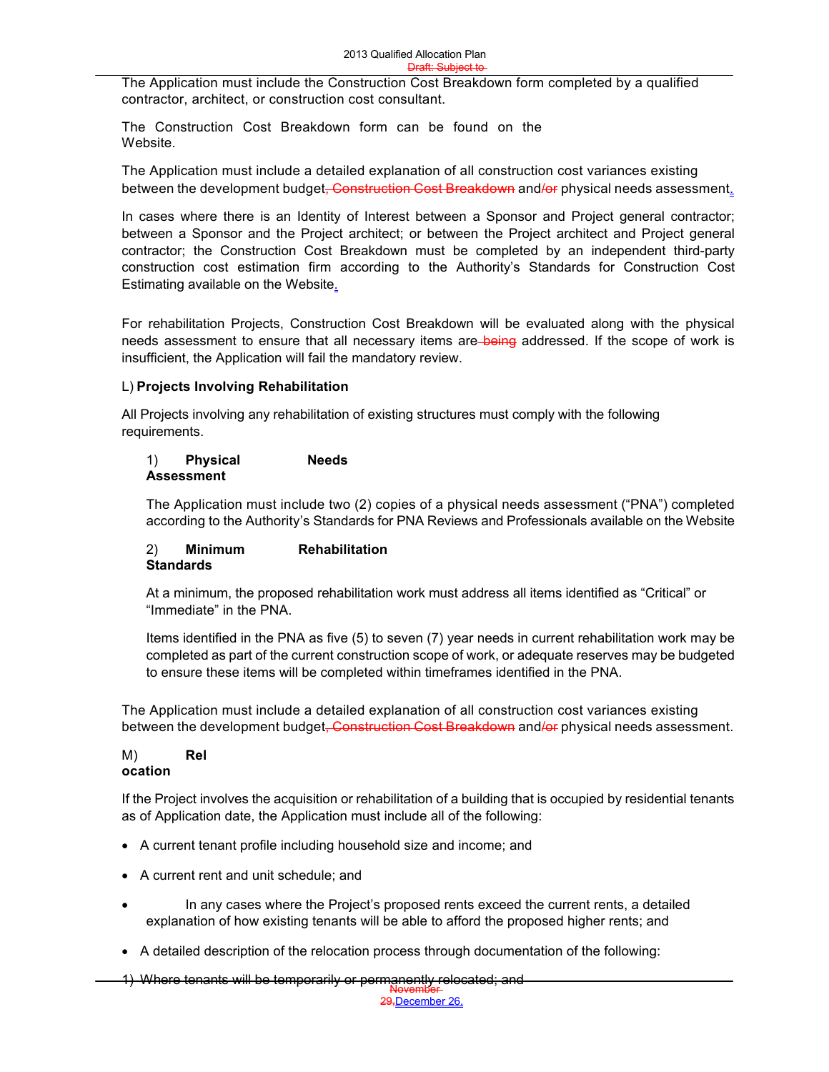The Application must include the Construction Cost Breakdown form completed by a qualified contractor, architect, or construction cost consultant.

The Construction Cost Breakdown form can be found on the Website.

The Application must include a detailed explanation of all construction cost variances existing between the development budget, Construction Cost Breakdown and/or physical needs assessment.

In cases where there is an Identity of Interest between a Sponsor and Project general contractor; between a Sponsor and the Project architect; or between the Project architect and Project general contractor; the Construction Cost Breakdown must be completed by an independent third-party construction cost estimation firm according to the Authority's Standards for Construction Cost Estimating available on the Website.

For rehabilitation Projects, Construction Cost Breakdown will be evaluated along with the physical needs assessment to ensure that all necessary items are being addressed. If the scope of work is insufficient, the Application will fail the mandatory review.

L) **Projects Involving Rehabilitation**

All Projects involving any rehabilitation of existing structures must comply with the following requirements.

1) **Physical Needs Assessment**

The Application must include two (2) copies of a physical needs assessment ("PNA") completed according to the Authority's Standards for PNA Reviews and Professionals available on the Website

2) **Minimum Rehabilitation Standards**

At a minimum, the proposed rehabilitation work must address all items identified as "Critical" or "Immediate" in the PNA.

Items identified in the PNA as five (5) to seven (7) year needs in current rehabilitation work may be completed as part of the current construction scope of work, or adequate reserves may be budgeted to ensure these items will be completed within timeframes identified in the PNA.

The Application must include a detailed explanation of all construction cost variances existing between the development budget, Construction Cost Breakdown and/or physical needs assessment.

M) **Relocation**

If the Project involves the acquisition or rehabilitation of a building that is occupied by residential tenants as of Application date, the Application must include all of the following:

- A current tenant profile including household size and income; and
- A current rent and unit schedule; and
- In any cases where the Project's proposed rents exceed the current rents, a detailed explanation of how existing tenants will be able to afford the proposed higher rents; and
- A detailed description of the relocation process through documentation of the following:

1) Where tenants will be temporarily or permanently relocated; and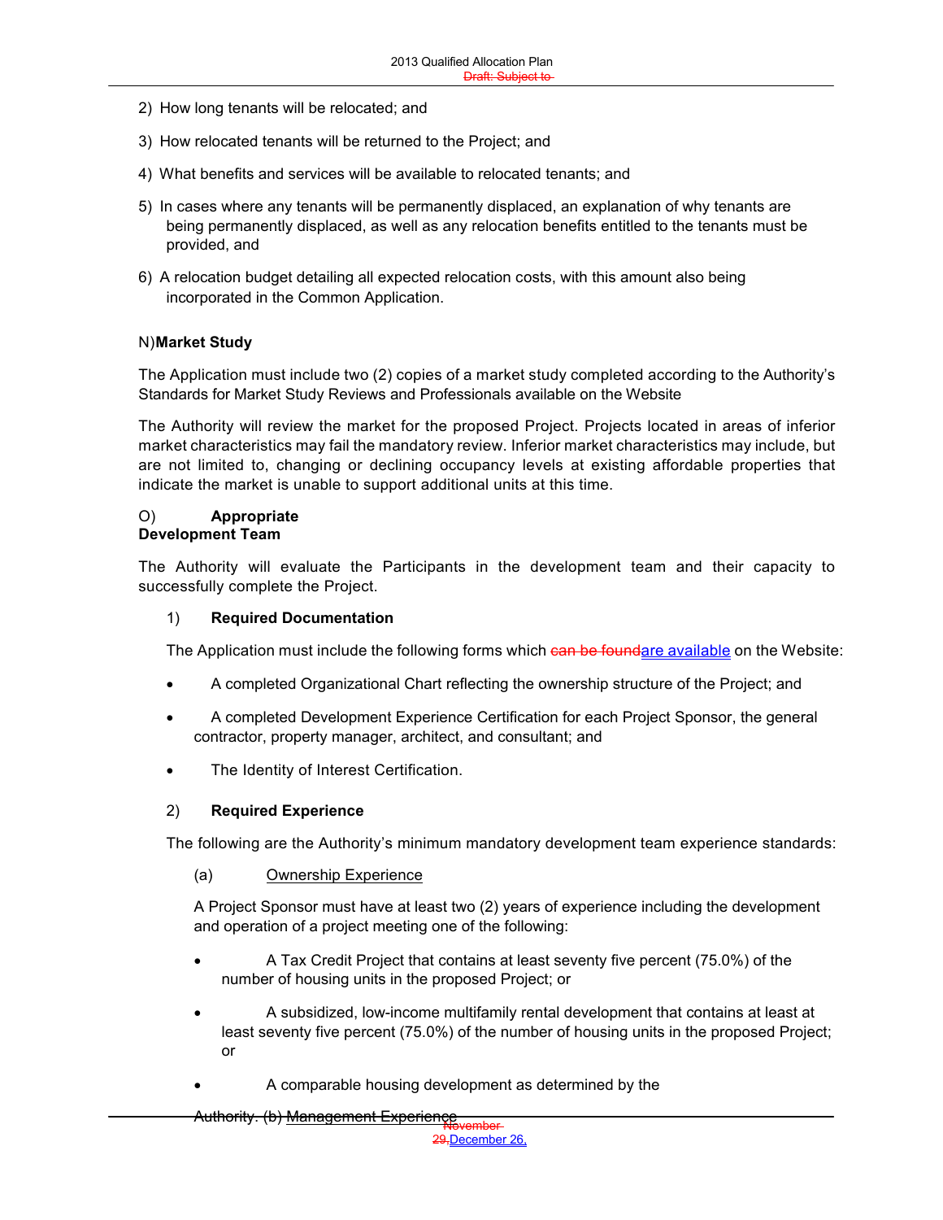2) How long tenants will be relocated; and

3) How relocated tenants will be returned to the Project; and

4) What benefits and services will be available to relocated tenants; and

5) In cases where any tenants will be permanently displaced, an explanation of why tenants are being permanently displaced, as well as any relocation benefits entitled to the tenants must be provided, and

6) A relocation budget detailing all expected relocation costs, with this amount also being incorporated in the Common Application.

N) **Market Study**

The Application must include two (2) copies of a market study completed according to the Authority's Standards for Market Study Reviews and Professionals available on the Website

The Authority will review the market for the proposed Project. Projects located in areas of inferior market characteristics may fail the mandatory review. Inferior market characteristics may include, but are not limited to, changing or declining occupancy levels at existing affordable properties that indicate the market is unable to support additional units at this time.

O) **Appropriate Development Team**

The Authority will evaluate the Participants in the development team and their capacity to successfully complete the Project.

1) **Required Documentation**

The Application must include the following forms which ~~can be found~~are available on the Website:

- A completed Organizational Chart reflecting the ownership structure of the Project; and
- A completed Development Experience Certification for each Project Sponsor, the general contractor, property manager, architect, and consultant; and
- The Identity of Interest Certification.

2) **Required Experience**

The following are the Authority's minimum mandatory development team experience standards:

(a) Ownership Experience

A Project Sponsor must have at least two (2) years of experience including the development and operation of a project meeting one of the following:

- A Tax Credit Project that contains at least seventy five percent (75.0%) of the number of housing units in the proposed Project; or
- A subsidized, low-income multifamily rental development that contains at least at least seventy five percent (75.0%) of the number of housing units in the proposed Project; or
- A comparable housing development as determined by the Authority.

(b) Management Experience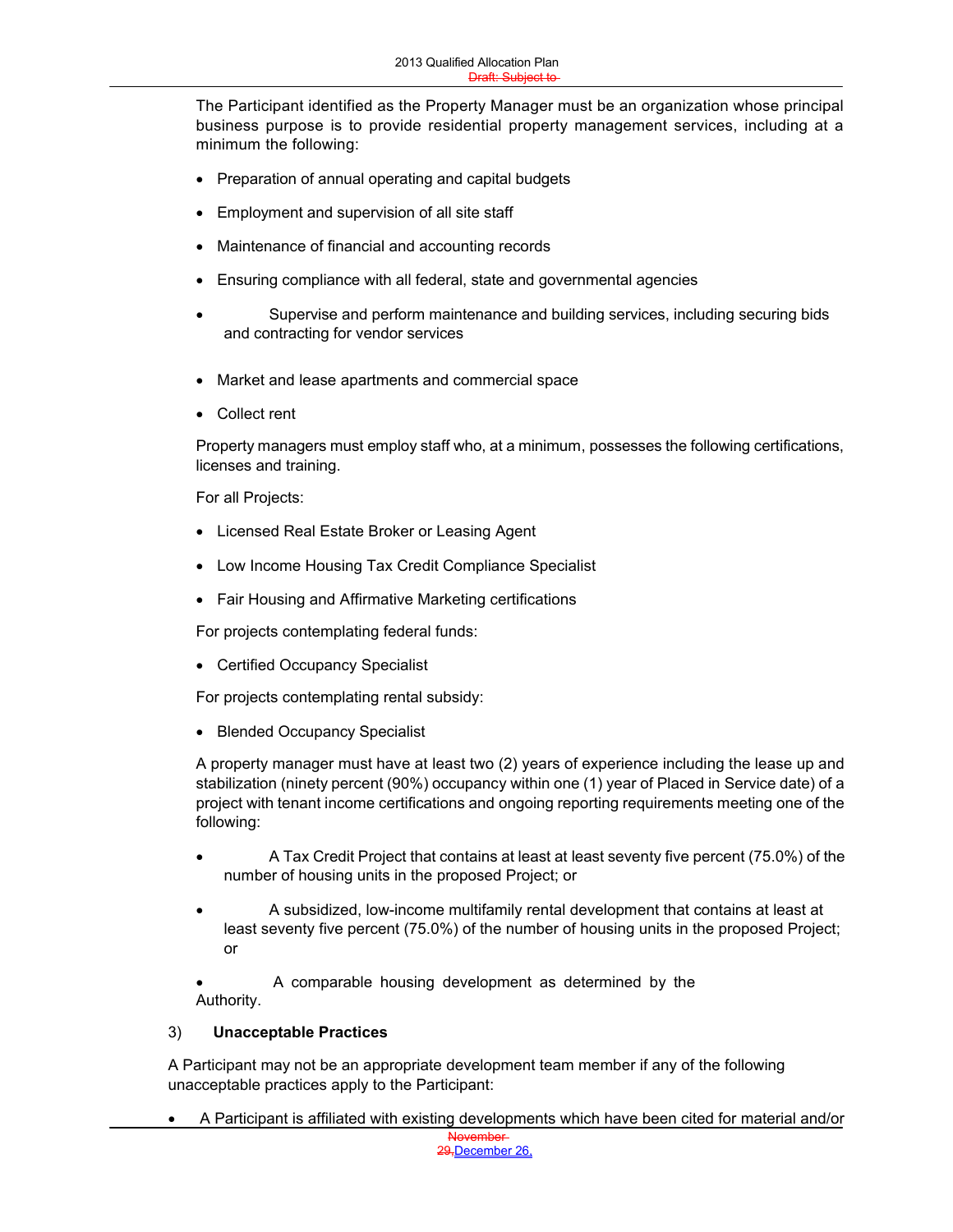The Participant identified as the Property Manager must be an organization whose principal business purpose is to provide residential property management services, including at a minimum the following:

- Preparation of annual operating and capital budgets
- Employment and supervision of all site staff
- Maintenance of financial and accounting records
- Ensuring compliance with all federal, state and governmental agencies
- Supervise and perform maintenance and building services, including securing bids and contracting for vendor services
- Market and lease apartments and commercial space
- Collect rent

Property managers must employ staff who, at a minimum, possesses the following certifications, licenses and training.

For all Projects:

- Licensed Real Estate Broker or Leasing Agent
- Low Income Housing Tax Credit Compliance Specialist
- Fair Housing and Affirmative Marketing certifications

For projects contemplating federal funds:

- Certified Occupancy Specialist

For projects contemplating rental subsidy:

- Blended Occupancy Specialist

A property manager must have at least two (2) years of experience including the lease up and stabilization (ninety percent (90%) occupancy within one (1) year of Placed in Service date) of a project with tenant income certifications and ongoing reporting requirements meeting one of the following:

- A Tax Credit Project that contains at least at least seventy five percent (75.0%) of the number of housing units in the proposed Project; or
- A subsidized, low-income multifamily rental development that contains at least at least seventy five percent (75.0%) of the number of housing units in the proposed Project; or
- A comparable housing development as determined by the Authority.

3) **Unacceptable Practices**

A Participant may not be an appropriate development team member if any of the following unacceptable practices apply to the Participant:

- A Participant is affiliated with existing developments which have been cited for material and/or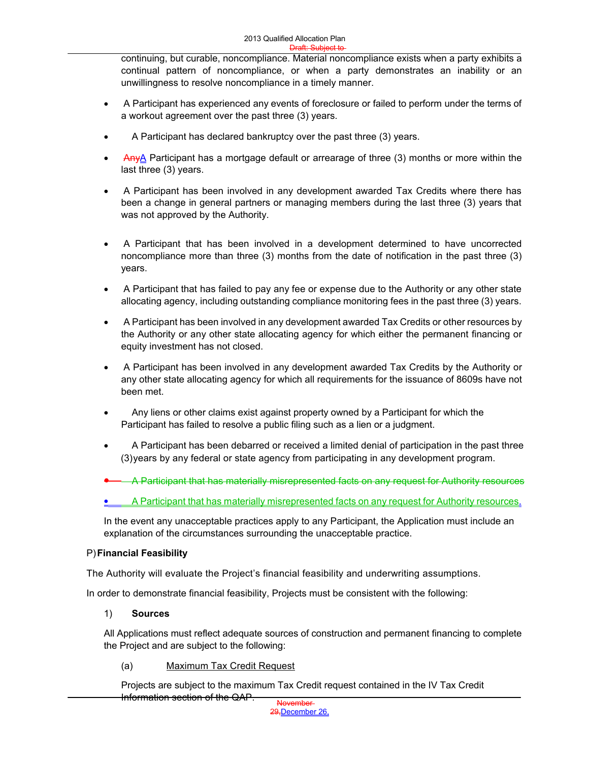continuing, but curable, noncompliance. Material noncompliance exists when a party exhibits a continual pattern of noncompliance, or when a party demonstrates an inability or an unwillingness to resolve noncompliance in a timely manner.

- A Participant has experienced any events of foreclosure or failed to perform under the terms of a workout agreement over the past three (3) years.
- A Participant has declared bankruptcy over the past three (3) years.
- ~~Any~~A Participant has a mortgage default or arrearage of three (3) months or more within the last three (3) years.
- A Participant has been involved in any development awarded Tax Credits where there has been a change in general partners or managing members during the last three (3) years that was not approved by the Authority.
- A Participant that has been involved in a development determined to have uncorrected noncompliance more than three (3) months from the date of notification in the past three (3) years.
- A Participant that has failed to pay any fee or expense due to the Authority or any other state allocating agency, including outstanding compliance monitoring fees in the past three (3) years.
- A Participant has been involved in any development awarded Tax Credits or other resources by the Authority or any other state allocating agency for which either the permanent financing or equity investment has not closed.
- A Participant has been involved in any development awarded Tax Credits by the Authority or any other state allocating agency for which all requirements for the issuance of 8609s have not been met.
- Any liens or other claims exist against property owned by a Participant for which the Participant has failed to resolve a public filing such as a lien or a judgment.
- A Participant has been debarred or received a limited denial of participation in the past three (3) years by any federal or state agency from participating in any development program.
- ~~A Participant that has materially misrepresented facts on any request for Authority resources~~
- A Participant that has materially misrepresented facts on any request for Authority resources.

In the event any unacceptable practices apply to any Participant, the Application must include an explanation of the circumstances surrounding the unacceptable practice.

P) **Financial Feasibility**

The Authority will evaluate the Project's financial feasibility and underwriting assumptions.

In order to demonstrate financial feasibility, Projects must be consistent with the following:

1) **Sources**

All Applications must reflect adequate sources of construction and permanent financing to complete the Project and are subject to the following:

(a) Maximum Tax Credit Request

Projects are subject to the maximum Tax Credit request contained in the IV Tax Credit Information section of the QAP.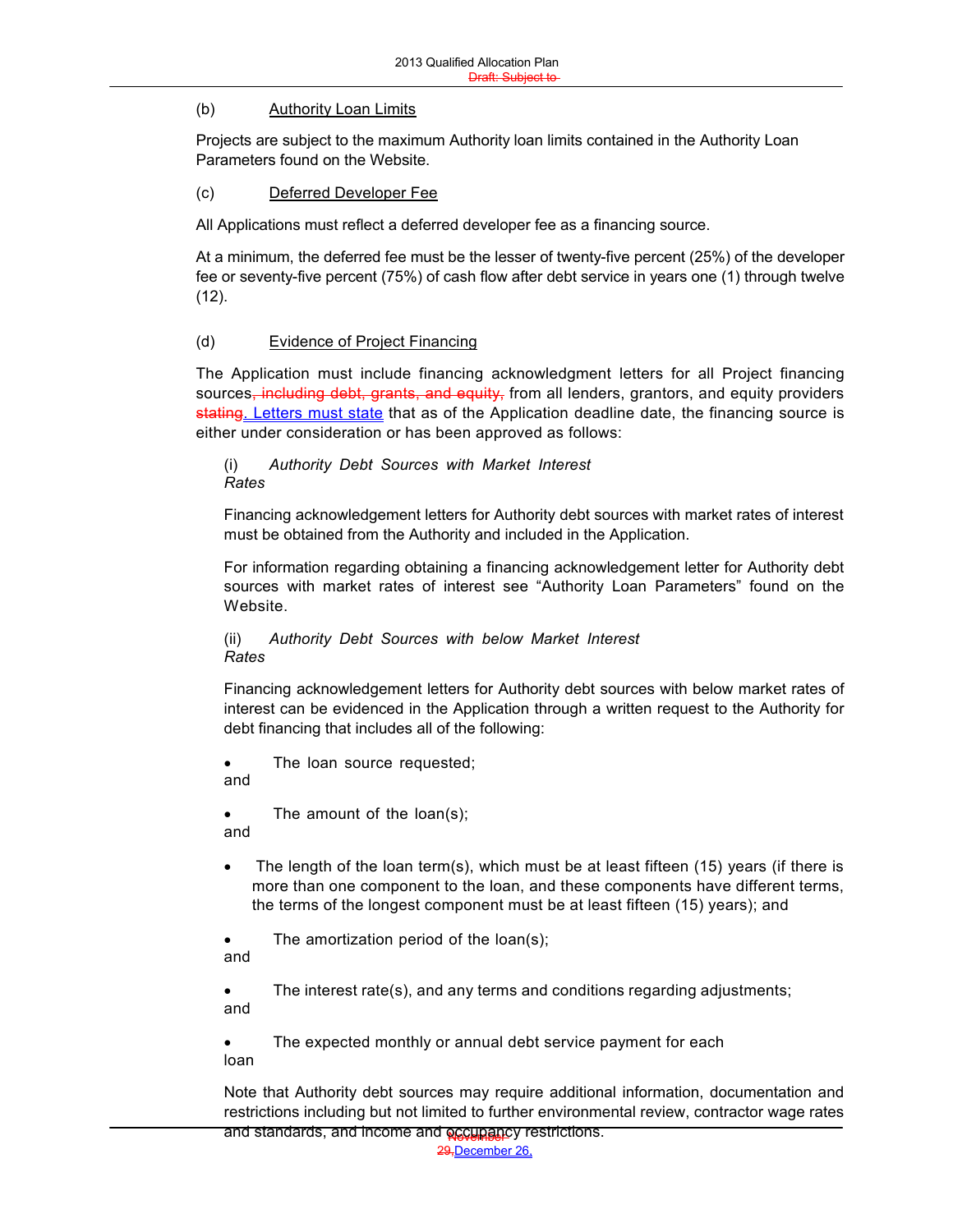(b) Authority Loan Limits

Projects are subject to the maximum Authority loan limits contained in the Authority Loan Parameters found on the Website.

(c) Deferred Developer Fee

All Applications must reflect a deferred developer fee as a financing source.

At a minimum, the deferred fee must be the lesser of twenty-five percent (25%) of the developer fee or seventy-five percent (75%) of cash flow after debt service in years one (1) through twelve (12).

(d) Evidence of Project Financing

The Application must include financing acknowledgment letters for all Project financing sources~~, including debt, grants, and equity,~~ from all lenders, grantors, and equity providers ~~stating~~. Letters must state that as of the Application deadline date, the financing source is either under consideration or has been approved as follows:

(i) *Authority Debt Sources with Market Interest Rates*

Financing acknowledgement letters for Authority debt sources with market rates of interest must be obtained from the Authority and included in the Application.

For information regarding obtaining a financing acknowledgement letter for Authority debt sources with market rates of interest see "Authority Loan Parameters" found on the Website.

(ii) *Authority Debt Sources with below Market Interest Rates*

Financing acknowledgement letters for Authority debt sources with below market rates of interest can be evidenced in the Application through a written request to the Authority for debt financing that includes all of the following:

- The loan source requested; and
- The amount of the loan(s); and
- The length of the loan term(s), which must be at least fifteen (15) years (if there is more than one component to the loan, and these components have different terms, the terms of the longest component must be at least fifteen (15) years); and
- The amortization period of the loan(s); and
- The interest rate(s), and any terms and conditions regarding adjustments; and
- The expected monthly or annual debt service payment for each loan

Note that Authority debt sources may require additional information, documentation and restrictions including but not limited to further environmental review, contractor wage rates and standards, and income and occupancy restrictions.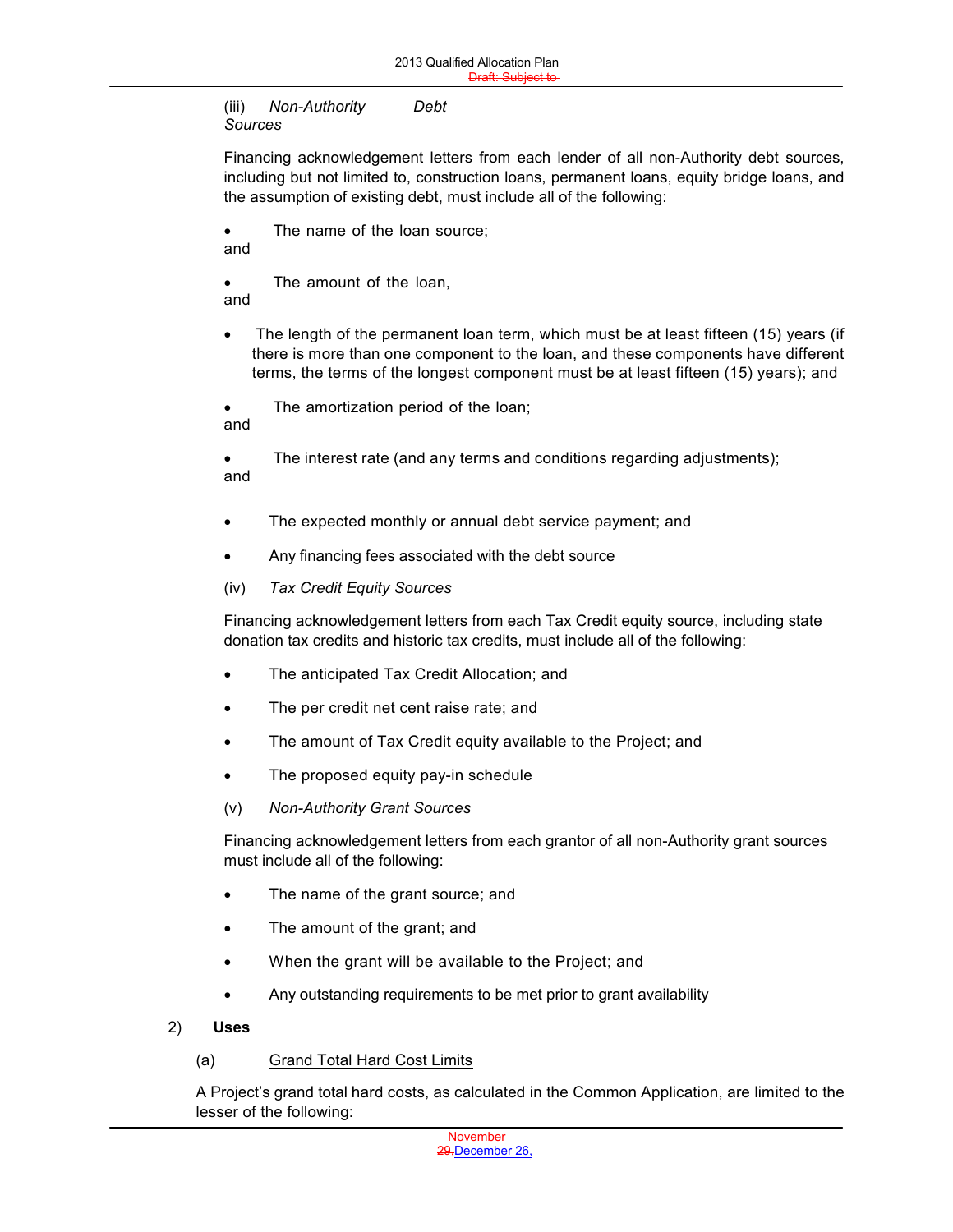(iii) *Non-Authority Debt Sources*

Financing acknowledgement letters from each lender of all non-Authority debt sources, including but not limited to, construction loans, permanent loans, equity bridge loans, and the assumption of existing debt, must include all of the following:

- The name of the loan source; and
- The amount of the loan, and
- The length of the permanent loan term, which must be at least fifteen (15) years (if there is more than one component to the loan, and these components have different terms, the terms of the longest component must be at least fifteen (15) years); and
- The amortization period of the loan; and
- The interest rate (and any terms and conditions regarding adjustments); and
- The expected monthly or annual debt service payment; and
- Any financing fees associated with the debt source

(iv) *Tax Credit Equity Sources*

Financing acknowledgement letters from each Tax Credit equity source, including state donation tax credits and historic tax credits, must include all of the following:

- The anticipated Tax Credit Allocation; and
- The per credit net cent raise rate; and
- The amount of Tax Credit equity available to the Project; and
- The proposed equity pay-in schedule

(v) *Non-Authority Grant Sources*

Financing acknowledgement letters from each grantor of all non-Authority grant sources must include all of the following:

- The name of the grant source; and
- The amount of the grant; and
- When the grant will be available to the Project; and
- Any outstanding requirements to be met prior to grant availability

2) **Uses**

(a) Grand Total Hard Cost Limits

A Project's grand total hard costs, as calculated in the Common Application, are limited to the lesser of the following: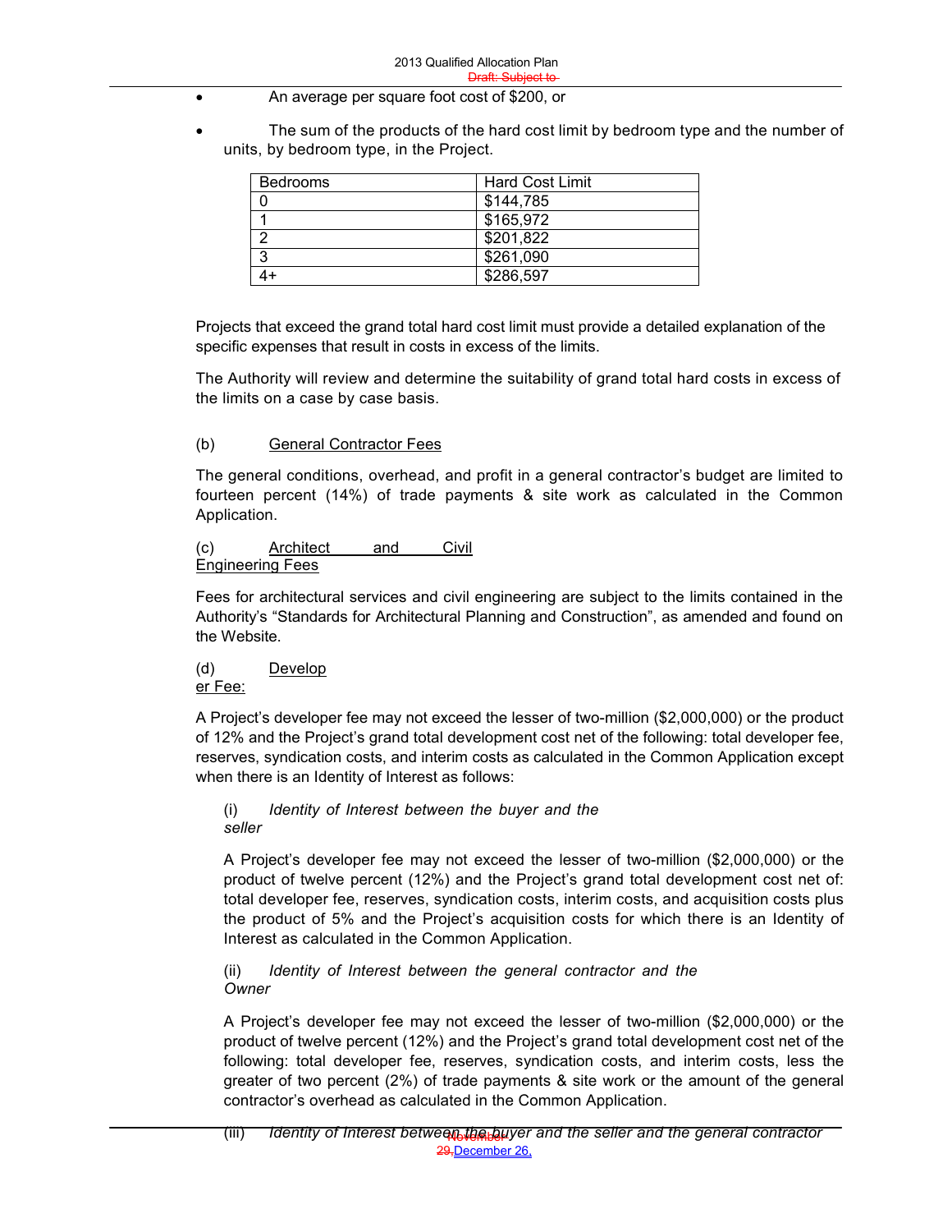- An average per square foot cost of $200, or
- The sum of the products of the hard cost limit by bedroom type and the number of units, by bedroom type, in the Project.

| Bedrooms | Hard Cost Limit |
|---|---|
| 0 | $144,785 |
| 1 | $165,972 |
| 2 | $201,822 |
| 3 | $261,090 |
| 4+ | $286,597 |

Projects that exceed the grand total hard cost limit must provide a detailed explanation of the specific expenses that result in costs in excess of the limits.

The Authority will review and determine the suitability of grand total hard costs in excess of the limits on a case by case basis.

(b) General Contractor Fees

The general conditions, overhead, and profit in a general contractor's budget are limited to fourteen percent (14%) of trade payments & site work as calculated in the Common Application.

(c) Architect and Civil Engineering Fees

Fees for architectural services and civil engineering are subject to the limits contained in the Authority's "Standards for Architectural Planning and Construction", as amended and found on the Website.

(d) Developer Fee:

A Project's developer fee may not exceed the lesser of two-million ($2,000,000) or the product of 12% and the Project's grand total development cost net of the following: total developer fee, reserves, syndication costs, and interim costs as calculated in the Common Application except when there is an Identity of Interest as follows:

(i) *Identity of Interest between the buyer and the seller*

A Project's developer fee may not exceed the lesser of two-million ($2,000,000) or the product of twelve percent (12%) and the Project's grand total development cost net of: total developer fee, reserves, syndication costs, interim costs, and acquisition costs plus the product of 5% and the Project's acquisition costs for which there is an Identity of Interest as calculated in the Common Application.

(ii) *Identity of Interest between the general contractor and the Owner*

A Project's developer fee may not exceed the lesser of two-million ($2,000,000) or the product of twelve percent (12%) and the Project's grand total development cost net of the following: total developer fee, reserves, syndication costs, and interim costs, less the greater of two percent (2%) of trade payments & site work or the amount of the general contractor's overhead as calculated in the Common Application.

(iii) *Identity of Interest between the buyer and the seller and the general contractor*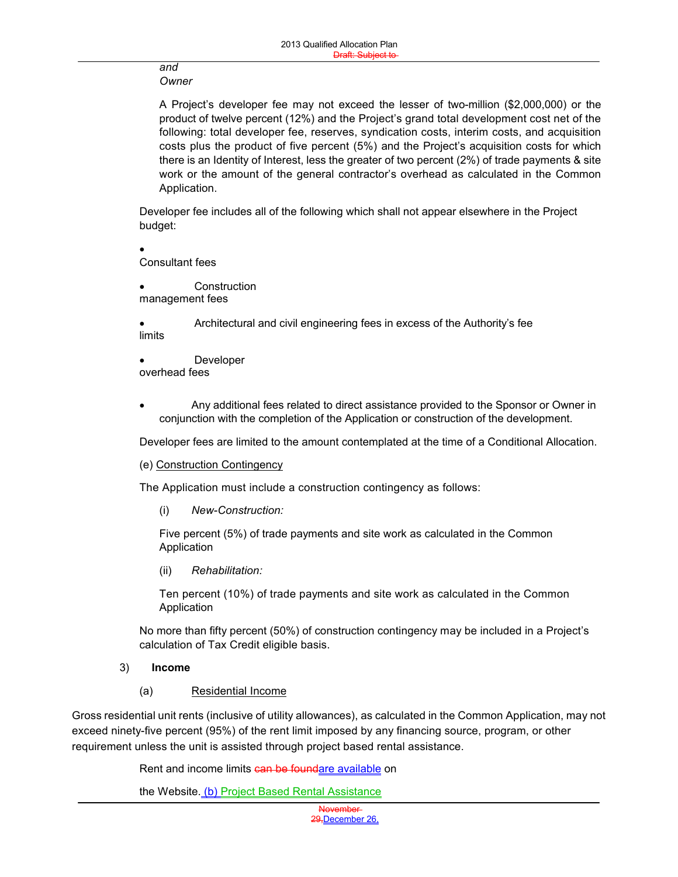*and Owner*

A Project's developer fee may not exceed the lesser of two-million ($2,000,000) or the product of twelve percent (12%) and the Project's grand total development cost net of the following: total developer fee, reserves, syndication costs, interim costs, and acquisition costs plus the product of five percent (5%) and the Project's acquisition costs for which there is an Identity of Interest, less the greater of two percent (2%) of trade payments & site work or the amount of the general contractor's overhead as calculated in the Common Application.

Developer fee includes all of the following which shall not appear elsewhere in the Project budget:

- Consultant fees
- Construction management fees
- Architectural and civil engineering fees in excess of the Authority's fee limits
- Developer overhead fees
- Any additional fees related to direct assistance provided to the Sponsor or Owner in conjunction with the completion of the Application or construction of the development.

Developer fees are limited to the amount contemplated at the time of a Conditional Allocation.

(e) Construction Contingency

The Application must include a construction contingency as follows:

(i) *New-Construction:*

Five percent (5%) of trade payments and site work as calculated in the Common Application

(ii) *Rehabilitation:*

Ten percent (10%) of trade payments and site work as calculated in the Common Application

No more than fifty percent (50%) of construction contingency may be included in a Project's calculation of Tax Credit eligible basis.

3) **Income**

(a) Residential Income

Gross residential unit rents (inclusive of utility allowances), as calculated in the Common Application, may not exceed ninety-five percent (95%) of the rent limit imposed by any financing source, program, or other requirement unless the unit is assisted through project based rental assistance.

Rent and income limits ~~can be found~~are available on the Website.

(b) Project Based Rental Assistance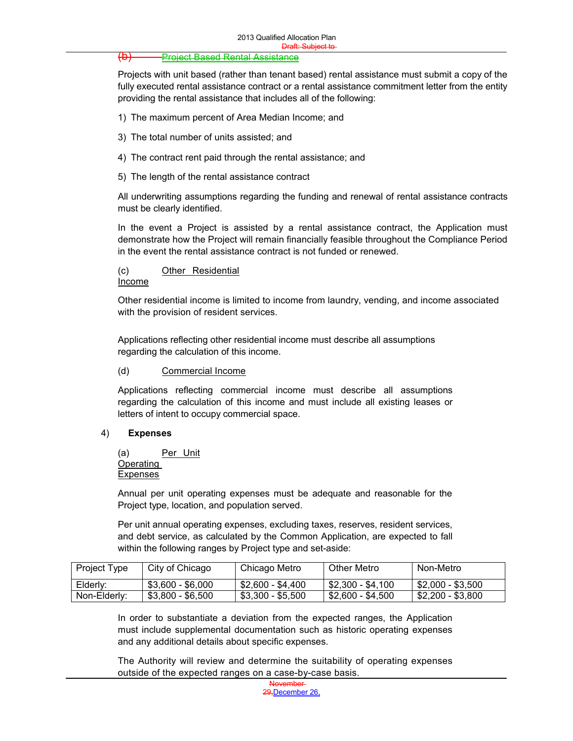(b) Project Based Rental Assistance

Projects with unit based (rather than tenant based) rental assistance must submit a copy of the fully executed rental assistance contract or a rental assistance commitment letter from the entity providing the rental assistance that includes all of the following:

1) The maximum percent of Area Median Income; and

3) The total number of units assisted; and

4) The contract rent paid through the rental assistance; and

5) The length of the rental assistance contract

All underwriting assumptions regarding the funding and renewal of rental assistance contracts must be clearly identified.

In the event a Project is assisted by a rental assistance contract, the Application must demonstrate how the Project will remain financially feasible throughout the Compliance Period in the event the rental assistance contract is not funded or renewed.

(c) Other Residential Income

Other residential income is limited to income from laundry, vending, and income associated with the provision of resident services.

Applications reflecting other residential income must describe all assumptions regarding the calculation of this income.

(d) Commercial Income

Applications reflecting commercial income must describe all assumptions regarding the calculation of this income and must include all existing leases or letters of intent to occupy commercial space.

4) **Expenses**

(a) Per Unit Operating Expenses

Annual per unit operating expenses must be adequate and reasonable for the Project type, location, and population served.

Per unit annual operating expenses, excluding taxes, reserves, resident services, and debt service, as calculated by the Common Application, are expected to fall within the following ranges by Project type and set-aside:

| Project Type | City of Chicago | Chicago Metro | Other Metro | Non-Metro |
|---|---|---|---|---|
| Elderly: | $3,600 - $6,000 | $2,600 - $4,400 | $2,300 - $4,100 | $2,000 - $3,500 |
| Non-Elderly: | $3,800 - $6,500 | $3,300 - $5,500 | $2,600 - $4,500 | $2,200 - $3,800 |

In order to substantiate a deviation from the expected ranges, the Application must include supplemental documentation such as historic operating expenses and any additional details about specific expenses.

The Authority will review and determine the suitability of operating expenses outside of the expected ranges on a case-by-case basis.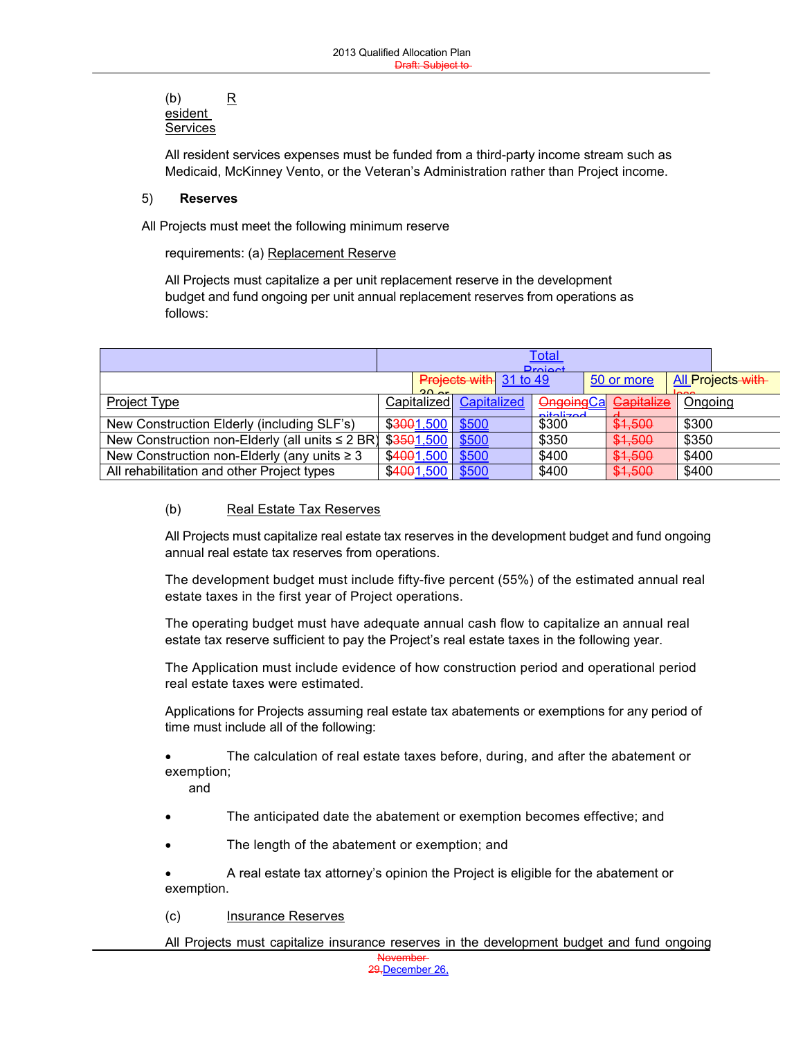(b) Resident Services

All resident services expenses must be funded from a third-party income stream such as Medicaid, McKinney Vento, or the Veteran's Administration rather than Project income.

5) **Reserves**

All Projects must meet the following minimum reserve requirements: (a) Replacement Reserve

All Projects must capitalize a per unit replacement reserve in the development budget and fund ongoing per unit annual replacement reserves from operations as follows:

| | Total Project | | | | |
|---|---|---|---|---|---|
| | Projects with 30 or | 31 to 49 | | 50 or more | All Projects with less |
| Project Type | Capitalized | Capitalized | OngoingCapitalized | Capitalized | Ongoing |
| New Construction Elderly (including SLF's) | $3001,500 | $500 | $300 | $1,500 | $300 |
| New Construction non-Elderly (all units ≤ 2 BR) | $3501,500 | $500 | $350 | $1,500 | $350 |
| New Construction non-Elderly (any units ≥ 3 | $4001,500 | $500 | $400 | $1,500 | $400 |
| All rehabilitation and other Project types | $4001,500 | $500 | $400 | $1,500 | $400 |

(b) Real Estate Tax Reserves

All Projects must capitalize real estate tax reserves in the development budget and fund ongoing annual real estate tax reserves from operations.

The development budget must include fifty-five percent (55%) of the estimated annual real estate taxes in the first year of Project operations.

The operating budget must have adequate annual cash flow to capitalize an annual real estate tax reserve sufficient to pay the Project's real estate taxes in the following year.

The Application must include evidence of how construction period and operational period real estate taxes were estimated.

Applications for Projects assuming real estate tax abatements or exemptions for any period of time must include all of the following:

- The calculation of real estate taxes before, during, and after the abatement or exemption; and
- The anticipated date the abatement or exemption becomes effective; and
- The length of the abatement or exemption; and
- A real estate tax attorney's opinion the Project is eligible for the abatement or exemption.

(c) Insurance Reserves

All Projects must capitalize insurance reserves in the development budget and fund ongoing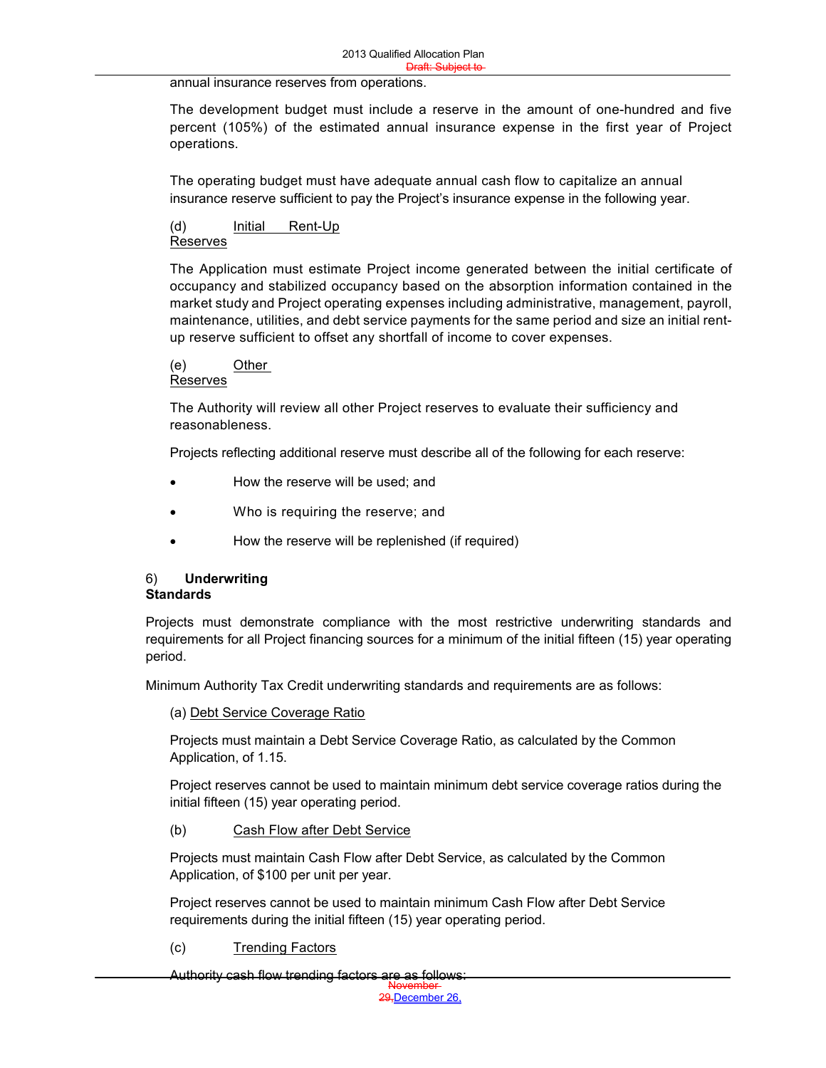annual insurance reserves from operations.

The development budget must include a reserve in the amount of one-hundred and five percent (105%) of the estimated annual insurance expense in the first year of Project operations.

The operating budget must have adequate annual cash flow to capitalize an annual insurance reserve sufficient to pay the Project's insurance expense in the following year.

(d) Initial Rent-Up Reserves

The Application must estimate Project income generated between the initial certificate of occupancy and stabilized occupancy based on the absorption information contained in the market study and Project operating expenses including administrative, management, payroll, maintenance, utilities, and debt service payments for the same period and size an initial rent-up reserve sufficient to offset any shortfall of income to cover expenses.

(e) Other Reserves

The Authority will review all other Project reserves to evaluate their sufficiency and reasonableness.

Projects reflecting additional reserve must describe all of the following for each reserve:

- How the reserve will be used; and
- Who is requiring the reserve; and
- How the reserve will be replenished (if required)

6) **Underwriting Standards**

Projects must demonstrate compliance with the most restrictive underwriting standards and requirements for all Project financing sources for a minimum of the initial fifteen (15) year operating period.

Minimum Authority Tax Credit underwriting standards and requirements are as follows:

(a) Debt Service Coverage Ratio

Projects must maintain a Debt Service Coverage Ratio, as calculated by the Common Application, of 1.15.

Project reserves cannot be used to maintain minimum debt service coverage ratios during the initial fifteen (15) year operating period.

(b) Cash Flow after Debt Service

Projects must maintain Cash Flow after Debt Service, as calculated by the Common Application, of $100 per unit per year.

Project reserves cannot be used to maintain minimum Cash Flow after Debt Service requirements during the initial fifteen (15) year operating period.

(c) Trending Factors

Authority cash flow trending factors are as follows: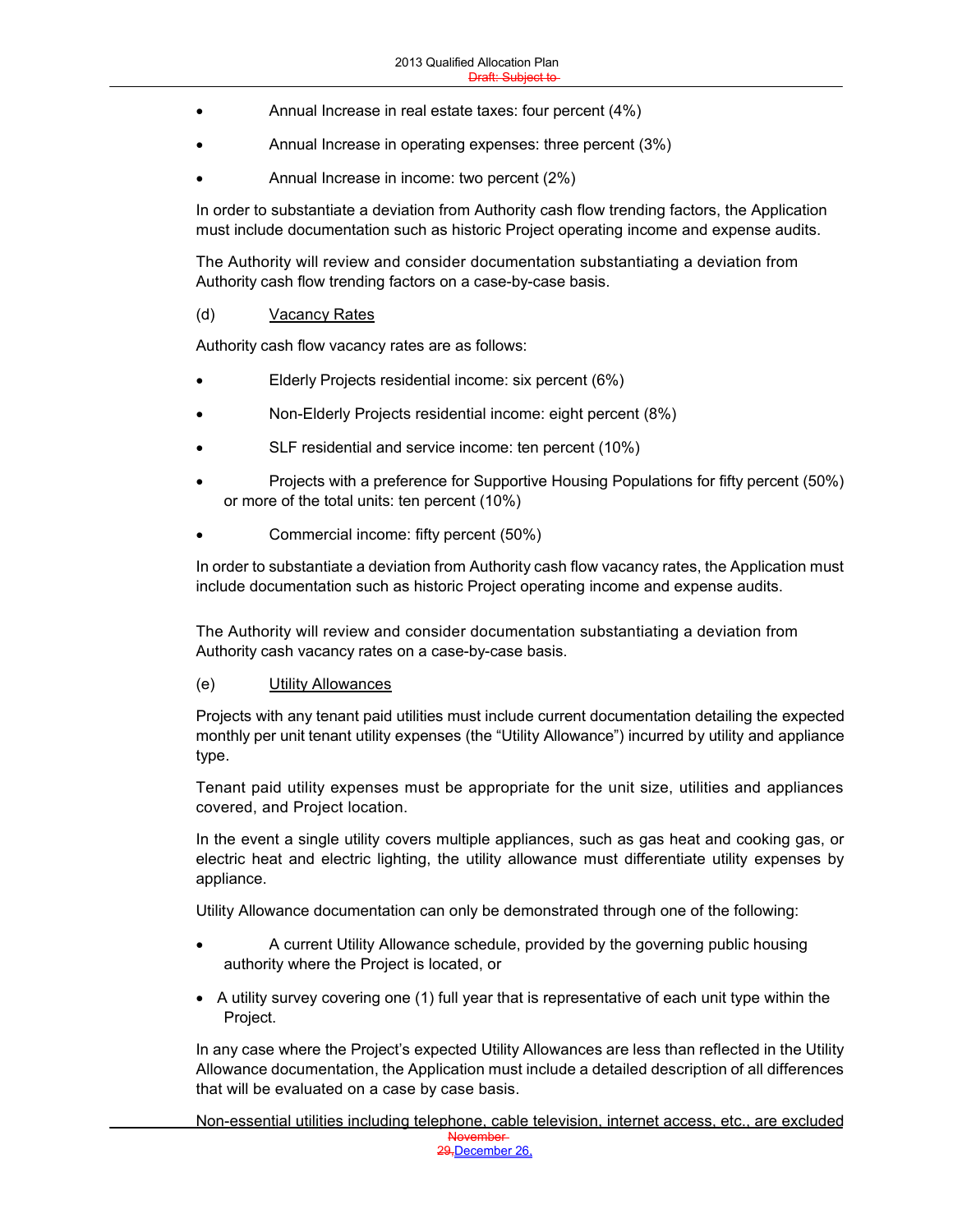- Annual Increase in real estate taxes: four percent (4%)
- Annual Increase in operating expenses: three percent (3%)
- Annual Increase in income: two percent (2%)

In order to substantiate a deviation from Authority cash flow trending factors, the Application must include documentation such as historic Project operating income and expense audits.

The Authority will review and consider documentation substantiating a deviation from Authority cash flow trending factors on a case-by-case basis.

(d) Vacancy Rates

Authority cash flow vacancy rates are as follows:

- Elderly Projects residential income: six percent (6%)
- Non-Elderly Projects residential income: eight percent (8%)
- SLF residential and service income: ten percent (10%)
- Projects with a preference for Supportive Housing Populations for fifty percent (50%) or more of the total units: ten percent (10%)
- Commercial income: fifty percent (50%)

In order to substantiate a deviation from Authority cash flow vacancy rates, the Application must include documentation such as historic Project operating income and expense audits.

The Authority will review and consider documentation substantiating a deviation from Authority cash vacancy rates on a case-by-case basis.

(e) Utility Allowances

Projects with any tenant paid utilities must include current documentation detailing the expected monthly per unit tenant utility expenses (the "Utility Allowance") incurred by utility and appliance type.

Tenant paid utility expenses must be appropriate for the unit size, utilities and appliances covered, and Project location.

In the event a single utility covers multiple appliances, such as gas heat and cooking gas, or electric heat and electric lighting, the utility allowance must differentiate utility expenses by appliance.

Utility Allowance documentation can only be demonstrated through one of the following:

- A current Utility Allowance schedule, provided by the governing public housing authority where the Project is located, or
- A utility survey covering one (1) full year that is representative of each unit type within the Project.

In any case where the Project's expected Utility Allowances are less than reflected in the Utility Allowance documentation, the Application must include a detailed description of all differences that will be evaluated on a case by case basis.

Non-essential utilities including telephone, cable television, internet access, etc., are excluded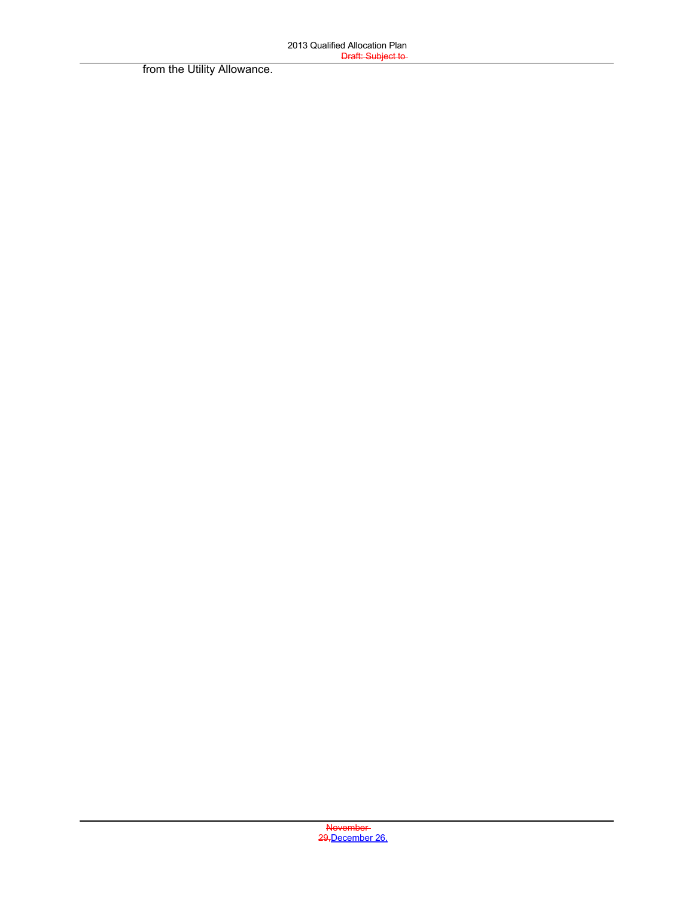from the Utility Allowance.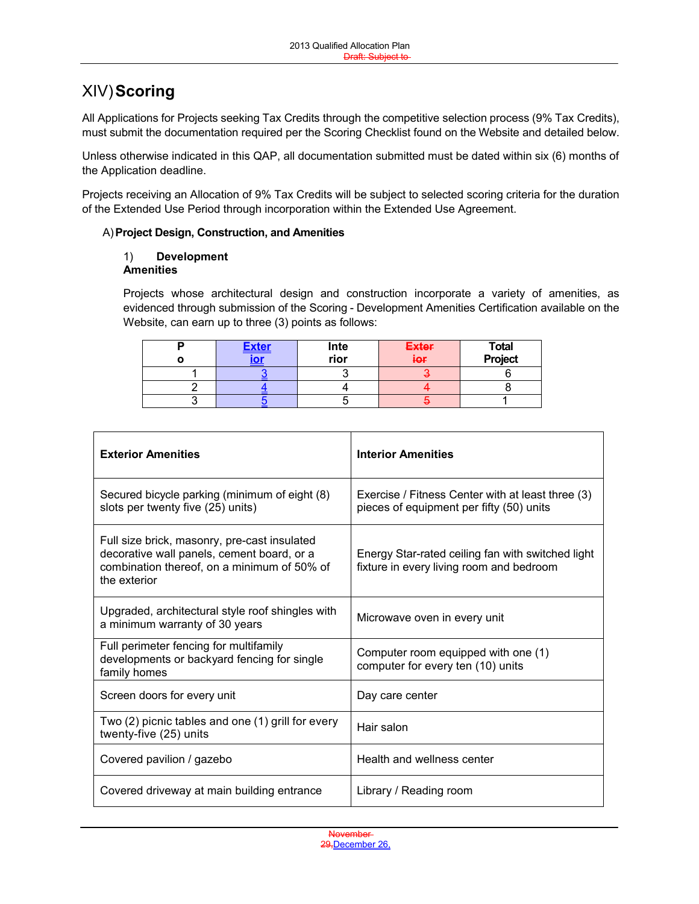# XIV) Scoring

All Applications for Projects seeking Tax Credits through the competitive selection process (9% Tax Credits), must submit the documentation required per the Scoring Checklist found on the Website and detailed below.

Unless otherwise indicated in this QAP, all documentation submitted must be dated within six (6) months of the Application deadline.

Projects receiving an Allocation of 9% Tax Credits will be subject to selected scoring criteria for the duration of the Extended Use Period through incorporation within the Extended Use Agreement.

## A) Project Design, Construction, and Amenities

### 1) Development Amenities

Projects whose architectural design and construction incorporate a variety of amenities, as evidenced through submission of the Scoring - Development Amenities Certification available on the Website, can earn up to three (3) points as follows:

| Po | Exterior | Interior | Exterior | Total Project |
|---|---|---|---|---|
| 1 | 3 | 3 | 3 | 6 |
| 2 | 4 | 4 | 4 | 8 |
| 3 | 5 | 5 | 5 | 1 |

| Exterior Amenities | Interior Amenities |
|---|---|
| Secured bicycle parking (minimum of eight (8) slots per twenty five (25) units) | Exercise / Fitness Center with at least three (3) pieces of equipment per fifty (50) units |
| Full size brick, masonry, pre-cast insulated decorative wall panels, cement board, or a combination thereof, on a minimum of 50% of the exterior | Energy Star-rated ceiling fan with switched light fixture in every living room and bedroom |
| Upgraded, architectural style roof shingles with a minimum warranty of 30 years | Microwave oven in every unit |
| Full perimeter fencing for multifamily developments or backyard fencing for single family homes | Computer room equipped with one (1) computer for every ten (10) units |
| Screen doors for every unit | Day care center |
| Two (2) picnic tables and one (1) grill for every twenty-five (25) units | Hair salon |
| Covered pavilion / gazebo | Health and wellness center |
| Covered driveway at main building entrance | Library / Reading room |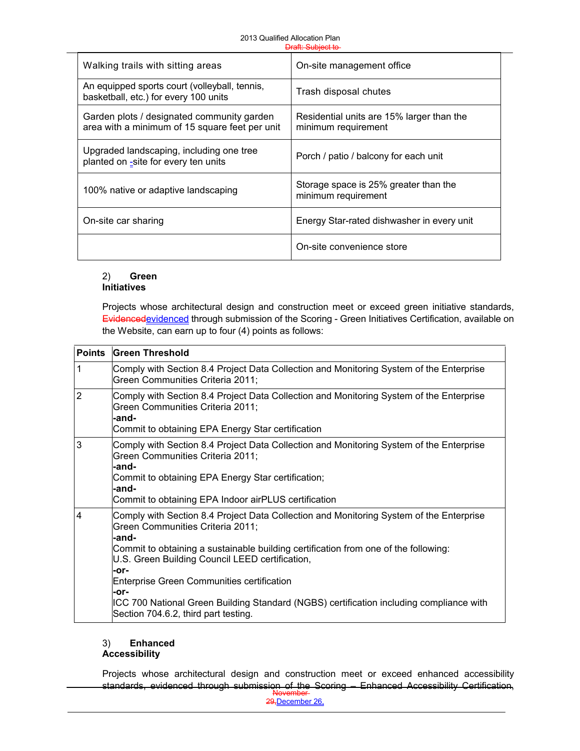| Walking trails with sitting areas | On-site management office |
|---|---|
| An equipped sports court (volleyball, tennis, basketball, etc.) for every 100 units | Trash disposal chutes |
| Garden plots / designated community garden area with a minimum of 15 square feet per unit | Residential units are 15% larger than the minimum requirement |
| Upgraded landscaping, including one tree planted on -site for every ten units | Porch / patio / balcony for each unit |
| 100% native or adaptive landscaping | Storage space is 25% greater than the minimum requirement |
| On-site car sharing | Energy Star-rated dishwasher in every unit |
| | On-site convenience store |

2) **Green Initiatives**

Projects whose architectural design and construction meet or exceed green initiative standards, ~~Evidenced~~evidenced through submission of the Scoring - Green Initiatives Certification, available on the Website, can earn up to four (4) points as follows:

| Points | Green Threshold |
|---|---|
| 1 | Comply with Section 8.4 Project Data Collection and Monitoring System of the Enterprise Green Communities Criteria 2011; |
| 2 | Comply with Section 8.4 Project Data Collection and Monitoring System of the Enterprise Green Communities Criteria 2011;<br>**-and-**<br>Commit to obtaining EPA Energy Star certification |
| 3 | Comply with Section 8.4 Project Data Collection and Monitoring System of the Enterprise Green Communities Criteria 2011;<br>**-and-**<br>Commit to obtaining EPA Energy Star certification;<br>**-and-**<br>Commit to obtaining EPA Indoor airPLUS certification |
| 4 | Comply with Section 8.4 Project Data Collection and Monitoring System of the Enterprise Green Communities Criteria 2011;<br>**-and-**<br>Commit to obtaining a sustainable building certification from one of the following:<br>U.S. Green Building Council LEED certification,<br>**-or-**<br>Enterprise Green Communities certification<br>**-or-**<br>ICC 700 National Green Building Standard (NGBS) certification including compliance with Section 704.6.2, third part testing. |

3) **Enhanced Accessibility**

Projects whose architectural design and construction meet or exceed enhanced accessibility standards, evidenced through submission of the Scoring – Enhanced Accessibility Certification,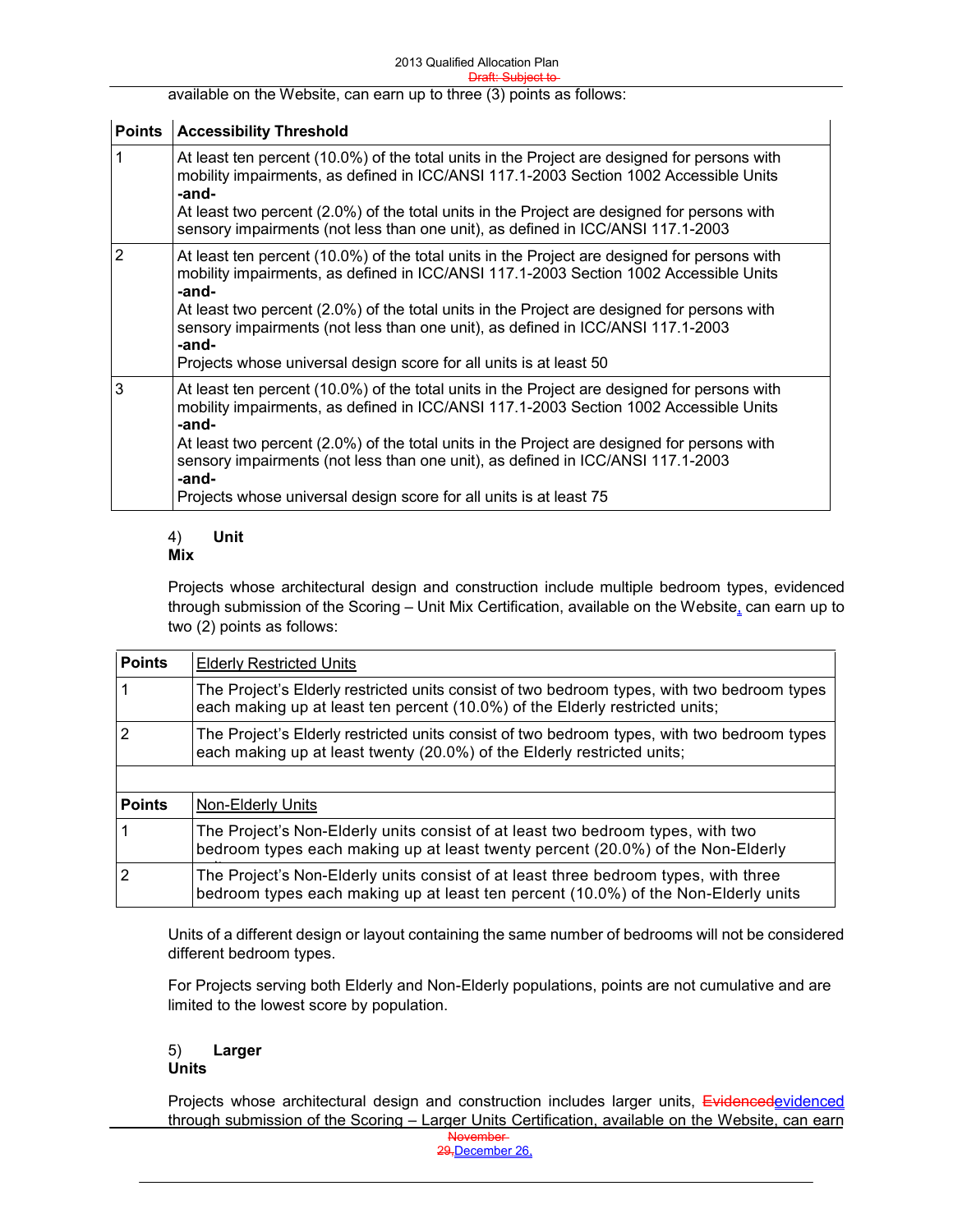available on the Website, can earn up to three (3) points as follows:

| Points | Accessibility Threshold |
|---|---|
| 1 | At least ten percent (10.0%) of the total units in the Project are designed for persons with mobility impairments, as defined in ICC/ANSI 117.1-2003 Section 1002 Accessible Units **-and-** At least two percent (2.0%) of the total units in the Project are designed for persons with sensory impairments (not less than one unit), as defined in ICC/ANSI 117.1-2003 |
| 2 | At least ten percent (10.0%) of the total units in the Project are designed for persons with mobility impairments, as defined in ICC/ANSI 117.1-2003 Section 1002 Accessible Units **-and-** At least two percent (2.0%) of the total units in the Project are designed for persons with sensory impairments (not less than one unit), as defined in ICC/ANSI 117.1-2003 **-and-** Projects whose universal design score for all units is at least 50 |
| 3 | At least ten percent (10.0%) of the total units in the Project are designed for persons with mobility impairments, as defined in ICC/ANSI 117.1-2003 Section 1002 Accessible Units **-and-** At least two percent (2.0%) of the total units in the Project are designed for persons with sensory impairments (not less than one unit), as defined in ICC/ANSI 117.1-2003 **-and-** Projects whose universal design score for all units is at least 75 |

4) **Unit Mix**

Projects whose architectural design and construction include multiple bedroom types, evidenced through submission of the Scoring – Unit Mix Certification, available on the Website, can earn up to two (2) points as follows:

| Points | Elderly Restricted Units |
|---|---|
| 1 | The Project's Elderly restricted units consist of two bedroom types, with two bedroom types each making up at least ten percent (10.0%) of the Elderly restricted units; |
| 2 | The Project's Elderly restricted units consist of two bedroom types, with two bedroom types each making up at least twenty (20.0%) of the Elderly restricted units; |
| | |
| **Points** | Non-Elderly Units |
| 1 | The Project's Non-Elderly units consist of at least two bedroom types, with two bedroom types each making up at least twenty percent (20.0%) of the Non-Elderly |
| 2 | The Project's Non-Elderly units consist of at least three bedroom types, with three bedroom types each making up at least ten percent (10.0%) of the Non-Elderly units |

Units of a different design or layout containing the same number of bedrooms will not be considered different bedroom types.

For Projects serving both Elderly and Non-Elderly populations, points are not cumulative and are limited to the lowest score by population.

5) **Larger Units**

Projects whose architectural design and construction includes larger units, ~~Evidenced~~evidenced through submission of the Scoring – Larger Units Certification, available on the Website, can earn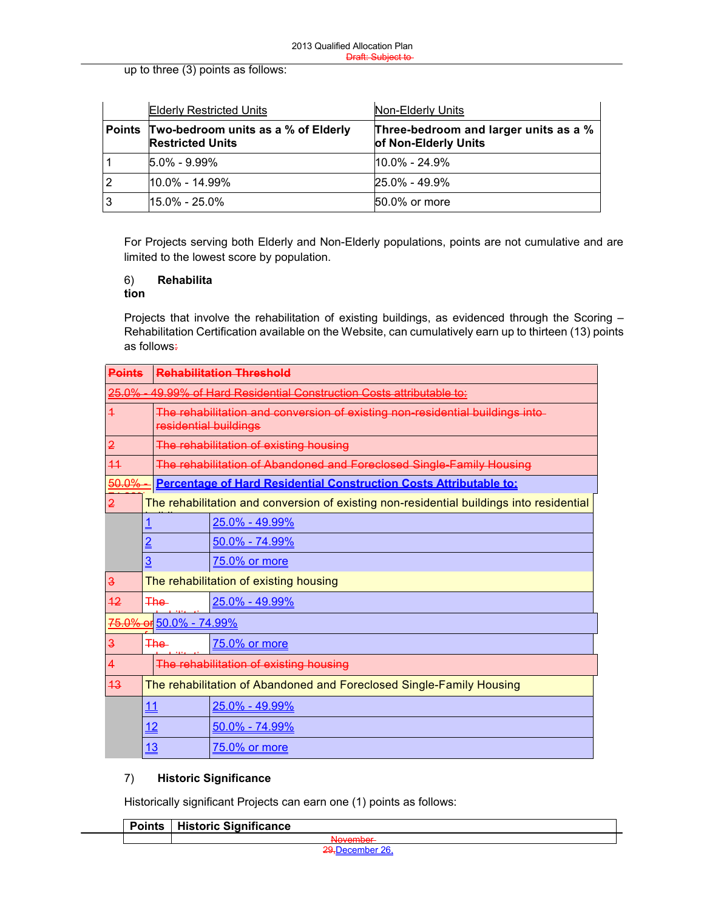up to three (3) points as follows:

| | Elderly Restricted Units | Non-Elderly Units |
|---|---|---|
| **Points** | **Two-bedroom units as a % of Elderly Restricted Units** | **Three-bedroom and larger units as a % of Non-Elderly Units** |
| 1 | 5.0% - 9.99% | 10.0% - 24.9% |
| 2 | 10.0% - 14.99% | 25.0% - 49.9% |
| 3 | 15.0% - 25.0% | 50.0% or more |

For Projects serving both Elderly and Non-Elderly populations, points are not cumulative and are limited to the lowest score by population.

6) **Rehabilitation**

Projects that involve the rehabilitation of existing buildings, as evidenced through the Scoring – Rehabilitation Certification available on the Website, can cumulatively earn up to thirteen (13) points as follows:

| Points | Percentage of Hard Residential Construction Costs Attributable to: |
|---|---|
| | **The rehabilitation and conversion of existing non-residential buildings into residential buildings** |
| 1 | 25.0% - 49.99% |
| 2 | 50.0% - 74.99% |
| 3 | 75.0% or more |
| | **The rehabilitation of existing housing** |
| 2 | 25.0% - 49.99% |
| 3 | 50.0% - 74.99% |
| 4 | 75.0% or more |
| | **The rehabilitation of Abandoned and Foreclosed Single-Family Housing** |
| 11 | 25.0% - 49.99% |
| 12 | 50.0% - 74.99% |
| 13 | 75.0% or more |

7) **Historic Significance**

Historically significant Projects can earn one (1) points as follows:

| Points | Historic Significance |
|---|---|
| | |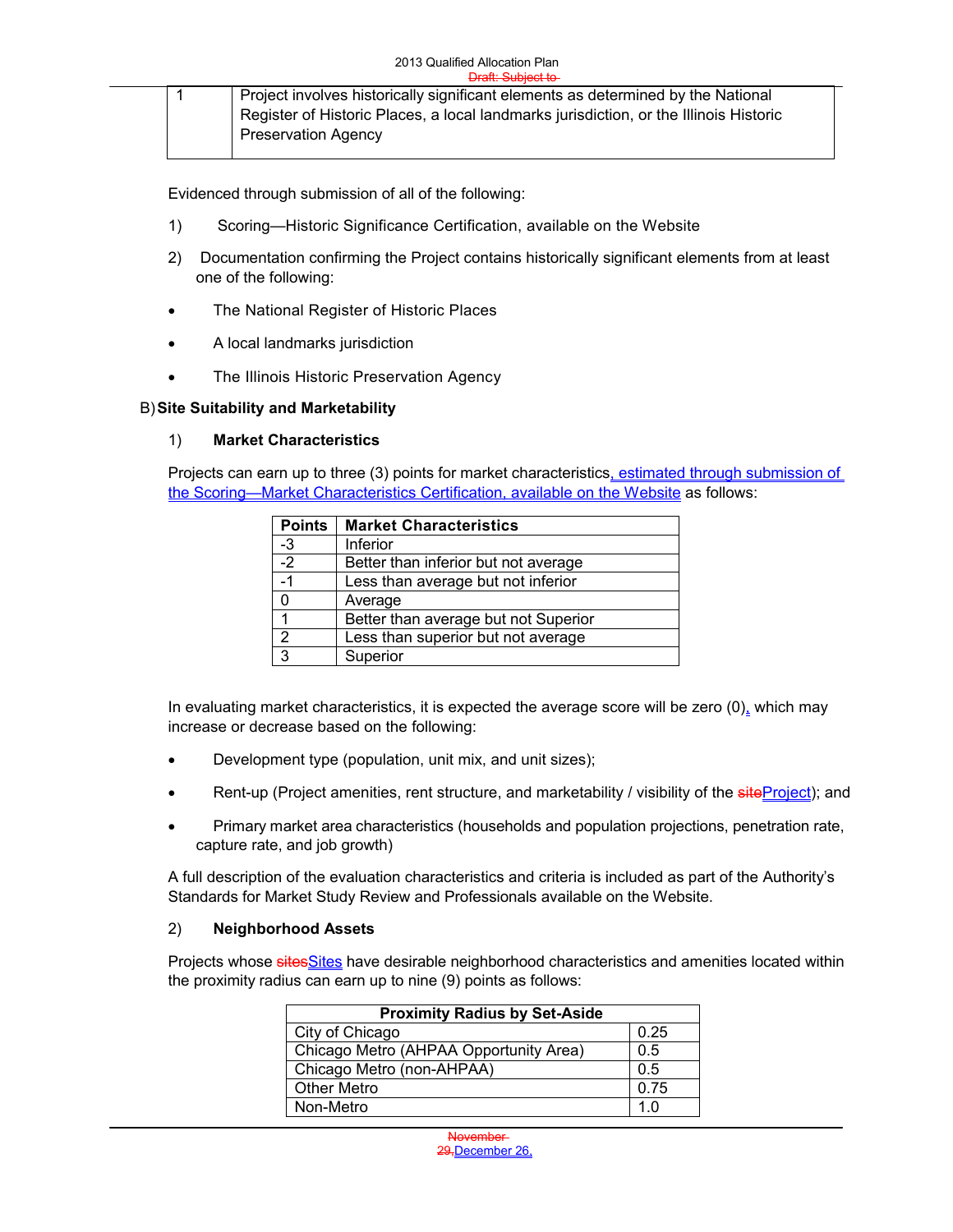| | |
|---|---|
| 1 | Project involves historically significant elements as determined by the National Register of Historic Places, a local landmarks jurisdiction, or the Illinois Historic Preservation Agency |

Evidenced through submission of all of the following:

1) Scoring—Historic Significance Certification, available on the Website

2) Documentation confirming the Project contains historically significant elements from at least one of the following:

- The National Register of Historic Places
- A local landmarks jurisdiction
- The Illinois Historic Preservation Agency

B) **Site Suitability and Marketability**

1) **Market Characteristics**

Projects can earn up to three (3) points for market characteristics, estimated through submission of the Scoring—Market Characteristics Certification, available on the Website as follows:

| Points | Market Characteristics |
|---|---|
| -3 | Inferior |
| -2 | Better than inferior but not average |
| -1 | Less than average but not inferior |
| 0 | Average |
| 1 | Better than average but not Superior |
| 2 | Less than superior but not average |
| 3 | Superior |

In evaluating market characteristics, it is expected the average score will be zero (0), which may increase or decrease based on the following:

- Development type (population, unit mix, and unit sizes);
- Rent-up (Project amenities, rent structure, and marketability / visibility of the ~~site~~Project); and
- Primary market area characteristics (households and population projections, penetration rate, capture rate, and job growth)

A full description of the evaluation characteristics and criteria is included as part of the Authority's Standards for Market Study Review and Professionals available on the Website.

2) **Neighborhood Assets**

Projects whose ~~sites~~Sites have desirable neighborhood characteristics and amenities located within the proximity radius can earn up to nine (9) points as follows:

| Proximity Radius by Set-Aside | |
|---|---|
| City of Chicago | 0.25 |
| Chicago Metro (AHPAA Opportunity Area) | 0.5 |
| Chicago Metro (non-AHPAA) | 0.5 |
| Other Metro | 0.75 |
| Non-Metro | 1.0 |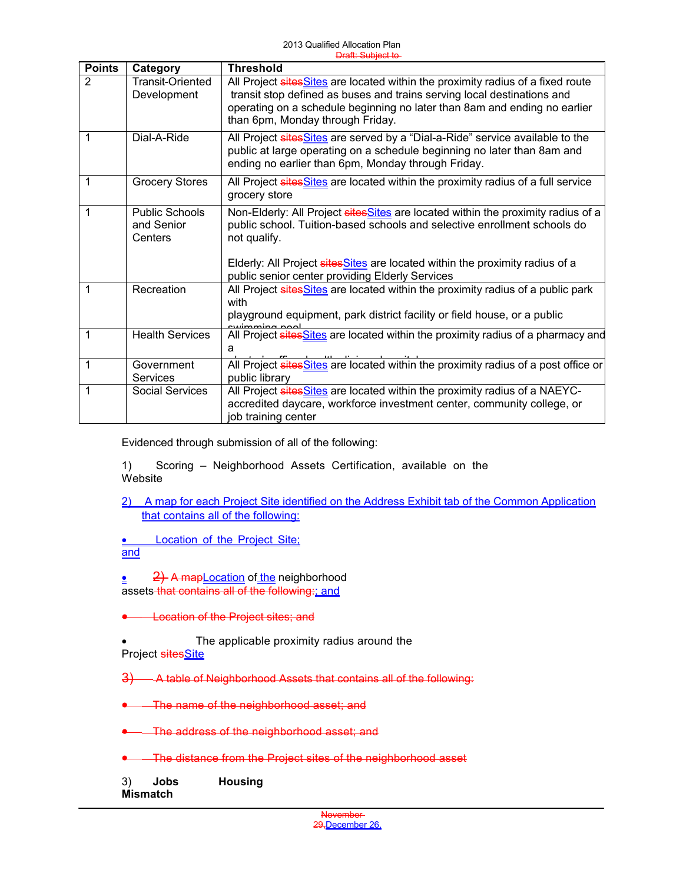| Points | Category | Threshold |
|---|---|---|
| 2 | Transit-Oriented Development | All Project ~~sites~~Sites are located within the proximity radius of a fixed route transit stop defined as buses and trains serving local destinations and operating on a schedule beginning no later than 8am and ending no earlier than 6pm, Monday through Friday. |
| 1 | Dial-A-Ride | All Project ~~sites~~Sites are served by a “Dial-a-Ride” service available to the public at large operating on a schedule beginning no later than 8am and ending no earlier than 6pm, Monday through Friday. |
| 1 | Grocery Stores | All Project ~~sites~~Sites are located within the proximity radius of a full service grocery store |
| 1 | Public Schools and Senior Centers | Non-Elderly: All Project ~~sites~~Sites are located within the proximity radius of a public school. Tuition-based schools and selective enrollment schools do not qualify.<br><br>Elderly: All Project ~~sites~~Sites are located within the proximity radius of a public senior center providing Elderly Services |
| 1 | Recreation | All Project ~~sites~~Sites are located within the proximity radius of a public park with playground equipment, park district facility or field house, or a public swimming pool |
| 1 | Health Services | All Project ~~sites~~Sites are located within the proximity radius of a pharmacy and a doctor's office, health clinic, or hospital |
| 1 | Government Services | All Project ~~sites~~Sites are located within the proximity radius of a post office or public library |
| 1 | Social Services | All Project ~~sites~~Sites are located within the proximity radius of a NAEYC-accredited daycare, workforce investment center, community college, or job training center |

Evidenced through submission of all of the following:

1) Scoring – Neighborhood Assets Certification, available on the Website

2) A map for each Project Site identified on the Address Exhibit tab of the Common Application that contains all of the following:

- Location of the Project Site; and
- ~~2) A map~~Location of the neighborhood assets ~~that contains all of the following:~~; and
- ~~Location of the Project sites; and~~
- The applicable proximity radius around the Project ~~sites~~Site

~~3) A table of Neighborhood Assets that contains all of the following:~~

- ~~The name of the neighborhood asset; and~~
- ~~The address of the neighborhood asset; and~~
- ~~The distance from the Project sites of the neighborhood asset~~

3) **Jobs Housing Mismatch**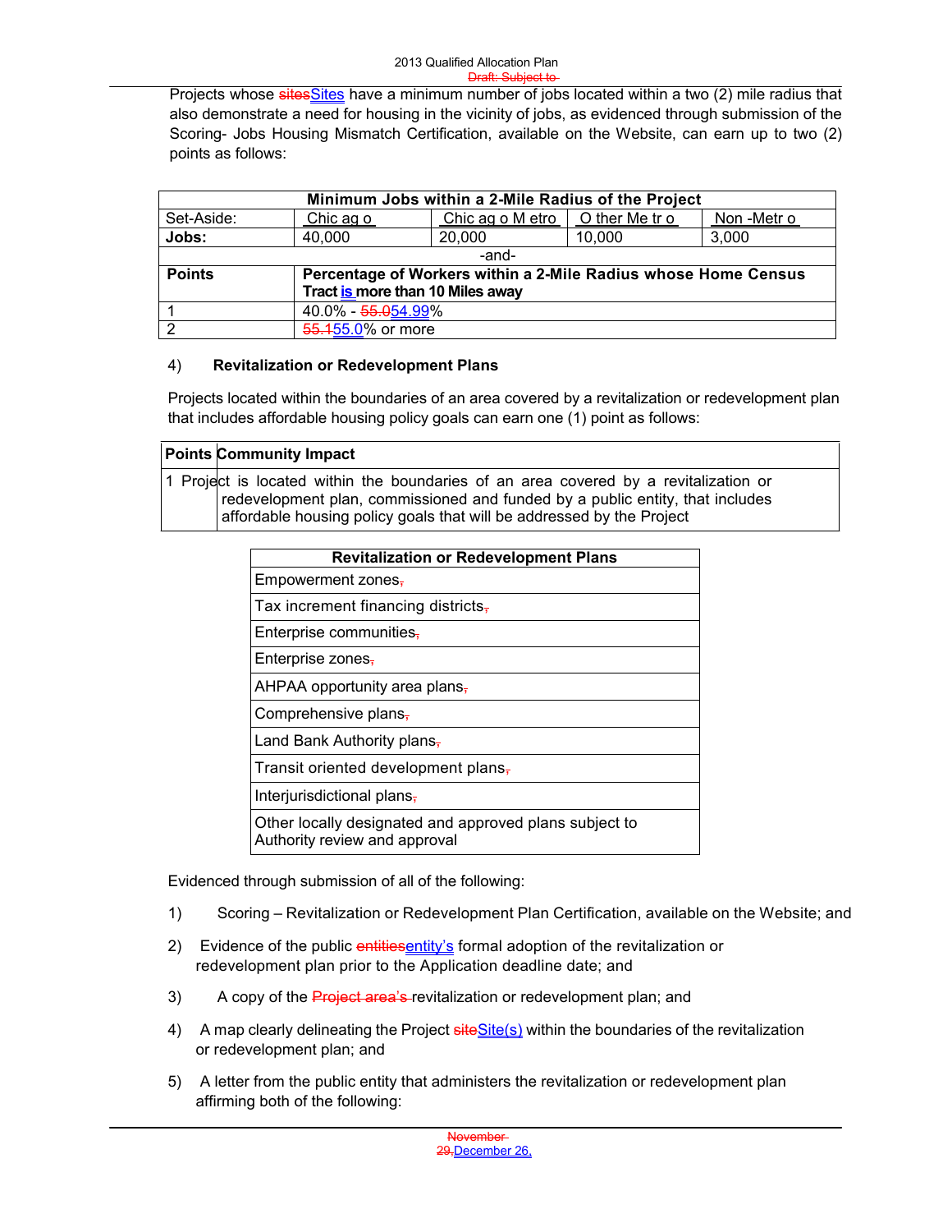Projects whose sitesSites have a minimum number of jobs located within a two (2) mile radius that also demonstrate a need for housing in the vicinity of jobs, as evidenced through submission of the Scoring- Jobs Housing Mismatch Certification, available on the Website, can earn up to two (2) points as follows:

| Minimum Jobs within a 2-Mile Radius of the Project | | | | |
|---|---|---|---|---|
| Set-Aside: | Chicago | Chicago Metro | Other Metro | Non-Metro |
| **Jobs:** | 40,000 | 20,000 | 10,000 | 3,000 |
| -and- | | | | |
| **Points** | **Percentage of Workers within a 2-Mile Radius whose Home Census Tract is more than 10 Miles away** | | | |
| 1 | 40.0% - 55.054.99% | | | |
| 2 | 55.155.0% or more | | | |

4) **Revitalization or Redevelopment Plans**

Projects located within the boundaries of an area covered by a revitalization or redevelopment plan that includes affordable housing policy goals can earn one (1) point as follows:

| Points | Community Impact |
|---|---|
| 1 | Project is located within the boundaries of an area covered by a revitalization or redevelopment plan, commissioned and funded by a public entity, that includes affordable housing policy goals that will be addressed by the Project |

| Revitalization or Redevelopment Plans |
|---|
| Empowerment zones, |
| Tax increment financing districts, |
| Enterprise communities, |
| Enterprise zones, |
| AHPAA opportunity area plans, |
| Comprehensive plans, |
| Land Bank Authority plans, |
| Transit oriented development plans, |
| Interjurisdictional plans, |
| Other locally designated and approved plans subject to Authority review and approval |

Evidenced through submission of all of the following:

1) Scoring – Revitalization or Redevelopment Plan Certification, available on the Website; and

2) Evidence of the public entitiesentity's formal adoption of the revitalization or redevelopment plan prior to the Application deadline date; and

3) A copy of the Project area's revitalization or redevelopment plan; and

4) A map clearly delineating the Project siteSite(s) within the boundaries of the revitalization or redevelopment plan; and

5) A letter from the public entity that administers the revitalization or redevelopment plan affirming both of the following: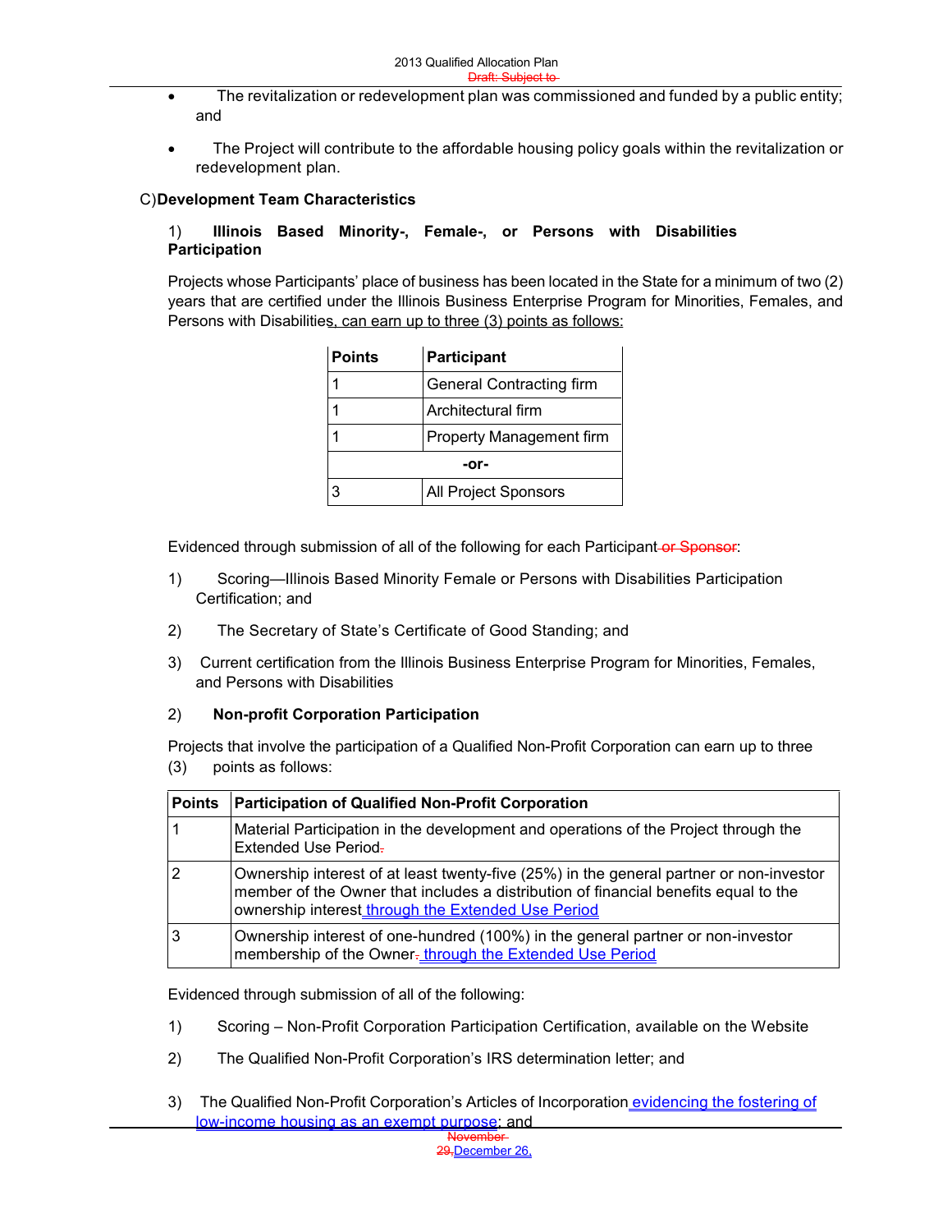- The revitalization or redevelopment plan was commissioned and funded by a public entity; and
- The Project will contribute to the affordable housing policy goals within the revitalization or redevelopment plan.

C) **Development Team Characteristics**

1) **Illinois Based Minority-, Female-, or Persons with Disabilities Participation**

Projects whose Participants' place of business has been located in the State for a minimum of two (2) years that are certified under the Illinois Business Enterprise Program for Minorities, Females, and Persons with Disabilities, can earn up to three (3) points as follows:

| Points | Participant |
|---|---|
| 1 | General Contracting firm |
| 1 | Architectural firm |
| 1 | Property Management firm |
| -or- | |
| 3 | All Project Sponsors |

Evidenced through submission of all of the following for each Participant or Sponsor:

1) Scoring—Illinois Based Minority Female or Persons with Disabilities Participation Certification; and
2) The Secretary of State's Certificate of Good Standing; and
3) Current certification from the Illinois Business Enterprise Program for Minorities, Females, and Persons with Disabilities

2) **Non-profit Corporation Participation**

Projects that involve the participation of a Qualified Non-Profit Corporation can earn up to three (3) points as follows:

| Points | Participation of Qualified Non-Profit Corporation |
|---|---|
| 1 | Material Participation in the development and operations of the Project through the Extended Use Period. |
| 2 | Ownership interest of at least twenty-five (25%) in the general partner or non-investor member of the Owner that includes a distribution of financial benefits equal to the ownership interest through the Extended Use Period |
| 3 | Ownership interest of one-hundred (100%) in the general partner or non-investor membership of the Owner. through the Extended Use Period |

Evidenced through submission of all of the following:

1) Scoring – Non-Profit Corporation Participation Certification, available on the Website
2) The Qualified Non-Profit Corporation's IRS determination letter; and
3) The Qualified Non-Profit Corporation's Articles of Incorporation evidencing the fostering of low-income housing as an exempt purpose; and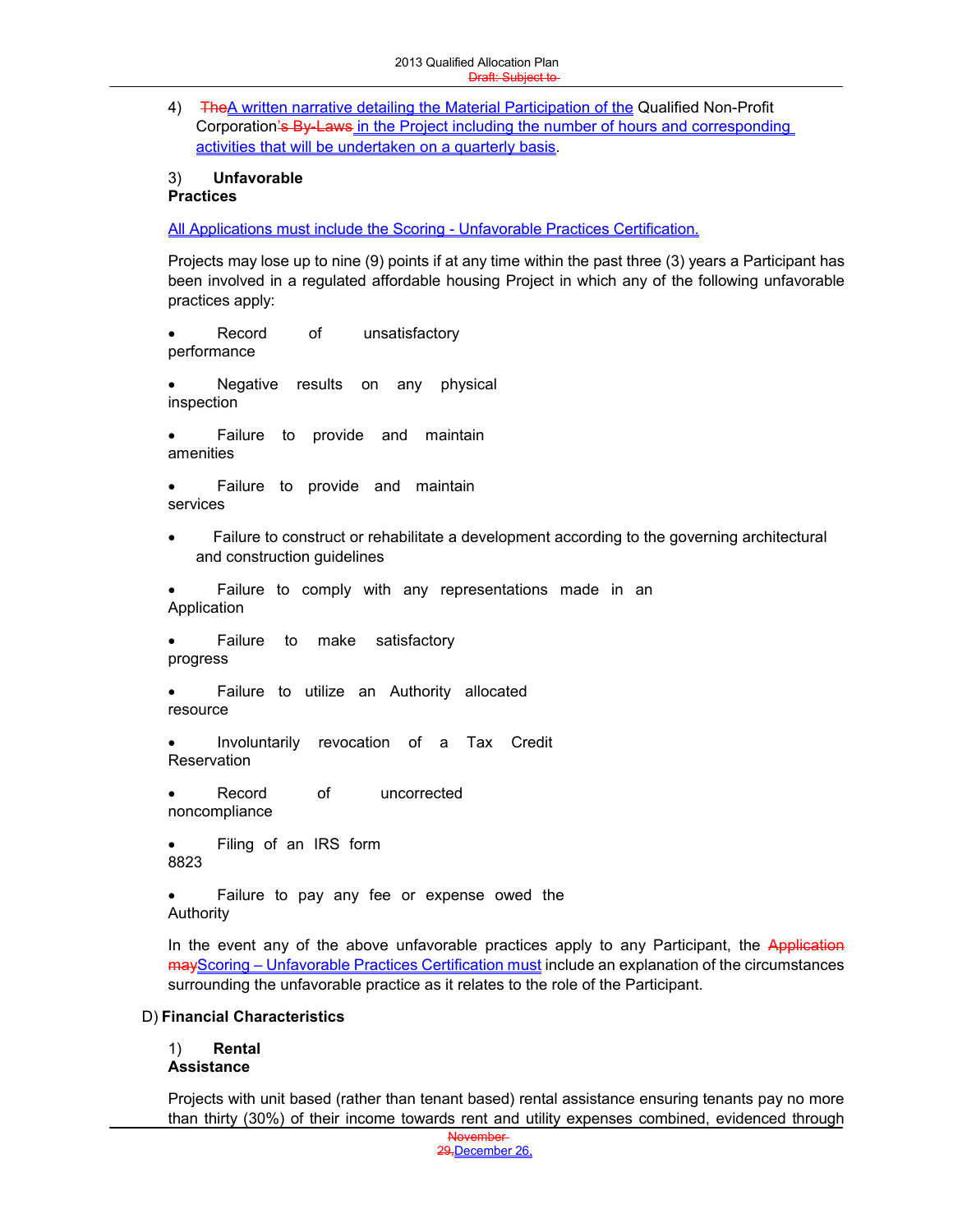4) ~~The~~A written narrative detailing the Material Participation of the Qualified Non-Profit Corporation~~'s By-Laws~~ in the Project including the number of hours and corresponding activities that will be undertaken on a quarterly basis.

3) **Unfavorable Practices**

All Applications must include the Scoring - Unfavorable Practices Certification.

Projects may lose up to nine (9) points if at any time within the past three (3) years a Participant has been involved in a regulated affordable housing Project in which any of the following unfavorable practices apply:

- Record of unsatisfactory performance
- Negative results on any physical inspection
- Failure to provide and maintain amenities
- Failure to provide and maintain services
- Failure to construct or rehabilitate a development according to the governing architectural and construction guidelines
- Failure to comply with any representations made in an Application
- Failure to make satisfactory progress
- Failure to utilize an Authority allocated resource
- Involuntarily revocation of a Tax Credit Reservation
- Record of uncorrected noncompliance
- Filing of an IRS form 8823
- Failure to pay any fee or expense owed the Authority

In the event any of the above unfavorable practices apply to any Participant, the ~~Application may~~Scoring – Unfavorable Practices Certification must include an explanation of the circumstances surrounding the unfavorable practice as it relates to the role of the Participant.

D) **Financial Characteristics**

1) **Rental Assistance**

Projects with unit based (rather than tenant based) rental assistance ensuring tenants pay no more than thirty (30%) of their income towards rent and utility expenses combined, evidenced through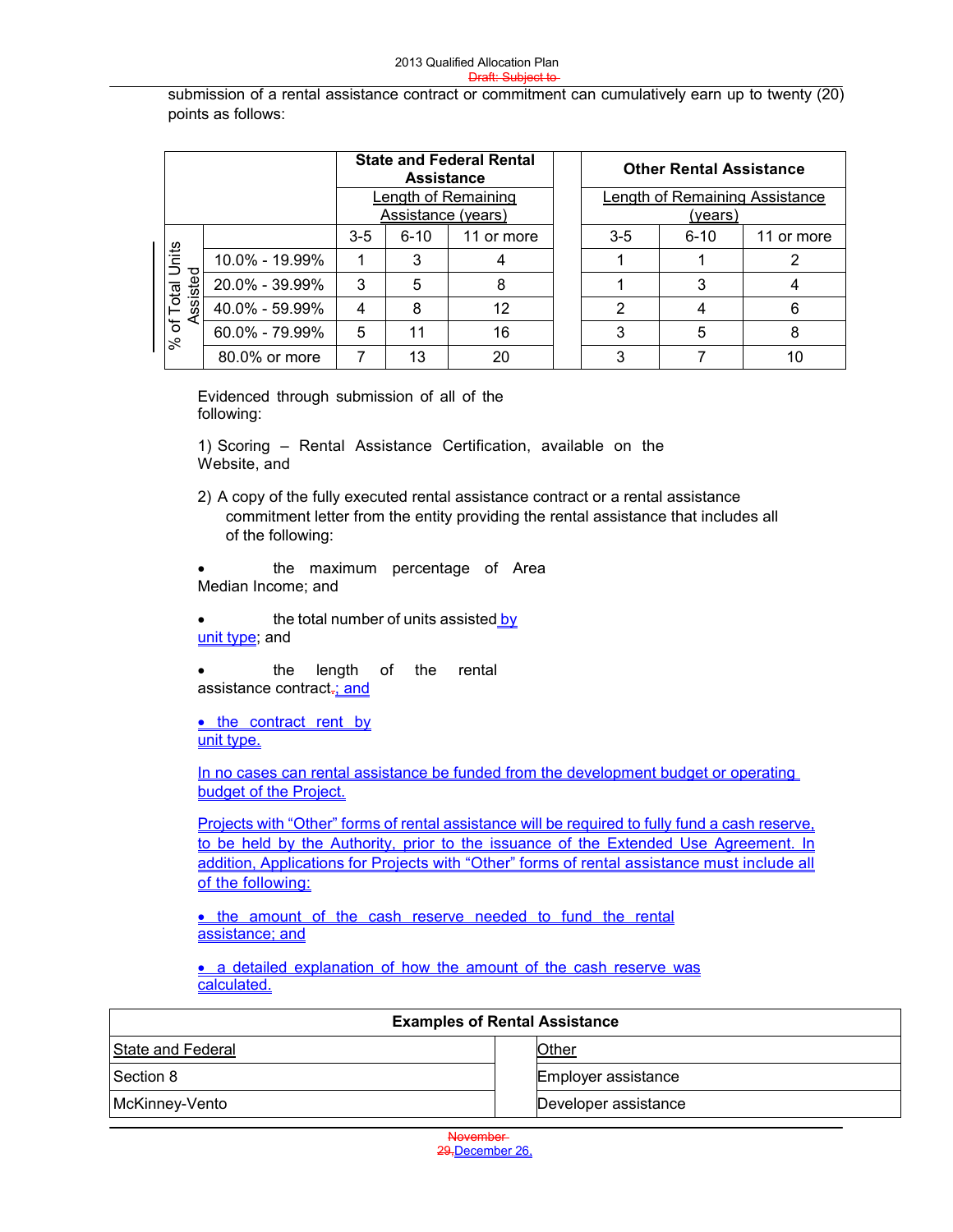submission of a rental assistance contract or commitment can cumulatively earn up to twenty (20) points as follows:

| % of Total Units Assisted | State and Federal Rental Assistance | | | Other Rental Assistance | | |
|---|---|---|---|---|---|---|
| | Length of Remaining Assistance (years) | | | Length of Remaining Assistance (years) | | |
| | 3-5 | 6-10 | 11 or more | 3-5 | 6-10 | 11 or more |
| 10.0% - 19.99% | 1 | 3 | 4 | 1 | 1 | 2 |
| 20.0% - 39.99% | 3 | 5 | 8 | 1 | 3 | 4 |
| 40.0% - 59.99% | 4 | 8 | 12 | 2 | 4 | 6 |
| 60.0% - 79.99% | 5 | 11 | 16 | 3 | 5 | 8 |
| 80.0% or more | 7 | 13 | 20 | 3 | 7 | 10 |

Evidenced through submission of all of the following:

1) Scoring – Rental Assistance Certification, available on the Website, and

2) A copy of the fully executed rental assistance contract or a rental assistance commitment letter from the entity providing the rental assistance that includes all of the following:

- the maximum percentage of Area Median Income; and
- the total number of units assisted by unit type; and
- the length of the rental assistance contract.; and
- the contract rent by unit type.

In no cases can rental assistance be funded from the development budget or operating budget of the Project.

Projects with "Other" forms of rental assistance will be required to fully fund a cash reserve, to be held by the Authority, prior to the issuance of the Extended Use Agreement. In addition, Applications for Projects with "Other" forms of rental assistance must include all of the following:

- the amount of the cash reserve needed to fund the rental assistance; and
- a detailed explanation of how the amount of the cash reserve was calculated.

| Examples of Rental Assistance | | |
|---|---|---|
| State and Federal | | Other |
| Section 8 | | Employer assistance |
| McKinney-Vento | | Developer assistance |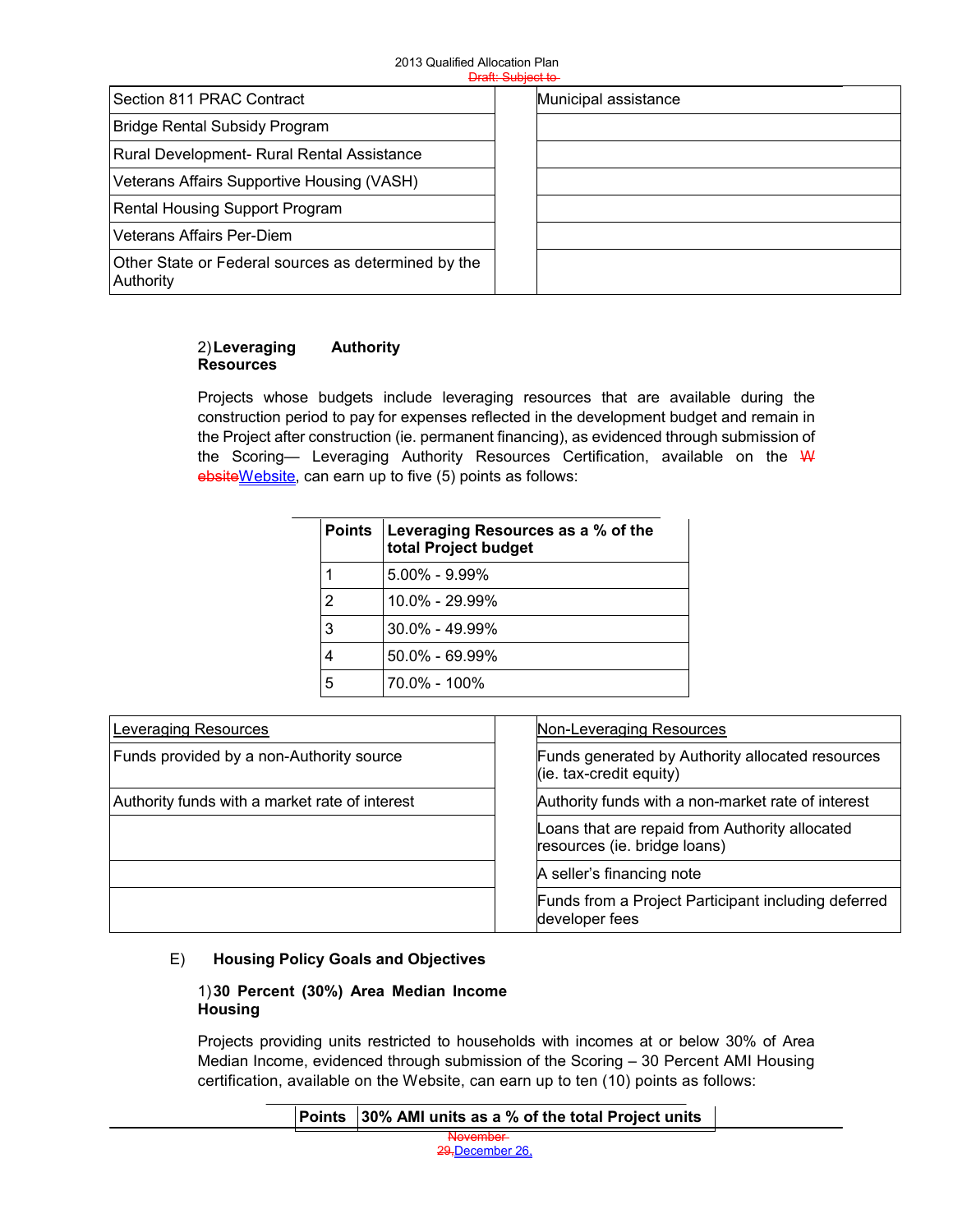| Section 811 PRAC Contract | | Municipal assistance |
|---|---|---|
| Bridge Rental Subsidy Program | | |
| Rural Development- Rural Rental Assistance | | |
| Veterans Affairs Supportive Housing (VASH) | | |
| Rental Housing Support Program | | |
| Veterans Affairs Per-Diem | | |
| Other State or Federal sources as determined by the Authority | | |

2) **Leveraging Authority Resources**

Projects whose budgets include leveraging resources that are available during the construction period to pay for expenses reflected in the development budget and remain in the Project after construction (ie. permanent financing), as evidenced through submission of the Scoring— Leveraging Authority Resources Certification, available on the Website, can earn up to five (5) points as follows:

| Points | Leveraging Resources as a % of the total Project budget |
|---|---|
| 1 | 5.00% - 9.99% |
| 2 | 10.0% - 29.99% |
| 3 | 30.0% - 49.99% |
| 4 | 50.0% - 69.99% |
| 5 | 70.0% - 100% |

| Leveraging Resources | | Non-Leveraging Resources |
|---|---|---|
| Funds provided by a non-Authority source | | Funds generated by Authority allocated resources (ie. tax-credit equity) |
| Authority funds with a market rate of interest | | Authority funds with a non-market rate of interest |
| | | Loans that are repaid from Authority allocated resources (ie. bridge loans) |
| | | A seller's financing note |
| | | Funds from a Project Participant including deferred developer fees |

E) **Housing Policy Goals and Objectives**

1) **30 Percent (30%) Area Median Income Housing**

Projects providing units restricted to households with incomes at or below 30% of Area Median Income, evidenced through submission of the Scoring – 30 Percent AMI Housing certification, available on the Website, can earn up to ten (10) points as follows:

| Points | 30% AMI units as a % of the total Project units |
|---|---|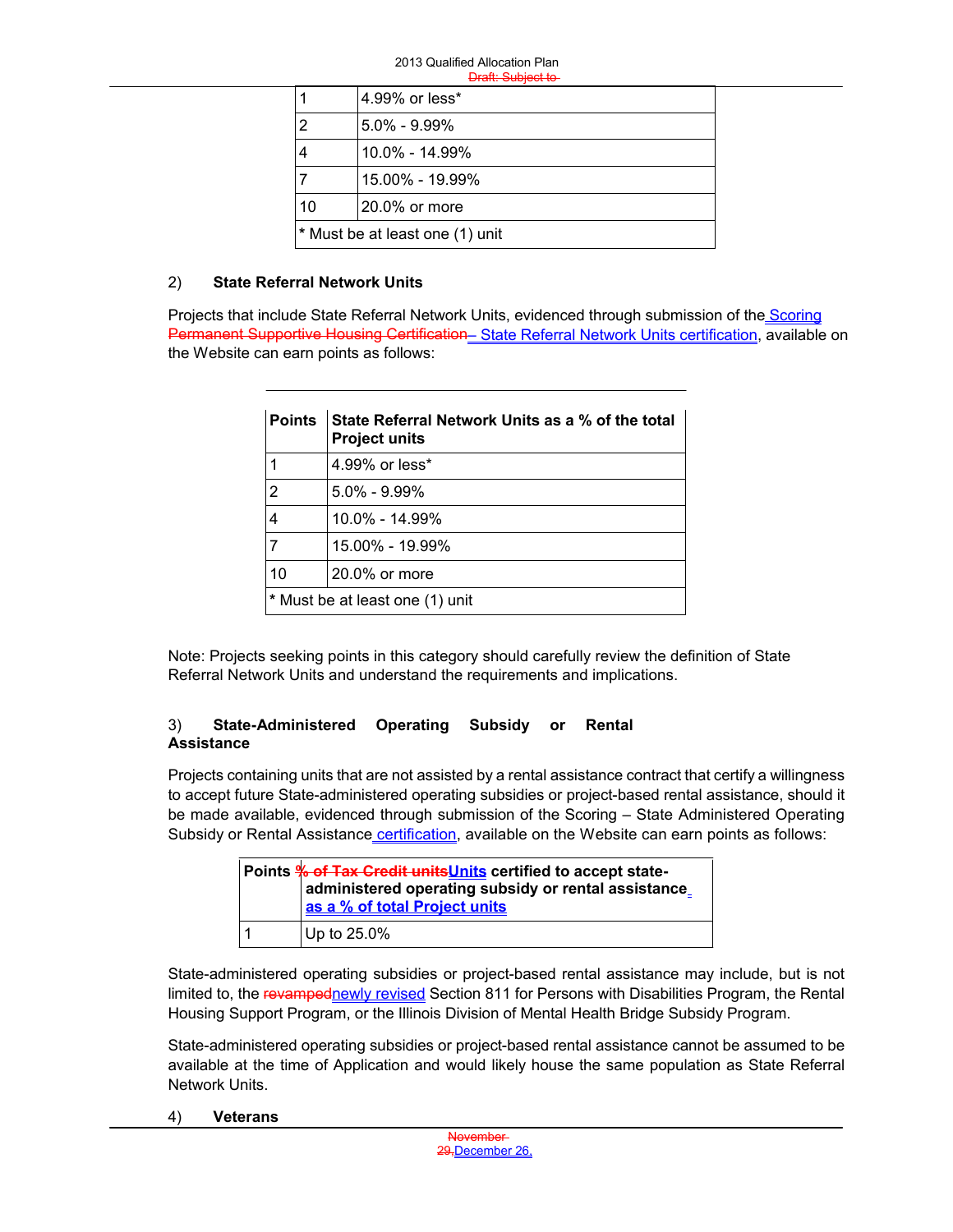| | |
|---|---|
| 1 | 4.99% or less* |
| 2 | 5.0% - 9.99% |
| 4 | 10.0% - 14.99% |
| 7 | 15.00% - 19.99% |
| 10 | 20.0% or more |
| * Must be at least one (1) unit | |

2) **State Referral Network Units**

Projects that include State Referral Network Units, evidenced through submission of the Scoring ~~Permanent Supportive Housing Certification~~ – State Referral Network Units certification, available on the Website can earn points as follows:

| Points | State Referral Network Units as a % of the total Project units |
|---|---|
| 1 | 4.99% or less* |
| 2 | 5.0% - 9.99% |
| 4 | 10.0% - 14.99% |
| 7 | 15.00% - 19.99% |
| 10 | 20.0% or more |
| * Must be at least one (1) unit | |

Note: Projects seeking points in this category should carefully review the definition of State Referral Network Units and understand the requirements and implications.

3) **State-Administered Operating Subsidy or Rental Assistance**

Projects containing units that are not assisted by a rental assistance contract that certify a willingness to accept future State-administered operating subsidies or project-based rental assistance, should it be made available, evidenced through submission of the Scoring – State Administered Operating Subsidy or Rental Assistance certification, available on the Website can earn points as follows:

| Points | ~~% of Tax Credit units~~Units certified to accept state-administered operating subsidy or rental assistance as a % of total Project units |
|---|---|
| 1 | Up to 25.0% |

State-administered operating subsidies or project-based rental assistance may include, but is not limited to, the ~~revamped~~newly revised Section 811 for Persons with Disabilities Program, the Rental Housing Support Program, or the Illinois Division of Mental Health Bridge Subsidy Program.

State-administered operating subsidies or project-based rental assistance cannot be assumed to be available at the time of Application and would likely house the same population as State Referral Network Units.

4) **Veterans**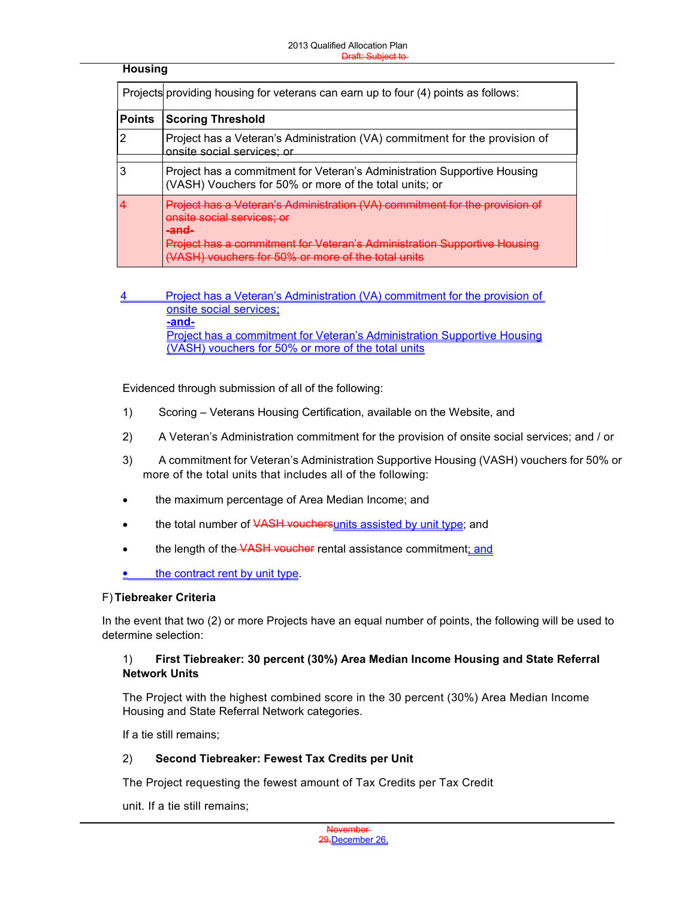**Housing**

| Projects providing housing for veterans can earn up to four (4) points as follows: | |
|---|---|
| **Points** | **Scoring Threshold** |
| 2 | Project has a Veteran's Administration (VA) commitment for the provision of onsite social services; or |
| 3 | Project has a commitment for Veteran's Administration Supportive Housing (VASH) Vouchers for 50% or more of the total units; or |
| ~~4~~ | ~~Project has a Veteran's Administration (VA) commitment for the provision of onsite social services; or~~ ~~-and-~~ ~~Project has a commitment for Veteran's Administration Supportive Housing (VASH) vouchers for 50% or more of the total units~~ |

4 Project has a Veteran's Administration (VA) commitment for the provision of onsite social services;
**-and-**
Project has a commitment for Veteran's Administration Supportive Housing (VASH) vouchers for 50% or more of the total units

Evidenced through submission of all of the following:

1) Scoring – Veterans Housing Certification, available on the Website, and

2) A Veteran's Administration commitment for the provision of onsite social services; and / or

3) A commitment for Veteran's Administration Supportive Housing (VASH) vouchers for 50% or more of the total units that includes all of the following:

- the maximum percentage of Area Median Income; and
- the total number of ~~VASH vouchers~~units assisted by unit type; and
- the length of the ~~VASH voucher~~ rental assistance commitment; and
- the contract rent by unit type.

F) **Tiebreaker Criteria**

In the event that two (2) or more Projects have an equal number of points, the following will be used to determine selection:

1) **First Tiebreaker: 30 percent (30%) Area Median Income Housing and State Referral Network Units**

The Project with the highest combined score in the 30 percent (30%) Area Median Income Housing and State Referral Network categories.

If a tie still remains;

2) **Second Tiebreaker: Fewest Tax Credits per Unit**

The Project requesting the fewest amount of Tax Credits per Tax Credit

unit. If a tie still remains;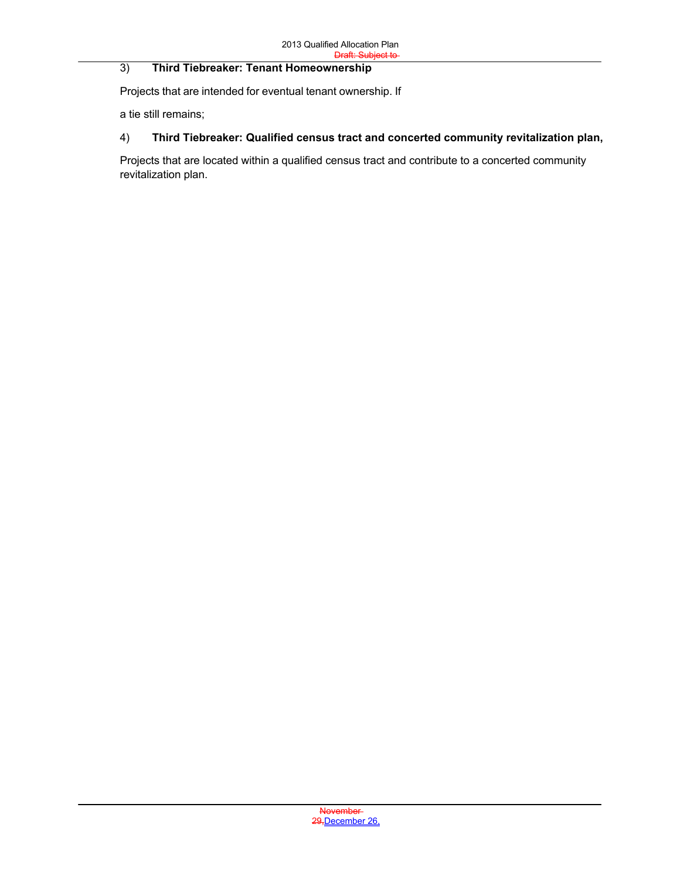3) **Third Tiebreaker: Tenant Homeownership**

Projects that are intended for eventual tenant ownership. If

a tie still remains;

4) **Third Tiebreaker: Qualified census tract and concerted community revitalization plan,**

Projects that are located within a qualified census tract and contribute to a concerted community revitalization plan.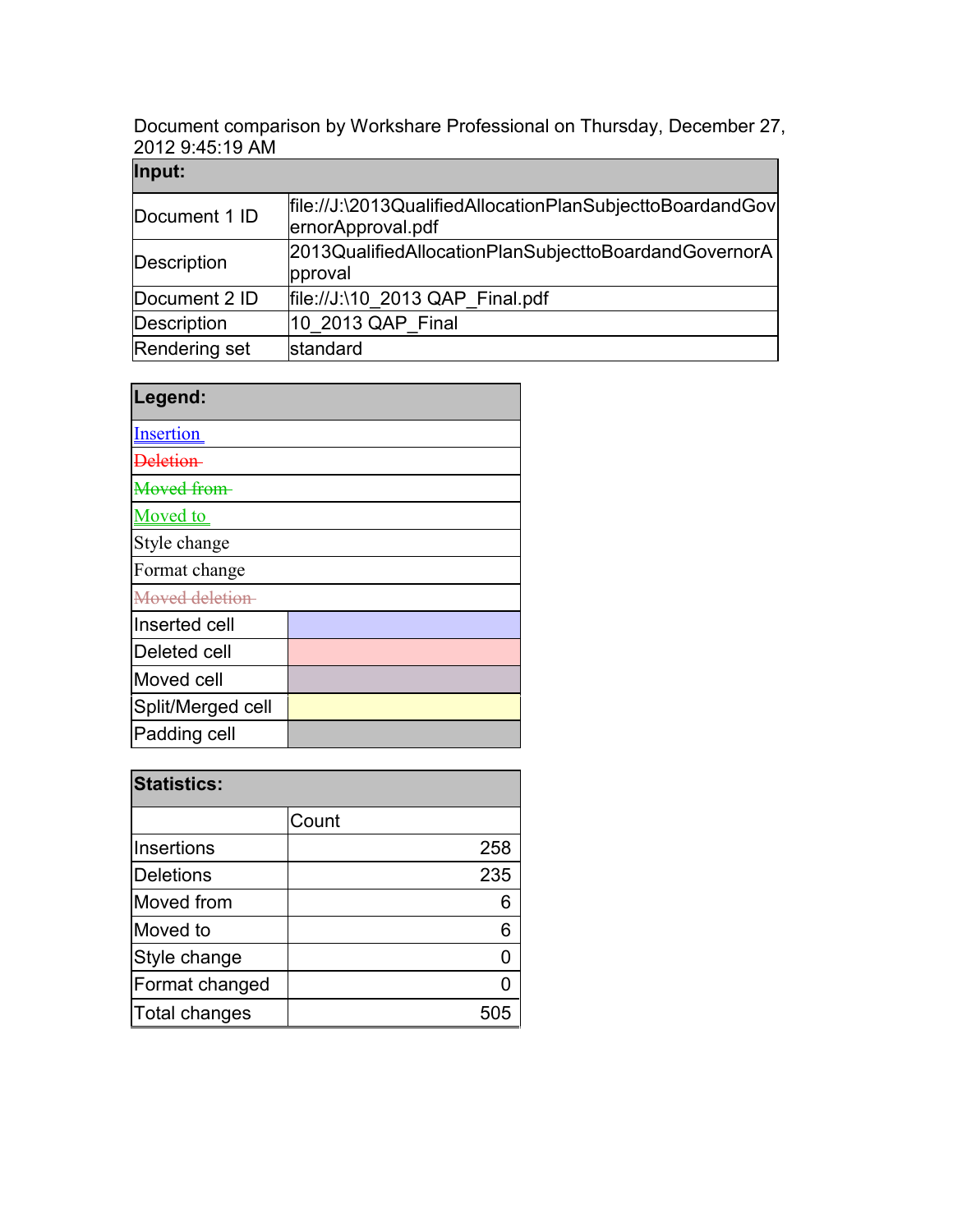Document comparison by Workshare Professional on Thursday, December 27, 2012 9:45:19 AM

| Input: | |
|---|---|
| Document 1 ID | file://J:\2013QualifiedAllocationPlanSubjecttoBoardandGovernorApproval.pdf |
| Description | 2013QualifiedAllocationPlanSubjecttoBoardandGovernorApproval |
| Document 2 ID | file://J:\10_2013 QAP_Final.pdf |
| Description | 10_2013 QAP_Final |
| Rendering set | standard |

| Legend: | |
|---|---|
| Insertion | |
| ~~Deletion~~ | |
| ~~Moved from~~ | |
| Moved to | |
| Style change | |
| Format change | |
| ~~Moved deletion~~ | |
| Inserted cell | |
| Deleted cell | |
| Moved cell | |
| Split/Merged cell | |
| Padding cell | |

| Statistics: | |
|---|---|
| | Count |
| Insertions | 258 |
| Deletions | 235 |
| Moved from | 6 |
| Moved to | 6 |
| Style change | 0 |
| Format changed | 0 |
| Total changes | 505 |